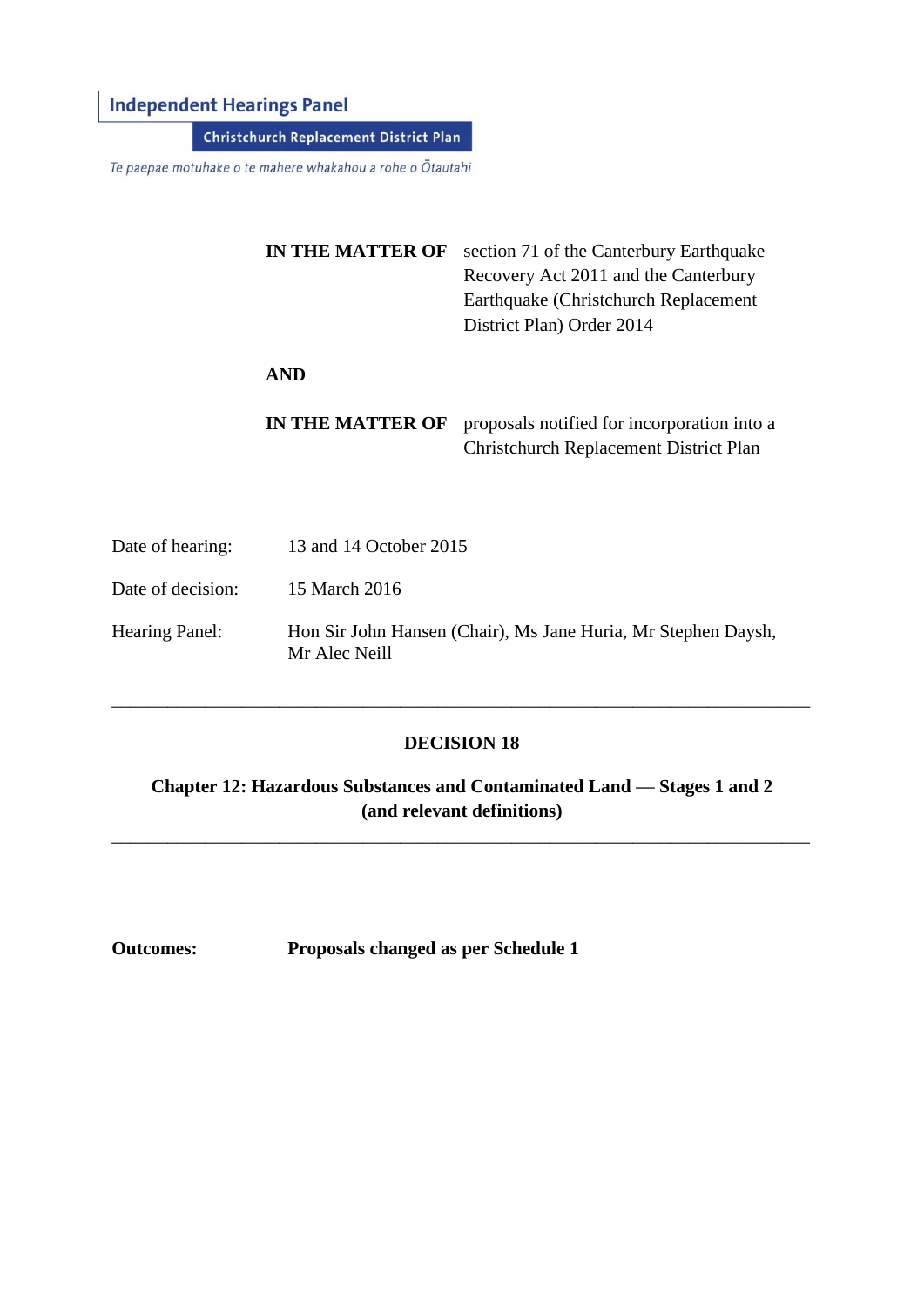**Independent Hearings Panel**

**Christchurch Replacement District Plan**

*Te paepae motuhake o te mahere whakahou a rohe o Ōtautahi*

| | |
|---|---|
| **IN THE MATTER OF** | section 71 of the Canterbury Earthquake Recovery Act 2011 and the Canterbury Earthquake (Christchurch Replacement District Plan) Order 2014 |
| **AND** | |
| **IN THE MATTER OF** | proposals notified for incorporation into a Christchurch Replacement District Plan |

| | |
|---|---|
| Date of hearing: | 13 and 14 October 2015 |
| Date of decision: | 15 March 2016 |
| Hearing Panel: | Hon Sir John Hansen (Chair), Ms Jane Huria, Mr Stephen Daysh, Mr Alec Neill |

---

# DECISION 18

## Chapter 12: Hazardous Substances and Contaminated Land — Stages 1 and 2 (and relevant definitions)

---

**Outcomes:** **Proposals changed as per Schedule 1**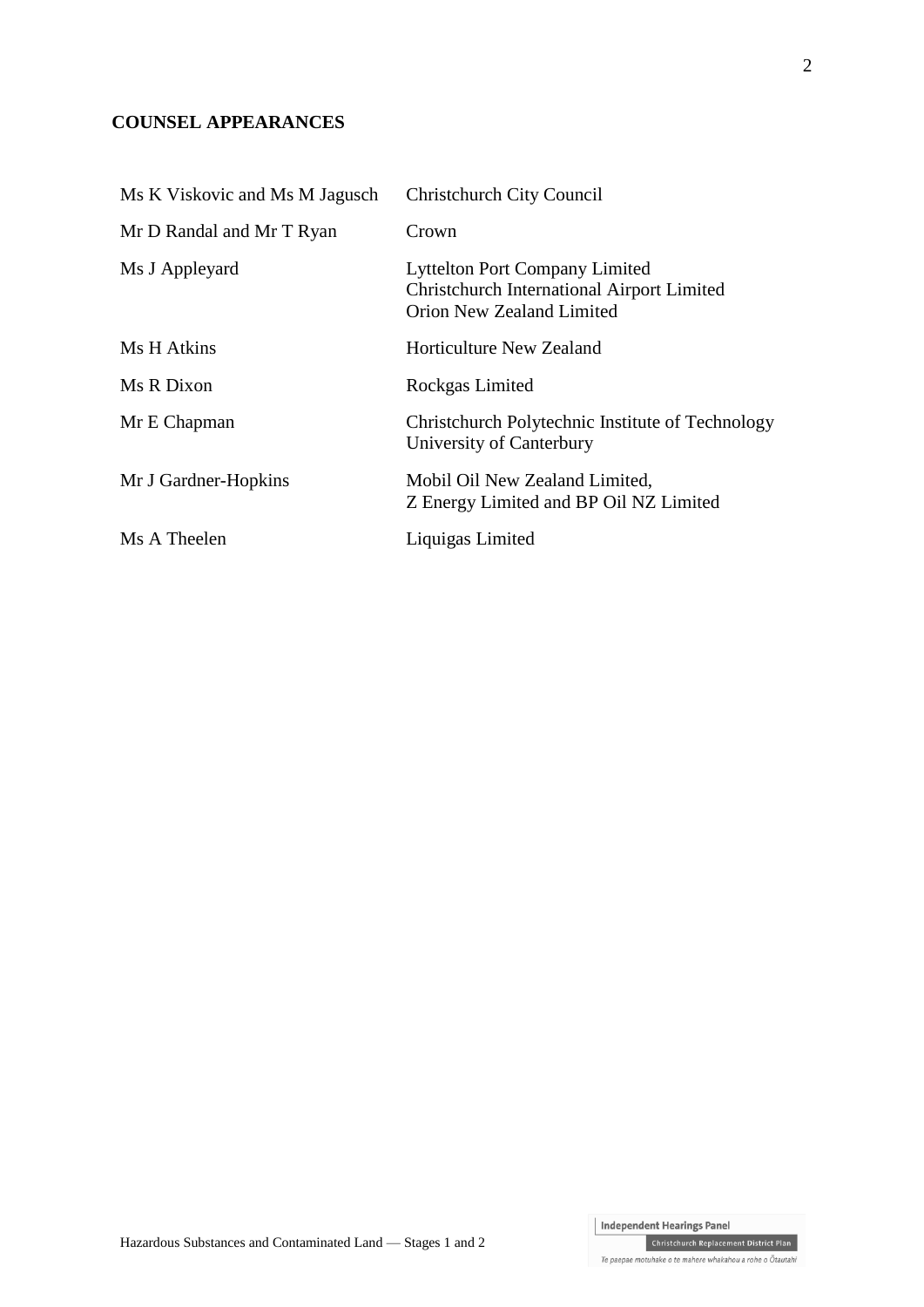## COUNSEL APPEARANCES

| | |
|---|---|
| Ms K Viskovic and Ms M Jagusch | Christchurch City Council |
| Mr D Randal and Mr T Ryan | Crown |
| Ms J Appleyard | Lyttelton Port Company Limited<br>Christchurch International Airport Limited<br>Orion New Zealand Limited |
| Ms H Atkins | Horticulture New Zealand |
| Ms R Dixon | Rockgas Limited |
| Mr E Chapman | Christchurch Polytechnic Institute of Technology<br>University of Canterbury |
| Mr J Gardner-Hopkins | Mobil Oil New Zealand Limited,<br>Z Energy Limited and BP Oil NZ Limited |
| Ms A Theelen | Liquigas Limited |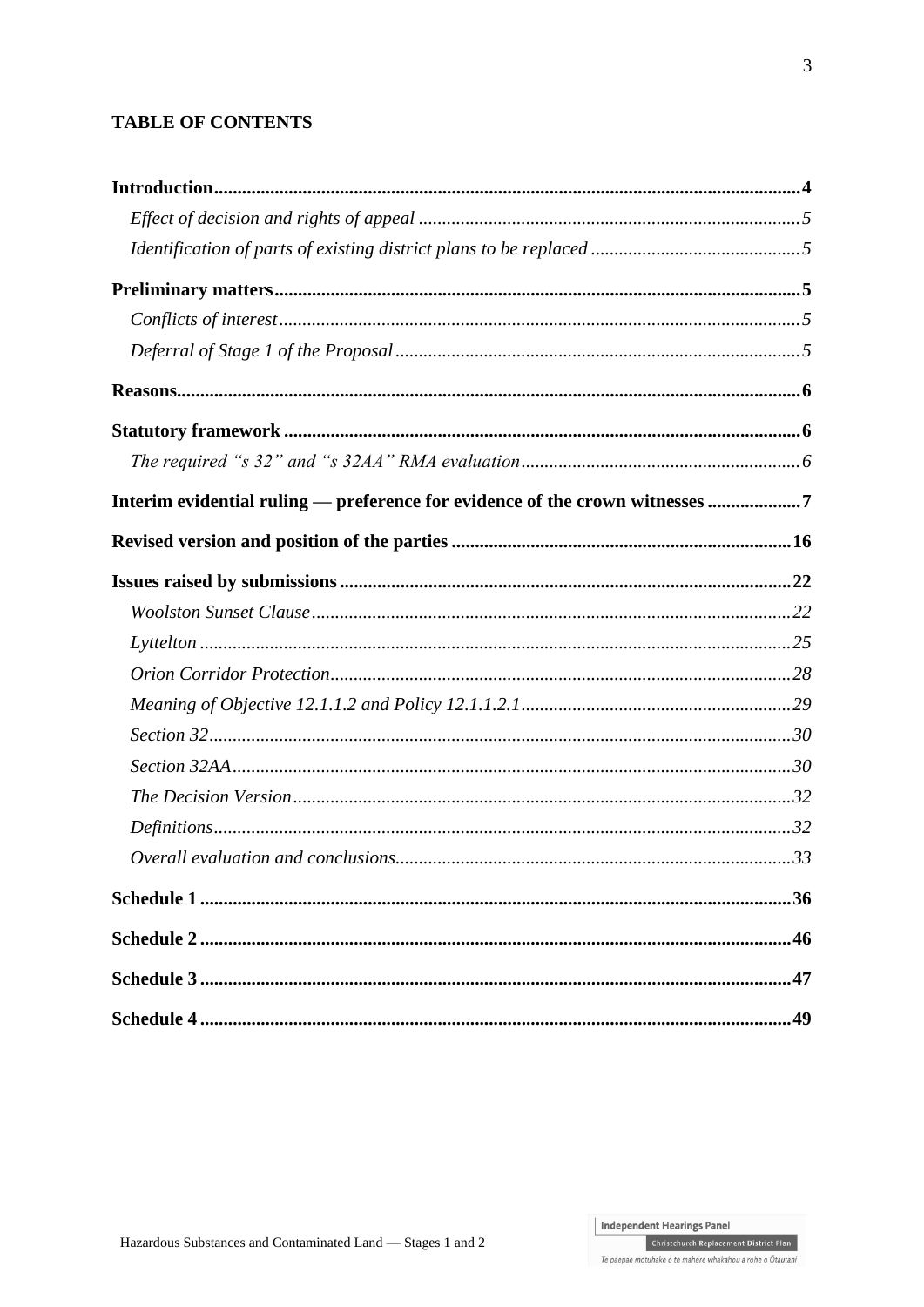**TABLE OF CONTENTS**

**Introduction** .......... **4**

*Effect of decision and rights of appeal* .......... *5*

*Identification of parts of existing district plans to be replaced* .......... *5*

**Preliminary matters** .......... **5**

*Conflicts of interest* .......... *5*

*Deferral of Stage 1 of the Proposal* .......... *5*

**Reasons** .......... **6**

**Statutory framework** .......... **6**

*The required "s 32" and "s 32AA" RMA evaluation* .......... *6*

**Interim evidential ruling — preference for evidence of the crown witnesses** .......... **7**

**Revised version and position of the parties** .......... **16**

**Issues raised by submissions** .......... **22**

*Woolston Sunset Clause* .......... *22*

*Lyttelton* .......... *25*

*Orion Corridor Protection* .......... *28*

*Meaning of Objective 12.1.1.2 and Policy 12.1.1.2.1* .......... *29*

*Section 32* .......... *30*

*Section 32AA* .......... *30*

*The Decision Version* .......... *32*

*Definitions* .......... *32*

*Overall evaluation and conclusions* .......... *33*

**Schedule 1** .......... **36**

**Schedule 2** .......... **46**

**Schedule 3** .......... **47**

**Schedule 4** .......... **49**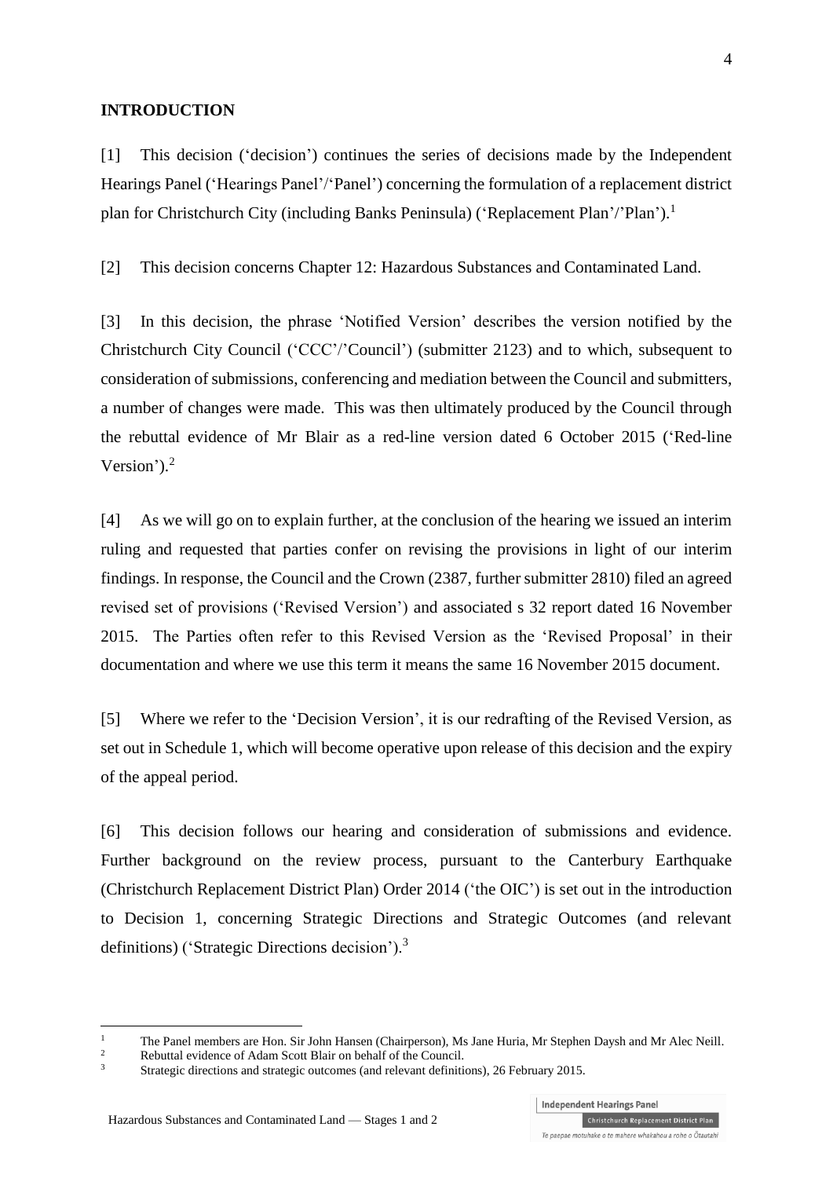**INTRODUCTION**

[1] This decision ('decision') continues the series of decisions made by the Independent Hearings Panel ('Hearings Panel'/'Panel') concerning the formulation of a replacement district plan for Christchurch City (including Banks Peninsula) ('Replacement Plan'/'Plan').[1]

[2] This decision concerns Chapter 12: Hazardous Substances and Contaminated Land.

[3] In this decision, the phrase 'Notified Version' describes the version notified by the Christchurch City Council ('CCC'/'Council') (submitter 2123) and to which, subsequent to consideration of submissions, conferencing and mediation between the Council and submitters, a number of changes were made. This was then ultimately produced by the Council through the rebuttal evidence of Mr Blair as a red-line version dated 6 October 2015 ('Red-line Version').[2]

[4] As we will go on to explain further, at the conclusion of the hearing we issued an interim ruling and requested that parties confer on revising the provisions in light of our interim findings. In response, the Council and the Crown (2387, further submitter 2810) filed an agreed revised set of provisions ('Revised Version') and associated s 32 report dated 16 November 2015. The Parties often refer to this Revised Version as the 'Revised Proposal' in their documentation and where we use this term it means the same 16 November 2015 document.

[5] Where we refer to the 'Decision Version', it is our redrafting of the Revised Version, as set out in Schedule 1, which will become operative upon release of this decision and the expiry of the appeal period.

[6] This decision follows our hearing and consideration of submissions and evidence. Further background on the review process, pursuant to the Canterbury Earthquake (Christchurch Replacement District Plan) Order 2014 ('the OIC') is set out in the introduction to Decision 1, concerning Strategic Directions and Strategic Outcomes (and relevant definitions) ('Strategic Directions decision').[3]

---

[1] The Panel members are Hon. Sir John Hansen (Chairperson), Ms Jane Huria, Mr Stephen Daysh and Mr Alec Neill.

[2] Rebuttal evidence of Adam Scott Blair on behalf of the Council.

[3] Strategic directions and strategic outcomes (and relevant definitions), 26 February 2015.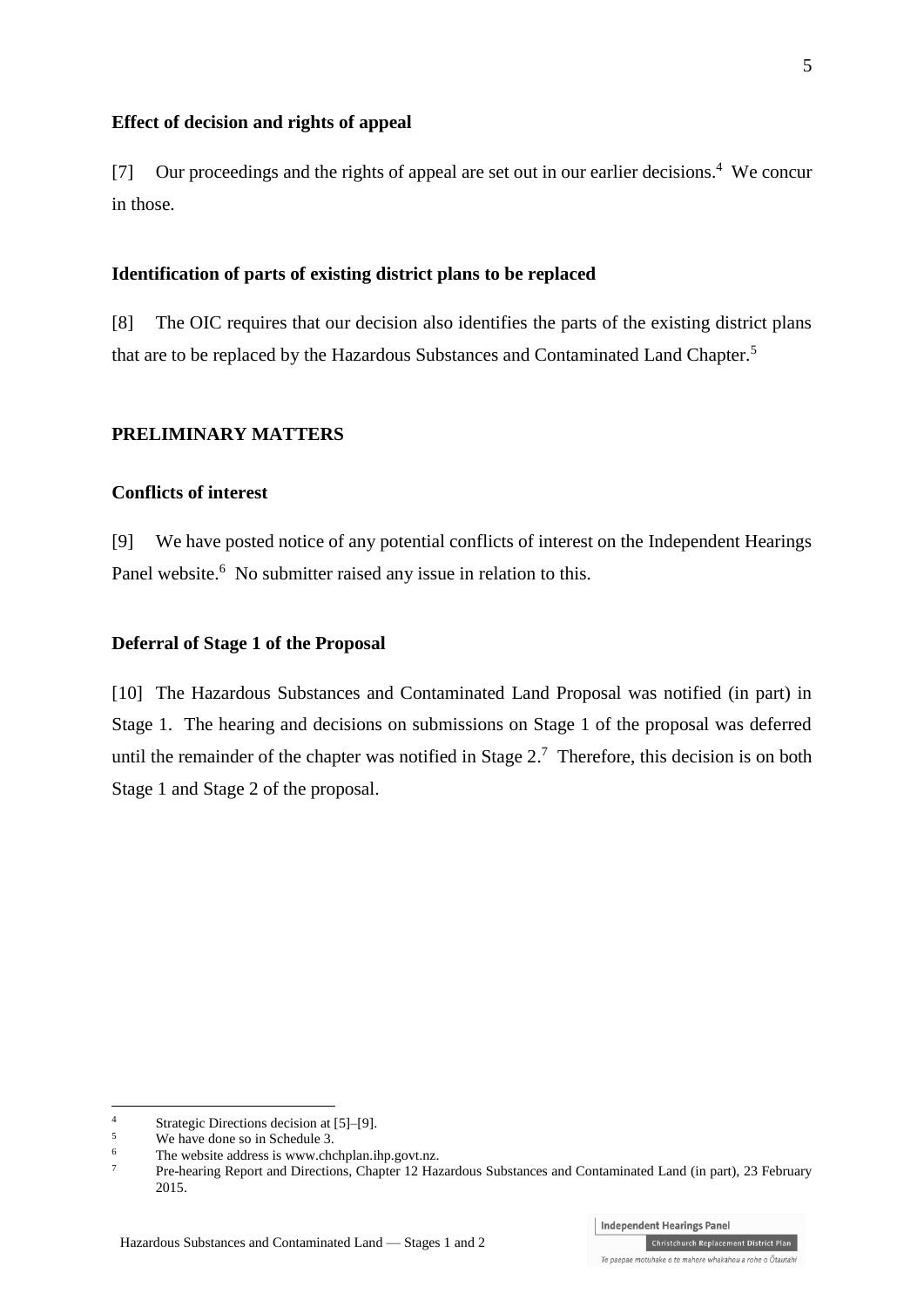### Effect of decision and rights of appeal

[7] Our proceedings and the rights of appeal are set out in our earlier decisions.[4] We concur in those.

### Identification of parts of existing district plans to be replaced

[8] The OIC requires that our decision also identifies the parts of the existing district plans that are to be replaced by the Hazardous Substances and Contaminated Land Chapter.[5]

## PRELIMINARY MATTERS

### Conflicts of interest

[9] We have posted notice of any potential conflicts of interest on the Independent Hearings Panel website.[6] No submitter raised any issue in relation to this.

### Deferral of Stage 1 of the Proposal

[10] The Hazardous Substances and Contaminated Land Proposal was notified (in part) in Stage 1. The hearing and decisions on submissions on Stage 1 of the proposal was deferred until the remainder of the chapter was notified in Stage 2.[7] Therefore, this decision is on both Stage 1 and Stage 2 of the proposal.

---

[4] Strategic Directions decision at [5]–[9].

[5] We have done so in Schedule 3.

[6] The website address is www.chchplan.ihp.govt.nz.

[7] Pre-hearing Report and Directions, Chapter 12 Hazardous Substances and Contaminated Land (in part), 23 February 2015.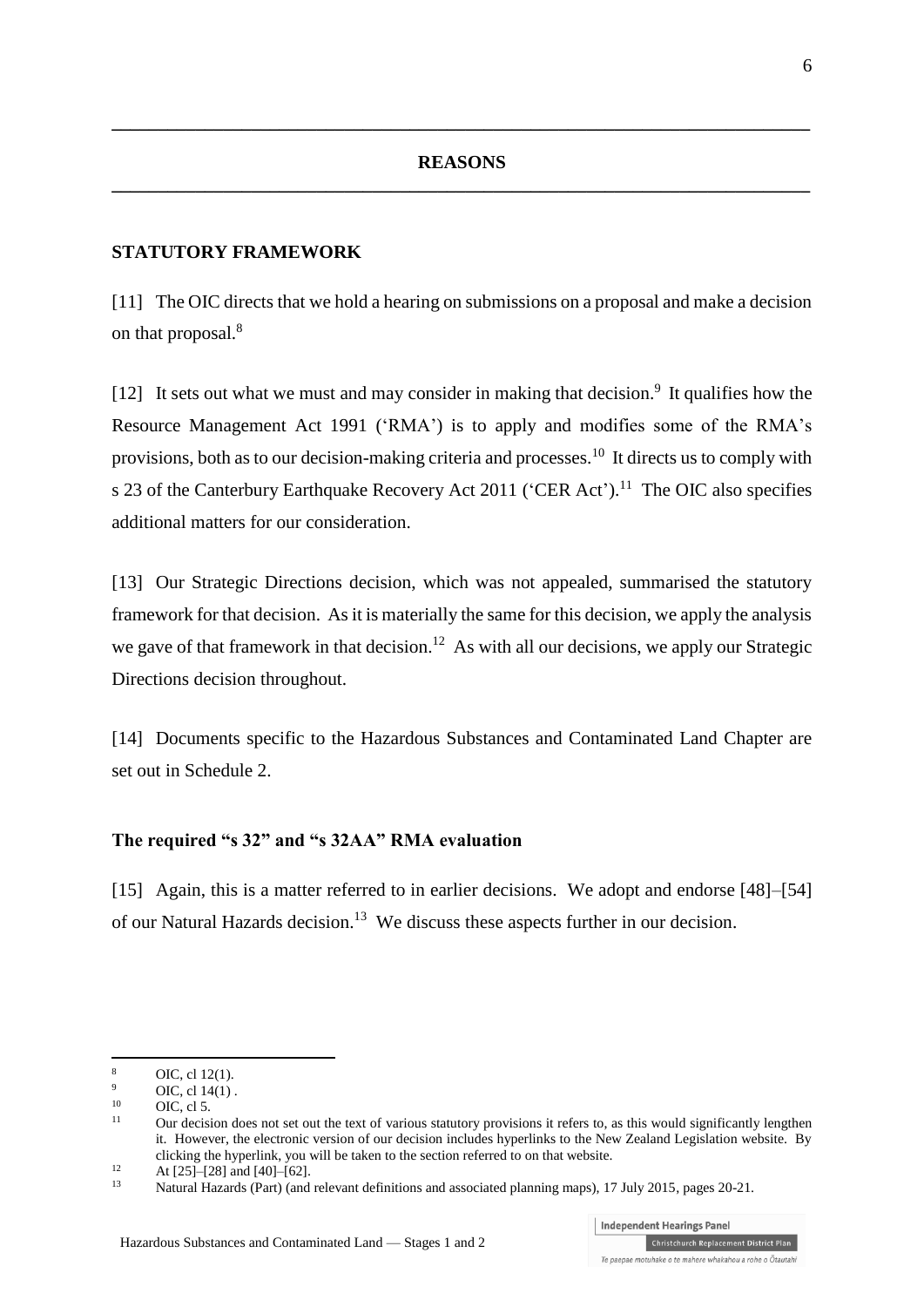## REASONS

### STATUTORY FRAMEWORK

[11] The OIC directs that we hold a hearing on submissions on a proposal and make a decision on that proposal.[8]

[12] It sets out what we must and may consider in making that decision.[9] It qualifies how the Resource Management Act 1991 ('RMA') is to apply and modifies some of the RMA's provisions, both as to our decision-making criteria and processes.[10] It directs us to comply with s 23 of the Canterbury Earthquake Recovery Act 2011 ('CER Act').[11] The OIC also specifies additional matters for our consideration.

[13] Our Strategic Directions decision, which was not appealed, summarised the statutory framework for that decision. As it is materially the same for this decision, we apply the analysis we gave of that framework in that decision.[12] As with all our decisions, we apply our Strategic Directions decision throughout.

[14] Documents specific to the Hazardous Substances and Contaminated Land Chapter are set out in Schedule 2.

#### The required "s 32" and "s 32AA" RMA evaluation

[15] Again, this is a matter referred to in earlier decisions. We adopt and endorse [48]–[54] of our Natural Hazards decision.[13] We discuss these aspects further in our decision.

---

[8] OIC, cl 12(1).

[9] OIC, cl 14(1) .

[10] OIC, cl 5.

[11] Our decision does not set out the text of various statutory provisions it refers to, as this would significantly lengthen it. However, the electronic version of our decision includes hyperlinks to the New Zealand Legislation website. By clicking the hyperlink, you will be taken to the section referred to on that website.

[12] At [25]–[28] and [40]–[62].

[13] Natural Hazards (Part) (and relevant definitions and associated planning maps), 17 July 2015, pages 20-21.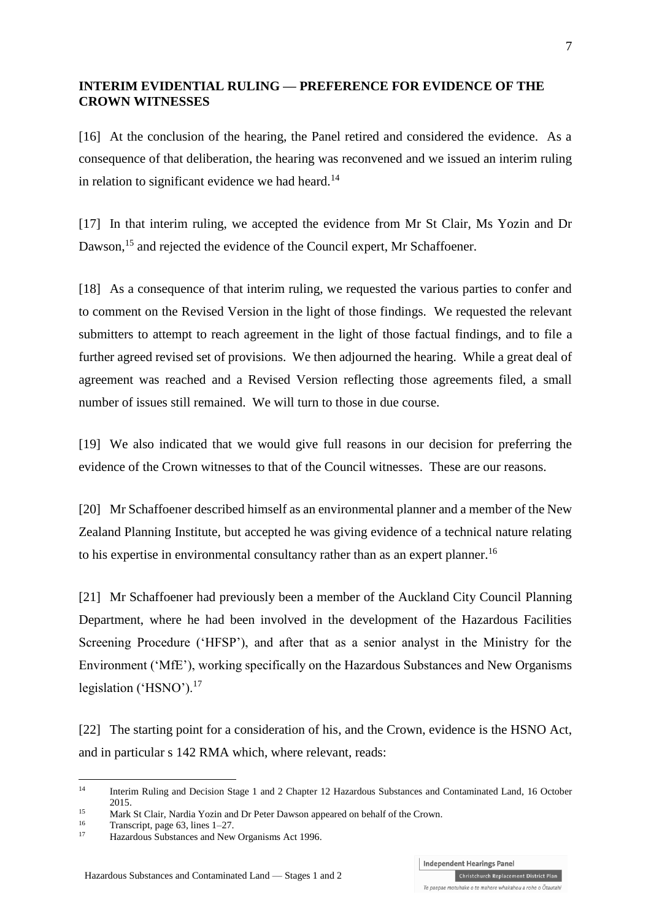**INTERIM EVIDENTIAL RULING — PREFERENCE FOR EVIDENCE OF THE CROWN WITNESSES**

[16] At the conclusion of the hearing, the Panel retired and considered the evidence. As a consequence of that deliberation, the hearing was reconvened and we issued an interim ruling in relation to significant evidence we had heard.[14]

[17] In that interim ruling, we accepted the evidence from Mr St Clair, Ms Yozin and Dr Dawson,[15] and rejected the evidence of the Council expert, Mr Schaffoener.

[18] As a consequence of that interim ruling, we requested the various parties to confer and to comment on the Revised Version in the light of those findings. We requested the relevant submitters to attempt to reach agreement in the light of those factual findings, and to file a further agreed revised set of provisions. We then adjourned the hearing. While a great deal of agreement was reached and a Revised Version reflecting those agreements filed, a small number of issues still remained. We will turn to those in due course.

[19] We also indicated that we would give full reasons in our decision for preferring the evidence of the Crown witnesses to that of the Council witnesses. These are our reasons.

[20] Mr Schaffoener described himself as an environmental planner and a member of the New Zealand Planning Institute, but accepted he was giving evidence of a technical nature relating to his expertise in environmental consultancy rather than as an expert planner.[16]

[21] Mr Schaffoener had previously been a member of the Auckland City Council Planning Department, where he had been involved in the development of the Hazardous Facilities Screening Procedure ('HFSP'), and after that as a senior analyst in the Ministry for the Environment ('MfE'), working specifically on the Hazardous Substances and New Organisms legislation ('HSNO').[17]

[22] The starting point for a consideration of his, and the Crown, evidence is the HSNO Act, and in particular s 142 RMA which, where relevant, reads:

---

[14] Interim Ruling and Decision Stage 1 and 2 Chapter 12 Hazardous Substances and Contaminated Land, 16 October 2015.

[15] Mark St Clair, Nardia Yozin and Dr Peter Dawson appeared on behalf of the Crown.

[16] Transcript, page 63, lines 1–27.

[17] Hazardous Substances and New Organisms Act 1996.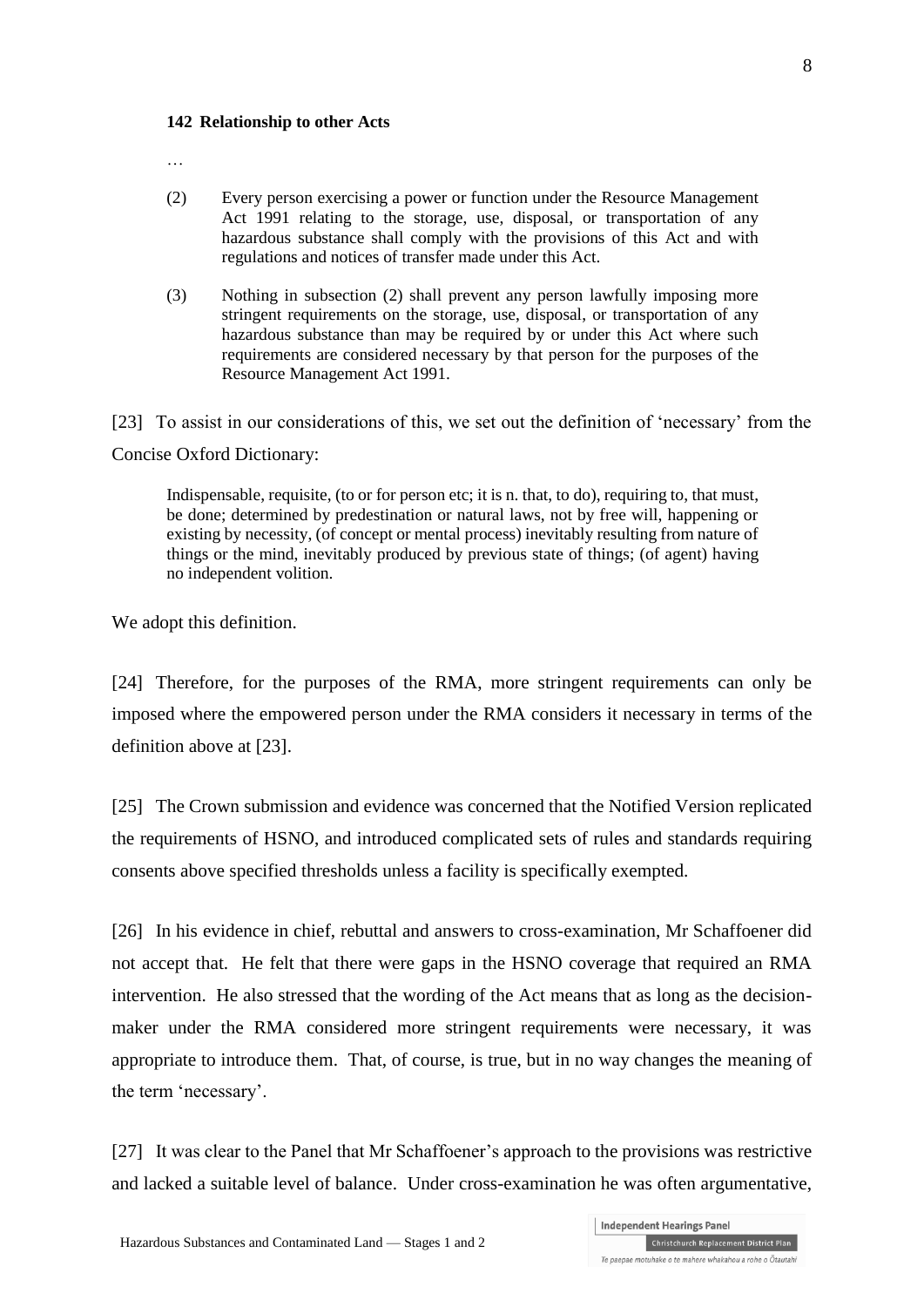**142 Relationship to other Acts**

…

> (2) Every person exercising a power or function under the Resource Management Act 1991 relating to the storage, use, disposal, or transportation of any hazardous substance shall comply with the provisions of this Act and with regulations and notices of transfer made under this Act.
>
> (3) Nothing in subsection (2) shall prevent any person lawfully imposing more stringent requirements on the storage, use, disposal, or transportation of any hazardous substance than may be required by or under this Act where such requirements are considered necessary by that person for the purposes of the Resource Management Act 1991.

[23] To assist in our considerations of this, we set out the definition of 'necessary' from the Concise Oxford Dictionary:

> Indispensable, requisite, (to or for person etc; it is n. that, to do), requiring to, that must, be done; determined by predestination or natural laws, not by free will, happening or existing by necessity, (of concept or mental process) inevitably resulting from nature of things or the mind, inevitably produced by previous state of things; (of agent) having no independent volition.

We adopt this definition.

[24] Therefore, for the purposes of the RMA, more stringent requirements can only be imposed where the empowered person under the RMA considers it necessary in terms of the definition above at [23].

[25] The Crown submission and evidence was concerned that the Notified Version replicated the requirements of HSNO, and introduced complicated sets of rules and standards requiring consents above specified thresholds unless a facility is specifically exempted.

[26] In his evidence in chief, rebuttal and answers to cross-examination, Mr Schaffoener did not accept that. He felt that there were gaps in the HSNO coverage that required an RMA intervention. He also stressed that the wording of the Act means that as long as the decision-maker under the RMA considered more stringent requirements were necessary, it was appropriate to introduce them. That, of course, is true, but in no way changes the meaning of the term 'necessary'.

[27] It was clear to the Panel that Mr Schaffoener's approach to the provisions was restrictive and lacked a suitable level of balance. Under cross-examination he was often argumentative,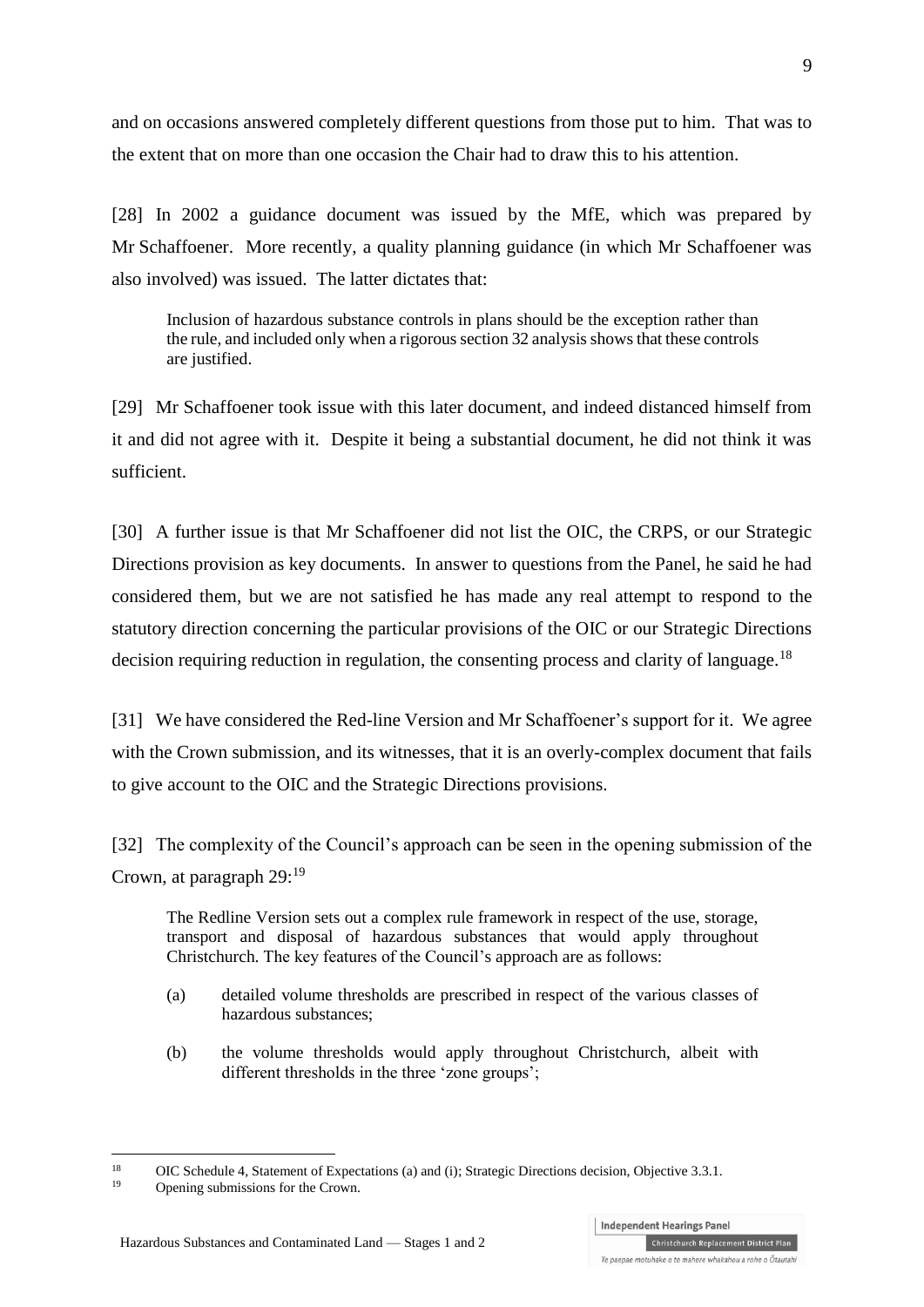and on occasions answered completely different questions from those put to him. That was to the extent that on more than one occasion the Chair had to draw this to his attention.

[28] In 2002 a guidance document was issued by the MfE, which was prepared by Mr Schaffoener. More recently, a quality planning guidance (in which Mr Schaffoener was also involved) was issued. The latter dictates that:

> Inclusion of hazardous substance controls in plans should be the exception rather than the rule, and included only when a rigorous section 32 analysis shows that these controls are justified.

[29] Mr Schaffoener took issue with this later document, and indeed distanced himself from it and did not agree with it. Despite it being a substantial document, he did not think it was sufficient.

[30] A further issue is that Mr Schaffoener did not list the OIC, the CRPS, or our Strategic Directions provision as key documents. In answer to questions from the Panel, he said he had considered them, but we are not satisfied he has made any real attempt to respond to the statutory direction concerning the particular provisions of the OIC or our Strategic Directions decision requiring reduction in regulation, the consenting process and clarity of language.[18]

[31] We have considered the Red-line Version and Mr Schaffoener's support for it. We agree with the Crown submission, and its witnesses, that it is an overly-complex document that fails to give account to the OIC and the Strategic Directions provisions.

[32] The complexity of the Council's approach can be seen in the opening submission of the Crown, at paragraph 29:[19]

> The Redline Version sets out a complex rule framework in respect of the use, storage, transport and disposal of hazardous substances that would apply throughout Christchurch. The key features of the Council's approach are as follows:
>
> (a) detailed volume thresholds are prescribed in respect of the various classes of hazardous substances;
>
> (b) the volume thresholds would apply throughout Christchurch, albeit with different thresholds in the three 'zone groups';

---

[18] OIC Schedule 4, Statement of Expectations (a) and (i); Strategic Directions decision, Objective 3.3.1.

[19] Opening submissions for the Crown.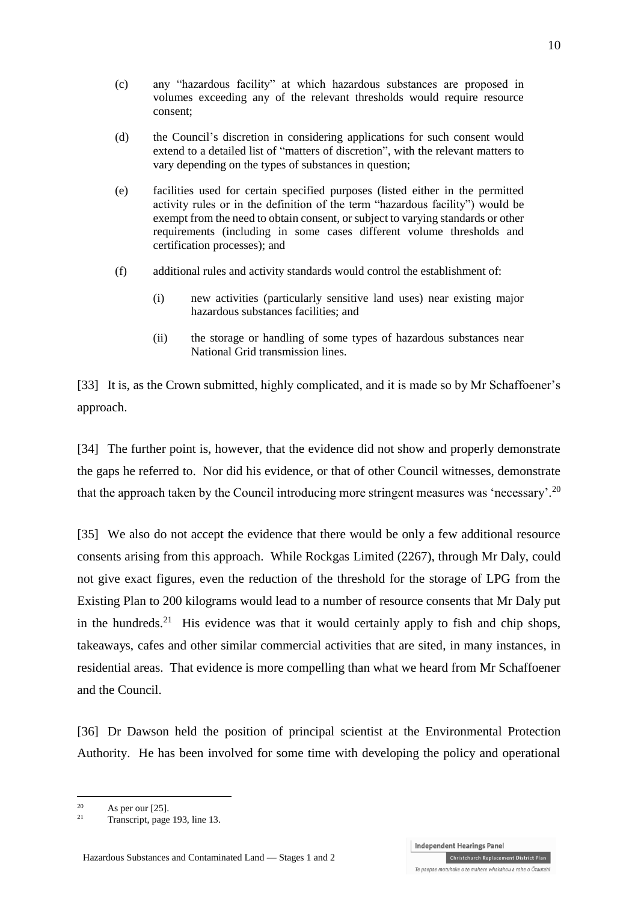(c) any "hazardous facility" at which hazardous substances are proposed in volumes exceeding any of the relevant thresholds would require resource consent;

(d) the Council's discretion in considering applications for such consent would extend to a detailed list of "matters of discretion", with the relevant matters to vary depending on the types of substances in question;

(e) facilities used for certain specified purposes (listed either in the permitted activity rules or in the definition of the term "hazardous facility") would be exempt from the need to obtain consent, or subject to varying standards or other requirements (including in some cases different volume thresholds and certification processes); and

(f) additional rules and activity standards would control the establishment of:

   (i) new activities (particularly sensitive land uses) near existing major hazardous substances facilities; and

   (ii) the storage or handling of some types of hazardous substances near National Grid transmission lines.

[33] It is, as the Crown submitted, highly complicated, and it is made so by Mr Schaffoener's approach.

[34] The further point is, however, that the evidence did not show and properly demonstrate the gaps he referred to. Nor did his evidence, or that of other Council witnesses, demonstrate that the approach taken by the Council introducing more stringent measures was 'necessary'.[20]

[35] We also do not accept the evidence that there would be only a few additional resource consents arising from this approach. While Rockgas Limited (2267), through Mr Daly, could not give exact figures, even the reduction of the threshold for the storage of LPG from the Existing Plan to 200 kilograms would lead to a number of resource consents that Mr Daly put in the hundreds.[21] His evidence was that it would certainly apply to fish and chip shops, takeaways, cafes and other similar commercial activities that are sited, in many instances, in residential areas. That evidence is more compelling than what we heard from Mr Schaffoener and the Council.

[36] Dr Dawson held the position of principal scientist at the Environmental Protection Authority. He has been involved for some time with developing the policy and operational

[20] As per our [25].

[21] Transcript, page 193, line 13.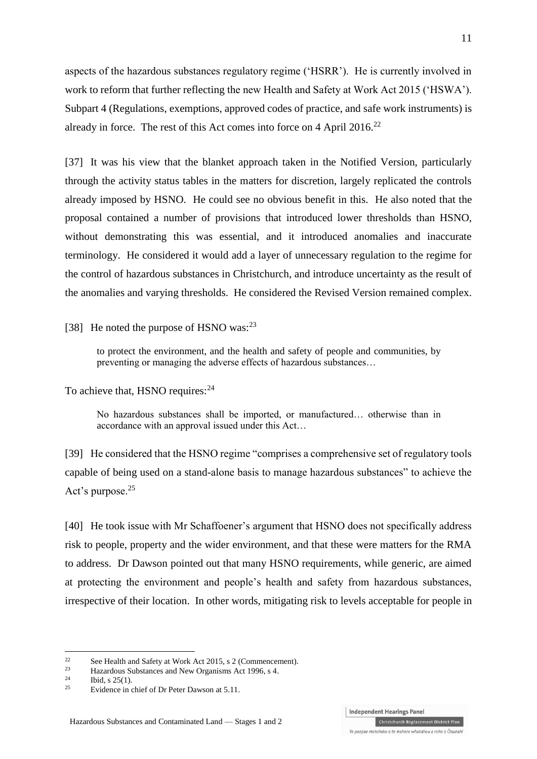aspects of the hazardous substances regulatory regime ('HSRR'). He is currently involved in work to reform that further reflecting the new Health and Safety at Work Act 2015 ('HSWA'). Subpart 4 (Regulations, exemptions, approved codes of practice, and safe work instruments) is already in force. The rest of this Act comes into force on 4 April 2016.[22]

[37] It was his view that the blanket approach taken in the Notified Version, particularly through the activity status tables in the matters for discretion, largely replicated the controls already imposed by HSNO. He could see no obvious benefit in this. He also noted that the proposal contained a number of provisions that introduced lower thresholds than HSNO, without demonstrating this was essential, and it introduced anomalies and inaccurate terminology. He considered it would add a layer of unnecessary regulation to the regime for the control of hazardous substances in Christchurch, and introduce uncertainty as the result of the anomalies and varying thresholds. He considered the Revised Version remained complex.

[38] He noted the purpose of HSNO was:[23]

> to protect the environment, and the health and safety of people and communities, by preventing or managing the adverse effects of hazardous substances…

To achieve that, HSNO requires:[24]

> No hazardous substances shall be imported, or manufactured… otherwise than in accordance with an approval issued under this Act…

[39] He considered that the HSNO regime "comprises a comprehensive set of regulatory tools capable of being used on a stand-alone basis to manage hazardous substances" to achieve the Act's purpose.[25]

[40] He took issue with Mr Schaffoener's argument that HSNO does not specifically address risk to people, property and the wider environment, and that these were matters for the RMA to address. Dr Dawson pointed out that many HSNO requirements, while generic, are aimed at protecting the environment and people's health and safety from hazardous substances, irrespective of their location. In other words, mitigating risk to levels acceptable for people in

---

[22] See Health and Safety at Work Act 2015, s 2 (Commencement).

[23] Hazardous Substances and New Organisms Act 1996, s 4.

[24] Ibid, s 25(1).

[25] Evidence in chief of Dr Peter Dawson at 5.11.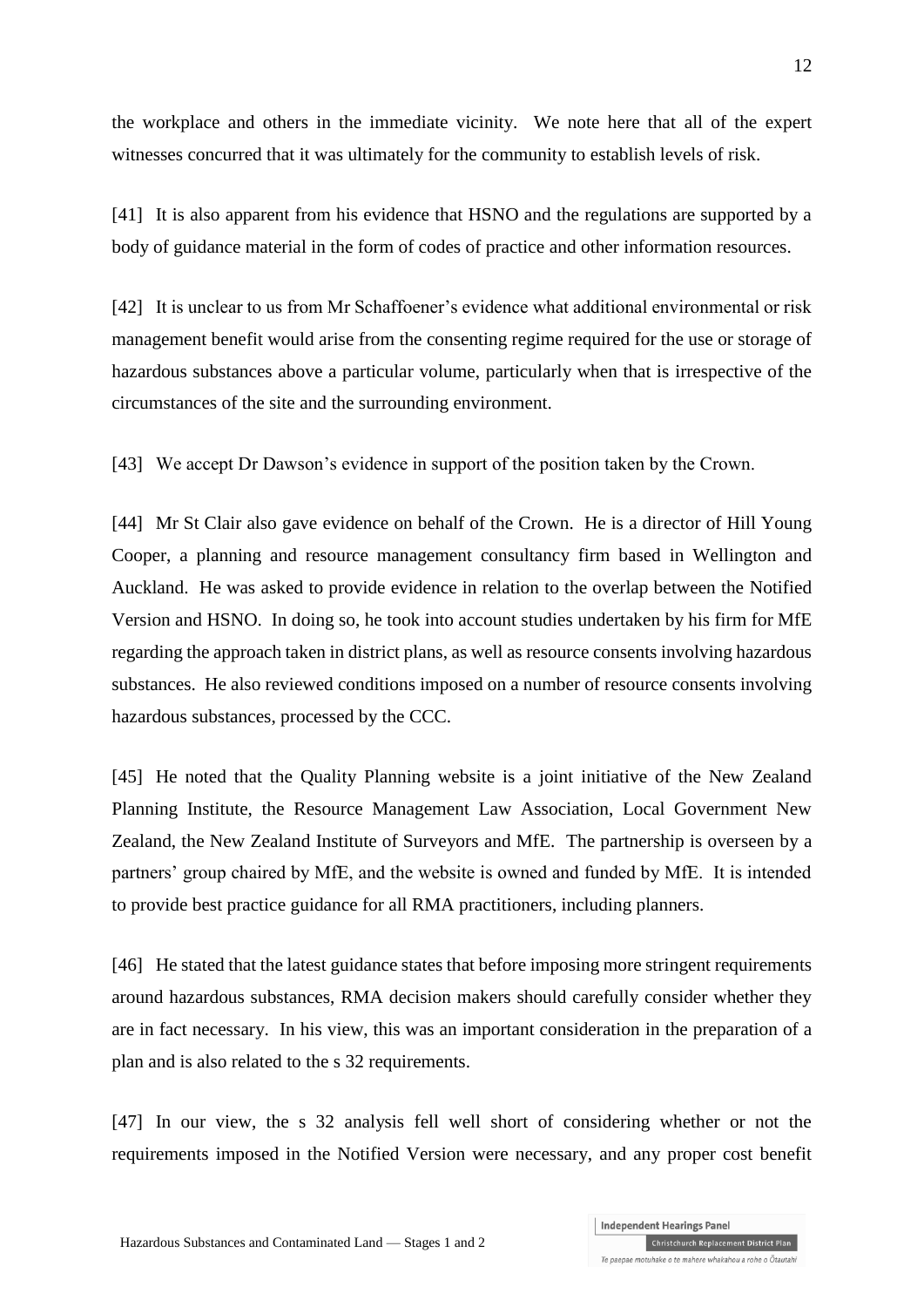the workplace and others in the immediate vicinity. We note here that all of the expert witnesses concurred that it was ultimately for the community to establish levels of risk.

[41] It is also apparent from his evidence that HSNO and the regulations are supported by a body of guidance material in the form of codes of practice and other information resources.

[42] It is unclear to us from Mr Schaffoener's evidence what additional environmental or risk management benefit would arise from the consenting regime required for the use or storage of hazardous substances above a particular volume, particularly when that is irrespective of the circumstances of the site and the surrounding environment.

[43] We accept Dr Dawson's evidence in support of the position taken by the Crown.

[44] Mr St Clair also gave evidence on behalf of the Crown. He is a director of Hill Young Cooper, a planning and resource management consultancy firm based in Wellington and Auckland. He was asked to provide evidence in relation to the overlap between the Notified Version and HSNO. In doing so, he took into account studies undertaken by his firm for MfE regarding the approach taken in district plans, as well as resource consents involving hazardous substances. He also reviewed conditions imposed on a number of resource consents involving hazardous substances, processed by the CCC.

[45] He noted that the Quality Planning website is a joint initiative of the New Zealand Planning Institute, the Resource Management Law Association, Local Government New Zealand, the New Zealand Institute of Surveyors and MfE. The partnership is overseen by a partners' group chaired by MfE, and the website is owned and funded by MfE. It is intended to provide best practice guidance for all RMA practitioners, including planners.

[46] He stated that the latest guidance states that before imposing more stringent requirements around hazardous substances, RMA decision makers should carefully consider whether they are in fact necessary. In his view, this was an important consideration in the preparation of a plan and is also related to the s 32 requirements.

[47] In our view, the s 32 analysis fell well short of considering whether or not the requirements imposed in the Notified Version were necessary, and any proper cost benefit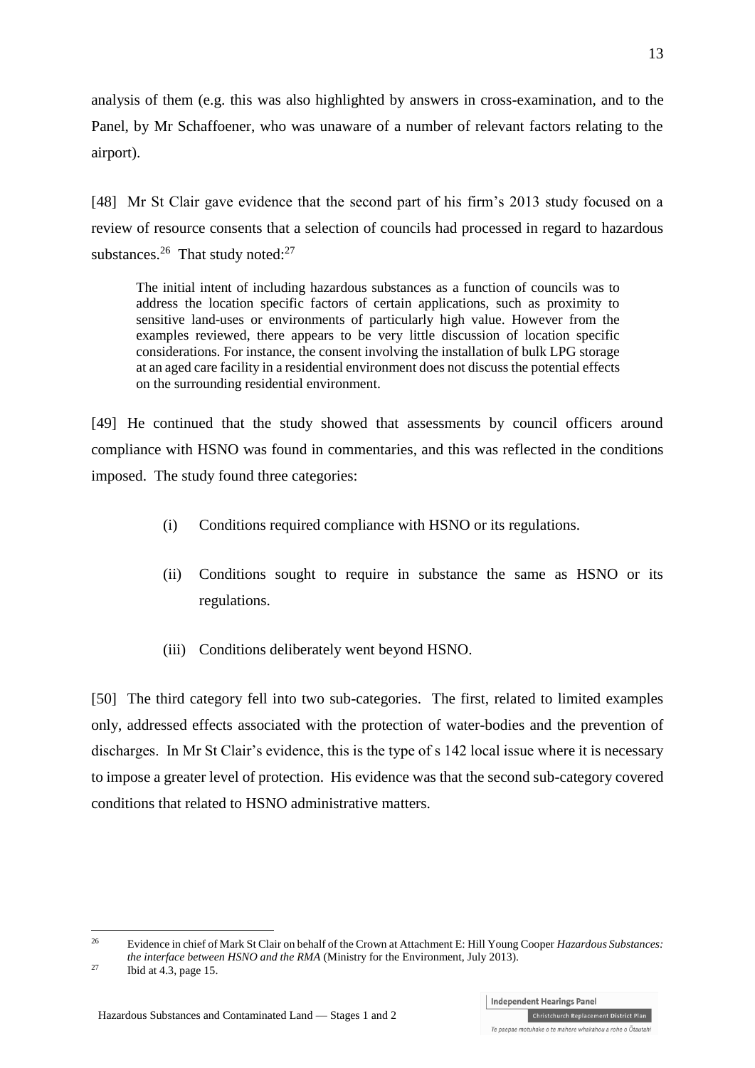analysis of them (e.g. this was also highlighted by answers in cross-examination, and to the Panel, by Mr Schaffoener, who was unaware of a number of relevant factors relating to the airport).

[48] Mr St Clair gave evidence that the second part of his firm's 2013 study focused on a review of resource consents that a selection of councils had processed in regard to hazardous substances.[26] That study noted:[27]

> The initial intent of including hazardous substances as a function of councils was to address the location specific factors of certain applications, such as proximity to sensitive land-uses or environments of particularly high value. However from the examples reviewed, there appears to be very little discussion of location specific considerations. For instance, the consent involving the installation of bulk LPG storage at an aged care facility in a residential environment does not discuss the potential effects on the surrounding residential environment.

[49] He continued that the study showed that assessments by council officers around compliance with HSNO was found in commentaries, and this was reflected in the conditions imposed. The study found three categories:

(i) Conditions required compliance with HSNO or its regulations.

(ii) Conditions sought to require in substance the same as HSNO or its regulations.

(iii) Conditions deliberately went beyond HSNO.

[50] The third category fell into two sub-categories. The first, related to limited examples only, addressed effects associated with the protection of water-bodies and the prevention of discharges. In Mr St Clair's evidence, this is the type of s 142 local issue where it is necessary to impose a greater level of protection. His evidence was that the second sub-category covered conditions that related to HSNO administrative matters.

---

[26] Evidence in chief of Mark St Clair on behalf of the Crown at Attachment E: Hill Young Cooper *Hazardous Substances: the interface between HSNO and the RMA* (Ministry for the Environment, July 2013).

[27] Ibid at 4.3, page 15.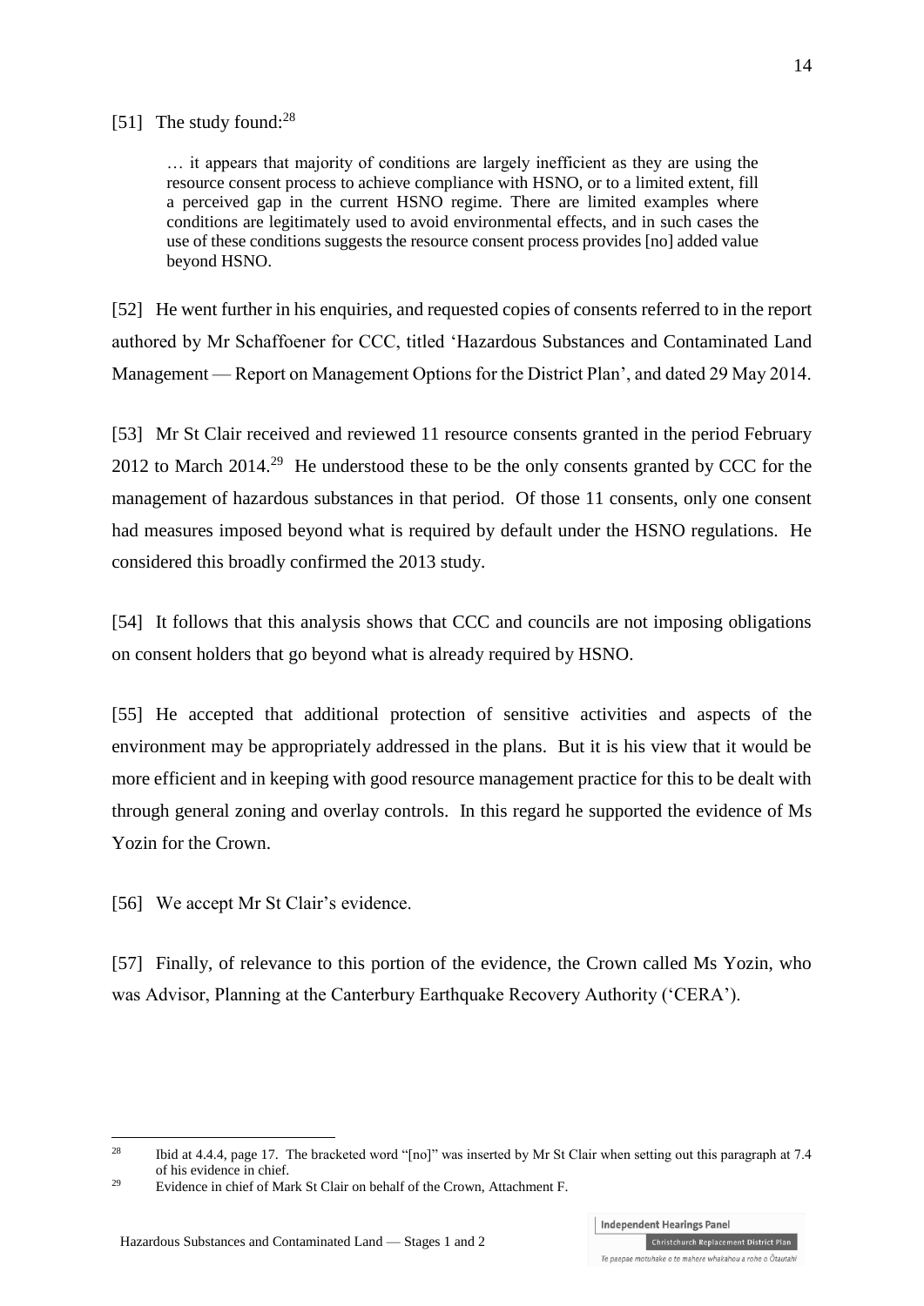[51] The study found:[28]

> … it appears that majority of conditions are largely inefficient as they are using the resource consent process to achieve compliance with HSNO, or to a limited extent, fill a perceived gap in the current HSNO regime. There are limited examples where conditions are legitimately used to avoid environmental effects, and in such cases the use of these conditions suggests the resource consent process provides [no] added value beyond HSNO.

[52] He went further in his enquiries, and requested copies of consents referred to in the report authored by Mr Schaffoener for CCC, titled 'Hazardous Substances and Contaminated Land Management — Report on Management Options for the District Plan', and dated 29 May 2014.

[53] Mr St Clair received and reviewed 11 resource consents granted in the period February 2012 to March 2014.[29] He understood these to be the only consents granted by CCC for the management of hazardous substances in that period. Of those 11 consents, only one consent had measures imposed beyond what is required by default under the HSNO regulations. He considered this broadly confirmed the 2013 study.

[54] It follows that this analysis shows that CCC and councils are not imposing obligations on consent holders that go beyond what is already required by HSNO.

[55] He accepted that additional protection of sensitive activities and aspects of the environment may be appropriately addressed in the plans. But it is his view that it would be more efficient and in keeping with good resource management practice for this to be dealt with through general zoning and overlay controls. In this regard he supported the evidence of Ms Yozin for the Crown.

[56] We accept Mr St Clair's evidence.

[57] Finally, of relevance to this portion of the evidence, the Crown called Ms Yozin, who was Advisor, Planning at the Canterbury Earthquake Recovery Authority ('CERA').

---

[28] Ibid at 4.4.4, page 17. The bracketed word "[no]" was inserted by Mr St Clair when setting out this paragraph at 7.4 of his evidence in chief.

[29] Evidence in chief of Mark St Clair on behalf of the Crown, Attachment F.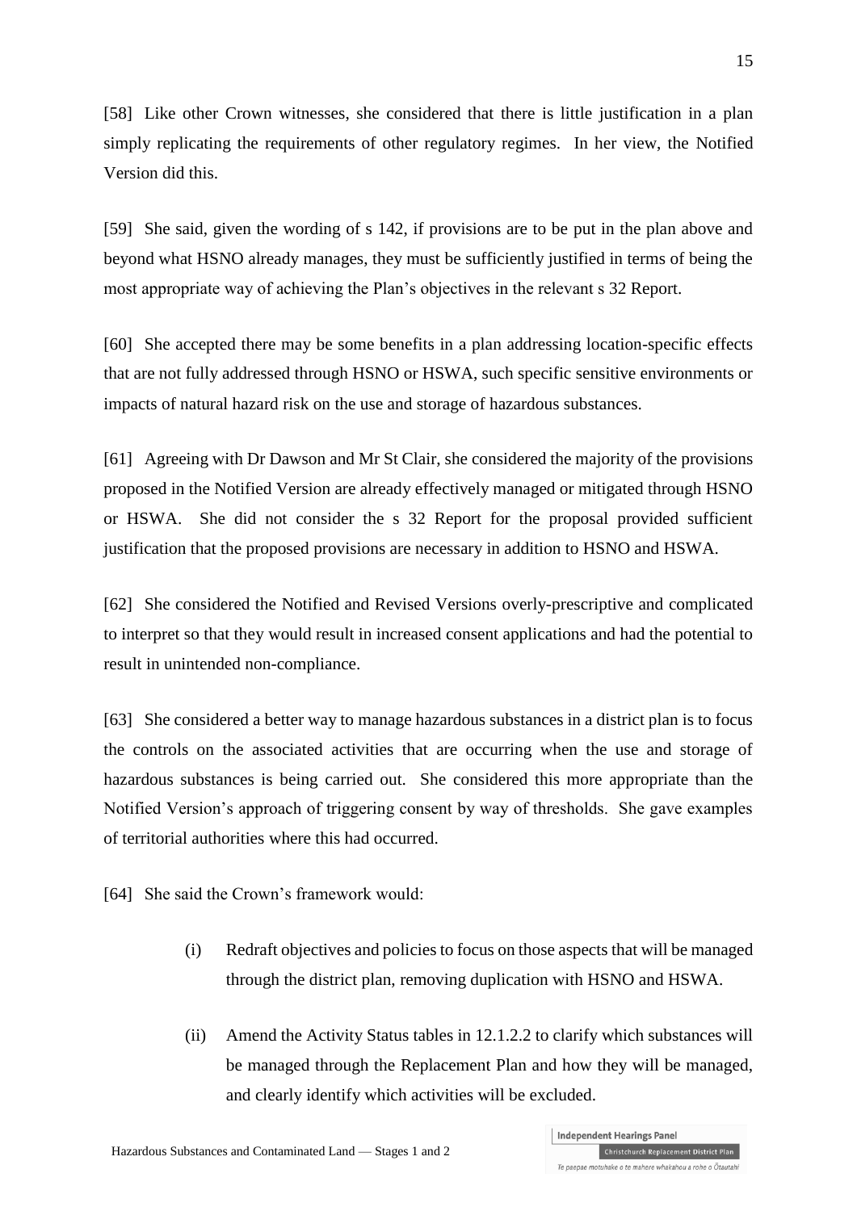[58] Like other Crown witnesses, she considered that there is little justification in a plan simply replicating the requirements of other regulatory regimes. In her view, the Notified Version did this.

[59] She said, given the wording of s 142, if provisions are to be put in the plan above and beyond what HSNO already manages, they must be sufficiently justified in terms of being the most appropriate way of achieving the Plan's objectives in the relevant s 32 Report.

[60] She accepted there may be some benefits in a plan addressing location-specific effects that are not fully addressed through HSNO or HSWA, such specific sensitive environments or impacts of natural hazard risk on the use and storage of hazardous substances.

[61] Agreeing with Dr Dawson and Mr St Clair, she considered the majority of the provisions proposed in the Notified Version are already effectively managed or mitigated through HSNO or HSWA. She did not consider the s 32 Report for the proposal provided sufficient justification that the proposed provisions are necessary in addition to HSNO and HSWA.

[62] She considered the Notified and Revised Versions overly-prescriptive and complicated to interpret so that they would result in increased consent applications and had the potential to result in unintended non-compliance.

[63] She considered a better way to manage hazardous substances in a district plan is to focus the controls on the associated activities that are occurring when the use and storage of hazardous substances is being carried out. She considered this more appropriate than the Notified Version's approach of triggering consent by way of thresholds. She gave examples of territorial authorities where this had occurred.

[64] She said the Crown's framework would:

> (i) Redraft objectives and policies to focus on those aspects that will be managed through the district plan, removing duplication with HSNO and HSWA.
>
> (ii) Amend the Activity Status tables in 12.1.2.2 to clarify which substances will be managed through the Replacement Plan and how they will be managed, and clearly identify which activities will be excluded.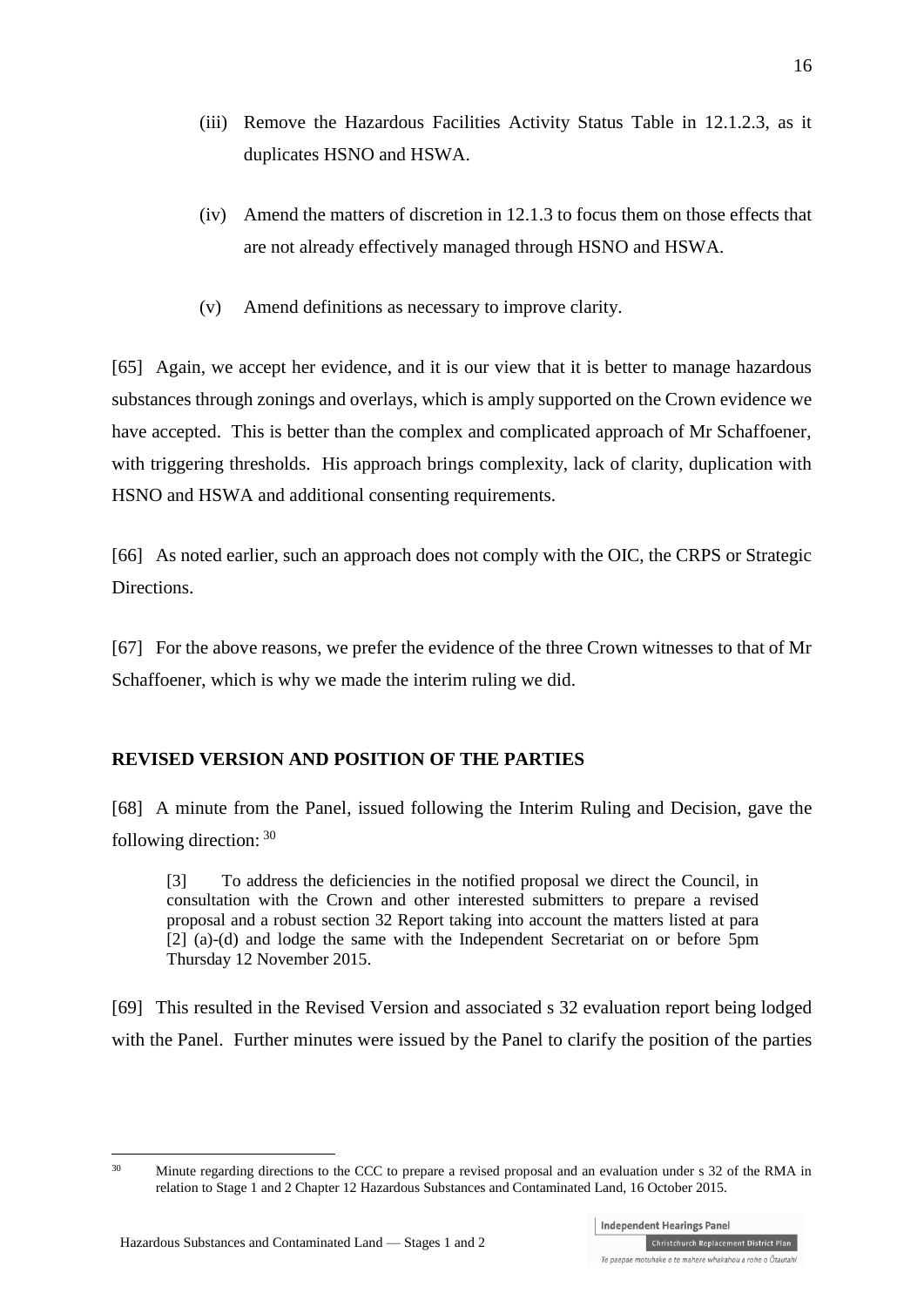(iii) Remove the Hazardous Facilities Activity Status Table in 12.1.2.3, as it duplicates HSNO and HSWA.

(iv) Amend the matters of discretion in 12.1.3 to focus them on those effects that are not already effectively managed through HSNO and HSWA.

(v) Amend definitions as necessary to improve clarity.

[65] Again, we accept her evidence, and it is our view that it is better to manage hazardous substances through zonings and overlays, which is amply supported on the Crown evidence we have accepted. This is better than the complex and complicated approach of Mr Schaffoener, with triggering thresholds. His approach brings complexity, lack of clarity, duplication with HSNO and HSWA and additional consenting requirements.

[66] As noted earlier, such an approach does not comply with the OIC, the CRPS or Strategic Directions.

[67] For the above reasons, we prefer the evidence of the three Crown witnesses to that of Mr Schaffoener, which is why we made the interim ruling we did.

## REVISED VERSION AND POSITION OF THE PARTIES

[68] A minute from the Panel, issued following the Interim Ruling and Decision, gave the following direction: [30]

> [3] To address the deficiencies in the notified proposal we direct the Council, in consultation with the Crown and other interested submitters to prepare a revised proposal and a robust section 32 Report taking into account the matters listed at para [2] (a)-(d) and lodge the same with the Independent Secretariat on or before 5pm Thursday 12 November 2015.

[69] This resulted in the Revised Version and associated s 32 evaluation report being lodged with the Panel. Further minutes were issued by the Panel to clarify the position of the parties

---

[30] Minute regarding directions to the CCC to prepare a revised proposal and an evaluation under s 32 of the RMA in relation to Stage 1 and 2 Chapter 12 Hazardous Substances and Contaminated Land, 16 October 2015.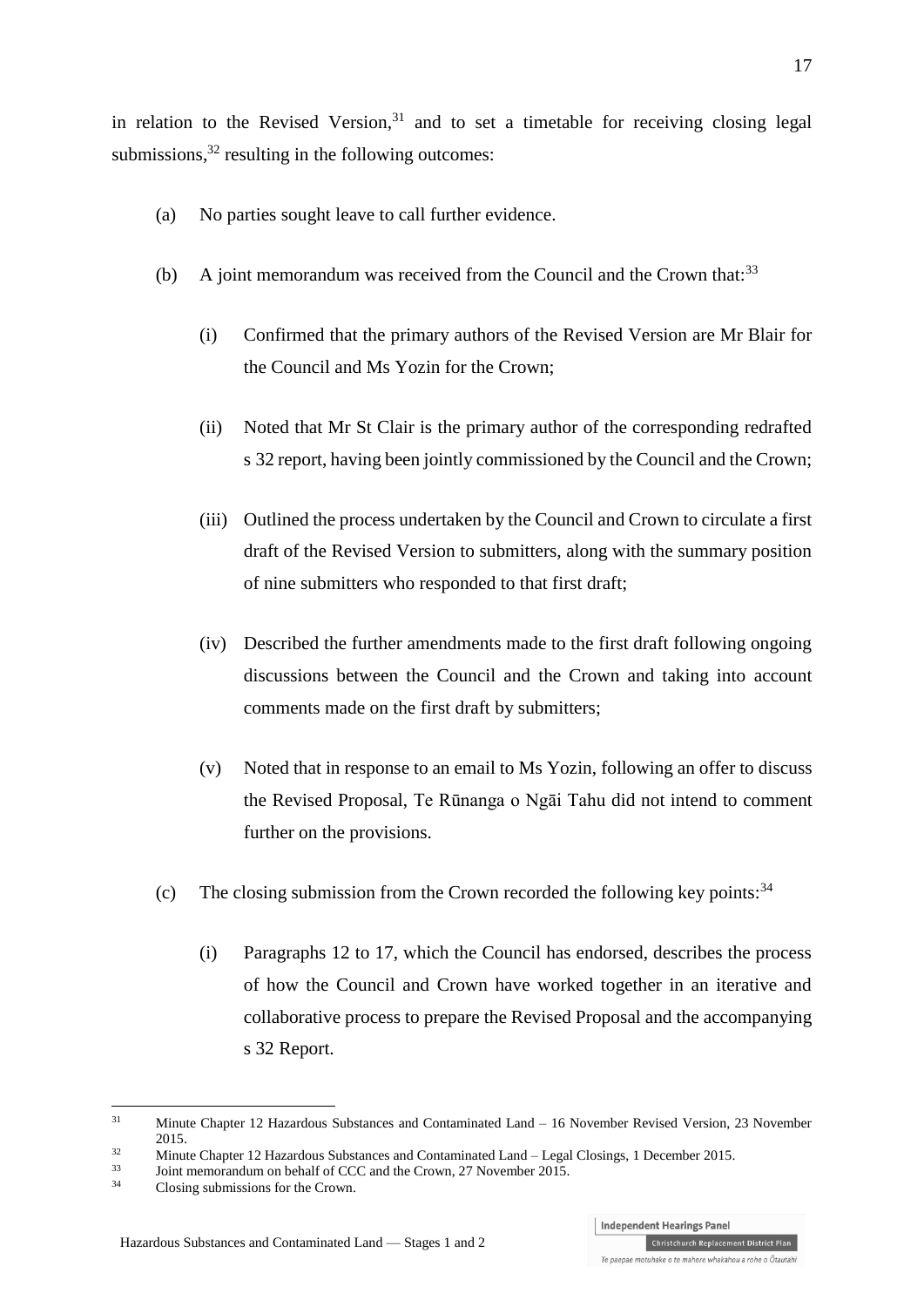in relation to the Revised Version,[31] and to set a timetable for receiving closing legal submissions,[32] resulting in the following outcomes:

(a) No parties sought leave to call further evidence.

(b) A joint memorandum was received from the Council and the Crown that:[33]

   (i) Confirmed that the primary authors of the Revised Version are Mr Blair for the Council and Ms Yozin for the Crown;

   (ii) Noted that Mr St Clair is the primary author of the corresponding redrafted s 32 report, having been jointly commissioned by the Council and the Crown;

   (iii) Outlined the process undertaken by the Council and Crown to circulate a first draft of the Revised Version to submitters, along with the summary position of nine submitters who responded to that first draft;

   (iv) Described the further amendments made to the first draft following ongoing discussions between the Council and the Crown and taking into account comments made on the first draft by submitters;

   (v) Noted that in response to an email to Ms Yozin, following an offer to discuss the Revised Proposal, Te Rūnanga o Ngāi Tahu did not intend to comment further on the provisions.

(c) The closing submission from the Crown recorded the following key points:[34]

   (i) Paragraphs 12 to 17, which the Council has endorsed, describes the process of how the Council and Crown have worked together in an iterative and collaborative process to prepare the Revised Proposal and the accompanying s 32 Report.

---

[31] Minute Chapter 12 Hazardous Substances and Contaminated Land – 16 November Revised Version, 23 November 2015.

[32] Minute Chapter 12 Hazardous Substances and Contaminated Land – Legal Closings, 1 December 2015.

[33] Joint memorandum on behalf of CCC and the Crown, 27 November 2015.

[34] Closing submissions for the Crown.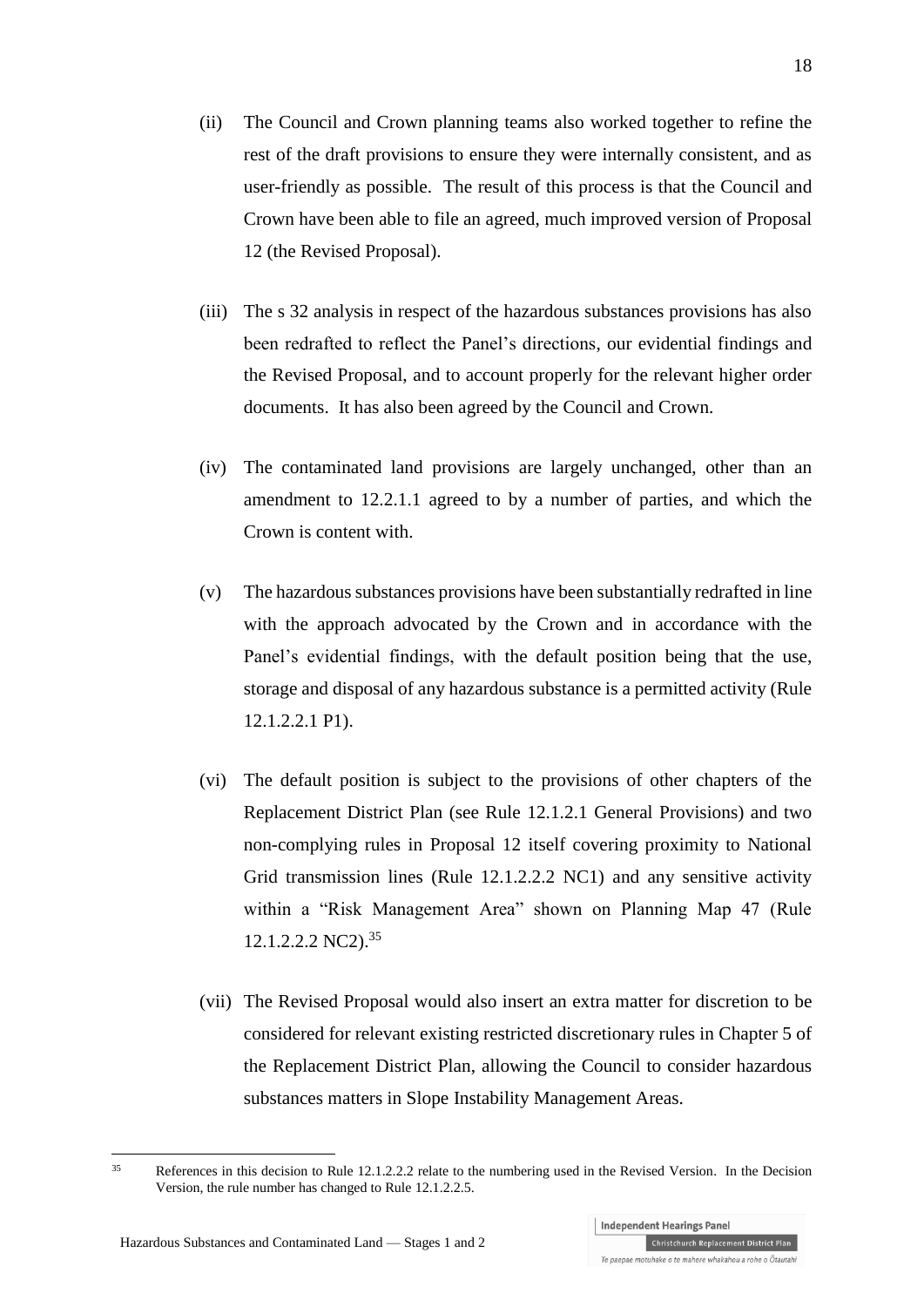(ii) The Council and Crown planning teams also worked together to refine the rest of the draft provisions to ensure they were internally consistent, and as user-friendly as possible. The result of this process is that the Council and Crown have been able to file an agreed, much improved version of Proposal 12 (the Revised Proposal).

(iii) The s 32 analysis in respect of the hazardous substances provisions has also been redrafted to reflect the Panel's directions, our evidential findings and the Revised Proposal, and to account properly for the relevant higher order documents. It has also been agreed by the Council and Crown.

(iv) The contaminated land provisions are largely unchanged, other than an amendment to 12.2.1.1 agreed to by a number of parties, and which the Crown is content with.

(v) The hazardous substances provisions have been substantially redrafted in line with the approach advocated by the Crown and in accordance with the Panel's evidential findings, with the default position being that the use, storage and disposal of any hazardous substance is a permitted activity (Rule 12.1.2.2.1 P1).

(vi) The default position is subject to the provisions of other chapters of the Replacement District Plan (see Rule 12.1.2.1 General Provisions) and two non-complying rules in Proposal 12 itself covering proximity to National Grid transmission lines (Rule 12.1.2.2.2 NC1) and any sensitive activity within a "Risk Management Area" shown on Planning Map 47 (Rule 12.1.2.2.2 NC2).[35]

(vii) The Revised Proposal would also insert an extra matter for discretion to be considered for relevant existing restricted discretionary rules in Chapter 5 of the Replacement District Plan, allowing the Council to consider hazardous substances matters in Slope Instability Management Areas.

---

[35] References in this decision to Rule 12.1.2.2.2 relate to the numbering used in the Revised Version. In the Decision Version, the rule number has changed to Rule 12.1.2.2.5.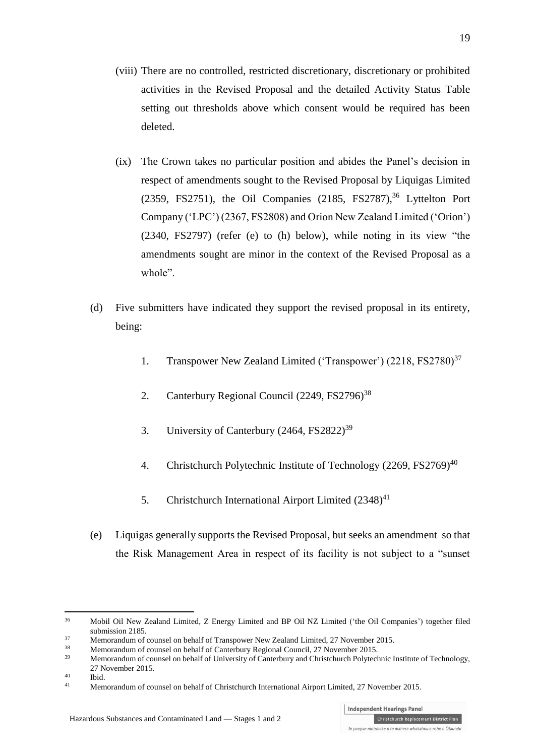(viii) There are no controlled, restricted discretionary, discretionary or prohibited activities in the Revised Proposal and the detailed Activity Status Table setting out thresholds above which consent would be required has been deleted.

(ix) The Crown takes no particular position and abides the Panel's decision in respect of amendments sought to the Revised Proposal by Liquigas Limited (2359, FS2751), the Oil Companies (2185, FS2787),[36] Lyttelton Port Company ('LPC') (2367, FS2808) and Orion New Zealand Limited ('Orion') (2340, FS2797) (refer (e) to (h) below), while noting in its view "the amendments sought are minor in the context of the Revised Proposal as a whole".

(d) Five submitters have indicated they support the revised proposal in its entirety, being:

1. Transpower New Zealand Limited ('Transpower') (2218, FS2780)[37]
2. Canterbury Regional Council (2249, FS2796)[38]
3. University of Canterbury (2464, FS2822)[39]
4. Christchurch Polytechnic Institute of Technology (2269, FS2769)[40]
5. Christchurch International Airport Limited (2348)[41]

(e) Liquigas generally supports the Revised Proposal, but seeks an amendment so that the Risk Management Area in respect of its facility is not subject to a "sunset

---

[36] Mobil Oil New Zealand Limited, Z Energy Limited and BP Oil NZ Limited ('the Oil Companies') together filed submission 2185.

[37] Memorandum of counsel on behalf of Transpower New Zealand Limited, 27 November 2015.

[38] Memorandum of counsel on behalf of Canterbury Regional Council, 27 November 2015.

[39] Memorandum of counsel on behalf of University of Canterbury and Christchurch Polytechnic Institute of Technology, 27 November 2015.

[40] Ibid.

[41] Memorandum of counsel on behalf of Christchurch International Airport Limited, 27 November 2015.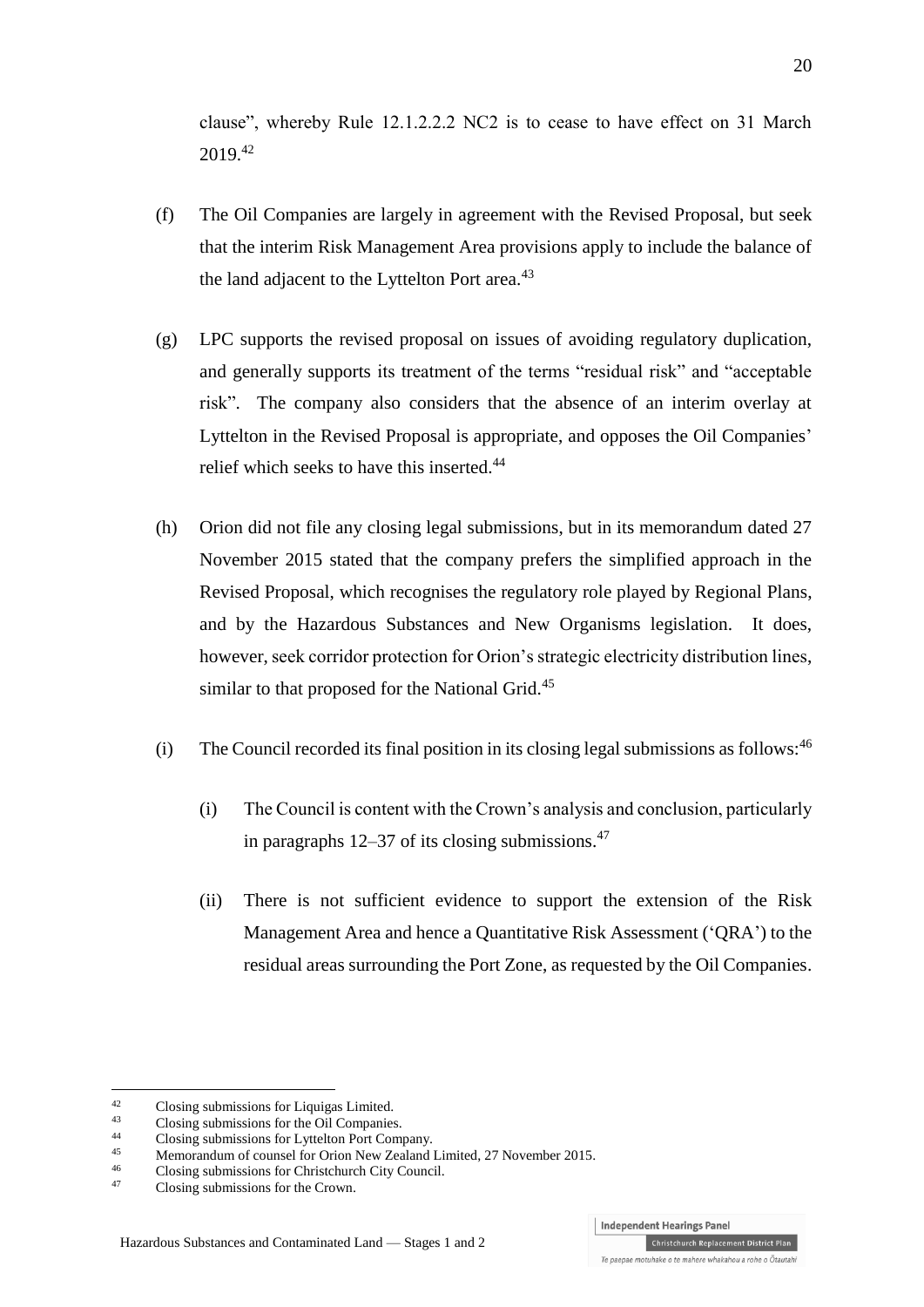clause", whereby Rule 12.1.2.2.2 NC2 is to cease to have effect on 31 March 2019.[42]

(f) The Oil Companies are largely in agreement with the Revised Proposal, but seek that the interim Risk Management Area provisions apply to include the balance of the land adjacent to the Lyttelton Port area.[43]

(g) LPC supports the revised proposal on issues of avoiding regulatory duplication, and generally supports its treatment of the terms "residual risk" and "acceptable risk". The company also considers that the absence of an interim overlay at Lyttelton in the Revised Proposal is appropriate, and opposes the Oil Companies' relief which seeks to have this inserted.[44]

(h) Orion did not file any closing legal submissions, but in its memorandum dated 27 November 2015 stated that the company prefers the simplified approach in the Revised Proposal, which recognises the regulatory role played by Regional Plans, and by the Hazardous Substances and New Organisms legislation. It does, however, seek corridor protection for Orion's strategic electricity distribution lines, similar to that proposed for the National Grid.[45]

(i) The Council recorded its final position in its closing legal submissions as follows:[46]

 (i) The Council is content with the Crown's analysis and conclusion, particularly in paragraphs 12–37 of its closing submissions.[47]

 (ii) There is not sufficient evidence to support the extension of the Risk Management Area and hence a Quantitative Risk Assessment ('QRA') to the residual areas surrounding the Port Zone, as requested by the Oil Companies.

---

[42] Closing submissions for Liquigas Limited.

[43] Closing submissions for the Oil Companies.

[44] Closing submissions for Lyttelton Port Company.

[45] Memorandum of counsel for Orion New Zealand Limited, 27 November 2015.

[46] Closing submissions for Christchurch City Council.

[47] Closing submissions for the Crown.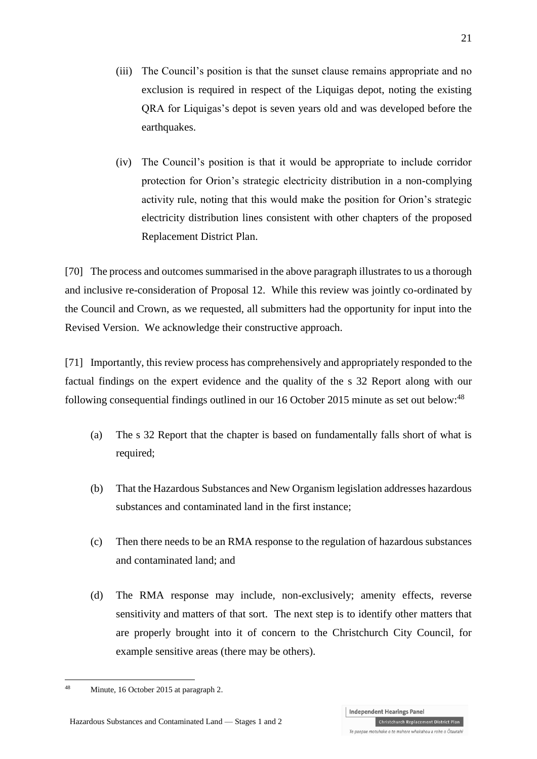(iii) The Council's position is that the sunset clause remains appropriate and no exclusion is required in respect of the Liquigas depot, noting the existing QRA for Liquigas's depot is seven years old and was developed before the earthquakes.

(iv) The Council's position is that it would be appropriate to include corridor protection for Orion's strategic electricity distribution in a non-complying activity rule, noting that this would make the position for Orion's strategic electricity distribution lines consistent with other chapters of the proposed Replacement District Plan.

[70] The process and outcomes summarised in the above paragraph illustrates to us a thorough and inclusive re-consideration of Proposal 12. While this review was jointly co-ordinated by the Council and Crown, as we requested, all submitters had the opportunity for input into the Revised Version. We acknowledge their constructive approach.

[71] Importantly, this review process has comprehensively and appropriately responded to the factual findings on the expert evidence and the quality of the s 32 Report along with our following consequential findings outlined in our 16 October 2015 minute as set out below:[48]

(a) The s 32 Report that the chapter is based on fundamentally falls short of what is required;

(b) That the Hazardous Substances and New Organism legislation addresses hazardous substances and contaminated land in the first instance;

(c) Then there needs to be an RMA response to the regulation of hazardous substances and contaminated land; and

(d) The RMA response may include, non-exclusively; amenity effects, reverse sensitivity and matters of that sort. The next step is to identify other matters that are properly brought into it of concern to the Christchurch City Council, for example sensitive areas (there may be others).

---

[48] Minute, 16 October 2015 at paragraph 2.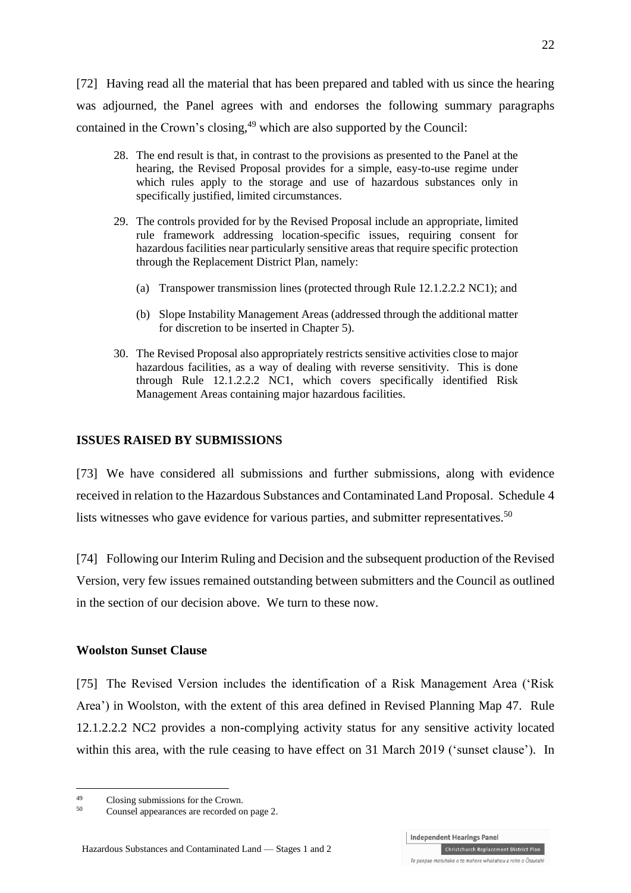[72] Having read all the material that has been prepared and tabled with us since the hearing was adjourned, the Panel agrees with and endorses the following summary paragraphs contained in the Crown's closing,[49] which are also supported by the Council:

> 28. The end result is that, in contrast to the provisions as presented to the Panel at the hearing, the Revised Proposal provides for a simple, easy-to-use regime under which rules apply to the storage and use of hazardous substances only in specifically justified, limited circumstances.
>
> 29. The controls provided for by the Revised Proposal include an appropriate, limited rule framework addressing location-specific issues, requiring consent for hazardous facilities near particularly sensitive areas that require specific protection through the Replacement District Plan, namely:
>
> (a) Transpower transmission lines (protected through Rule 12.1.2.2.2 NC1); and
>
> (b) Slope Instability Management Areas (addressed through the additional matter for discretion to be inserted in Chapter 5).
>
> 30. The Revised Proposal also appropriately restricts sensitive activities close to major hazardous facilities, as a way of dealing with reverse sensitivity. This is done through Rule 12.1.2.2.2 NC1, which covers specifically identified Risk Management Areas containing major hazardous facilities.

## ISSUES RAISED BY SUBMISSIONS

[73] We have considered all submissions and further submissions, along with evidence received in relation to the Hazardous Substances and Contaminated Land Proposal. Schedule 4 lists witnesses who gave evidence for various parties, and submitter representatives.[50]

[74] Following our Interim Ruling and Decision and the subsequent production of the Revised Version, very few issues remained outstanding between submitters and the Council as outlined in the section of our decision above. We turn to these now.

### Woolston Sunset Clause

[75] The Revised Version includes the identification of a Risk Management Area ('Risk Area') in Woolston, with the extent of this area defined in Revised Planning Map 47. Rule 12.1.2.2.2 NC2 provides a non-complying activity status for any sensitive activity located within this area, with the rule ceasing to have effect on 31 March 2019 ('sunset clause'). In

---

[49] Closing submissions for the Crown.

[50] Counsel appearances are recorded on page 2.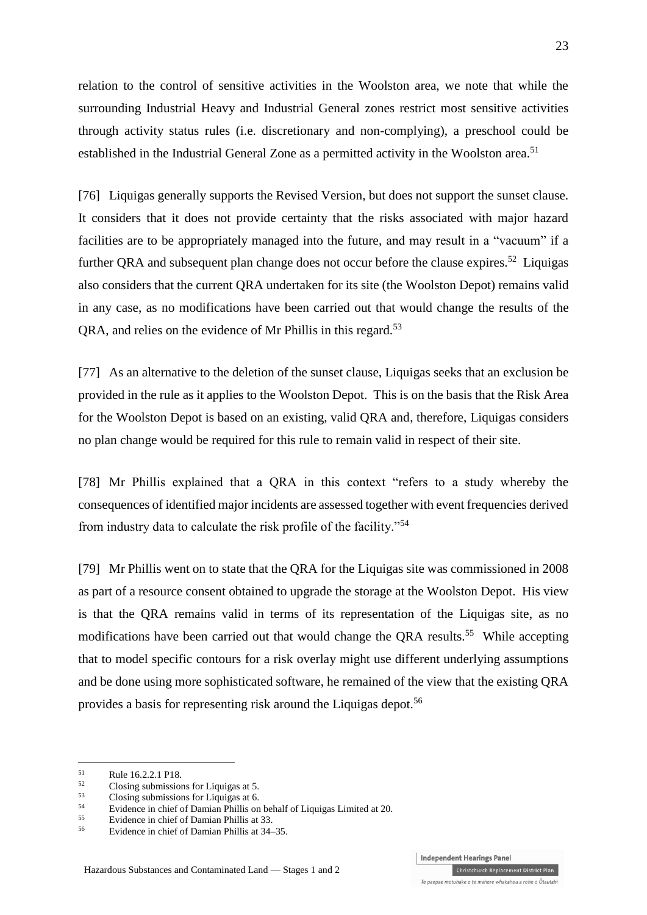relation to the control of sensitive activities in the Woolston area, we note that while the surrounding Industrial Heavy and Industrial General zones restrict most sensitive activities through activity status rules (i.e. discretionary and non-complying), a preschool could be established in the Industrial General Zone as a permitted activity in the Woolston area.[51]

[76] Liquigas generally supports the Revised Version, but does not support the sunset clause. It considers that it does not provide certainty that the risks associated with major hazard facilities are to be appropriately managed into the future, and may result in a "vacuum" if a further QRA and subsequent plan change does not occur before the clause expires.[52] Liquigas also considers that the current QRA undertaken for its site (the Woolston Depot) remains valid in any case, as no modifications have been carried out that would change the results of the QRA, and relies on the evidence of Mr Phillis in this regard.[53]

[77] As an alternative to the deletion of the sunset clause, Liquigas seeks that an exclusion be provided in the rule as it applies to the Woolston Depot. This is on the basis that the Risk Area for the Woolston Depot is based on an existing, valid QRA and, therefore, Liquigas considers no plan change would be required for this rule to remain valid in respect of their site.

[78] Mr Phillis explained that a QRA in this context "refers to a study whereby the consequences of identified major incidents are assessed together with event frequencies derived from industry data to calculate the risk profile of the facility."[54]

[79] Mr Phillis went on to state that the QRA for the Liquigas site was commissioned in 2008 as part of a resource consent obtained to upgrade the storage at the Woolston Depot. His view is that the QRA remains valid in terms of its representation of the Liquigas site, as no modifications have been carried out that would change the QRA results.[55] While accepting that to model specific contours for a risk overlay might use different underlying assumptions and be done using more sophisticated software, he remained of the view that the existing QRA provides a basis for representing risk around the Liquigas depot.[56]

---

[51] Rule 16.2.2.1 P18.
[52] Closing submissions for Liquigas at 5.
[53] Closing submissions for Liquigas at 6.
[54] Evidence in chief of Damian Phillis on behalf of Liquigas Limited at 20.
[55] Evidence in chief of Damian Phillis at 33.
[56] Evidence in chief of Damian Phillis at 34–35.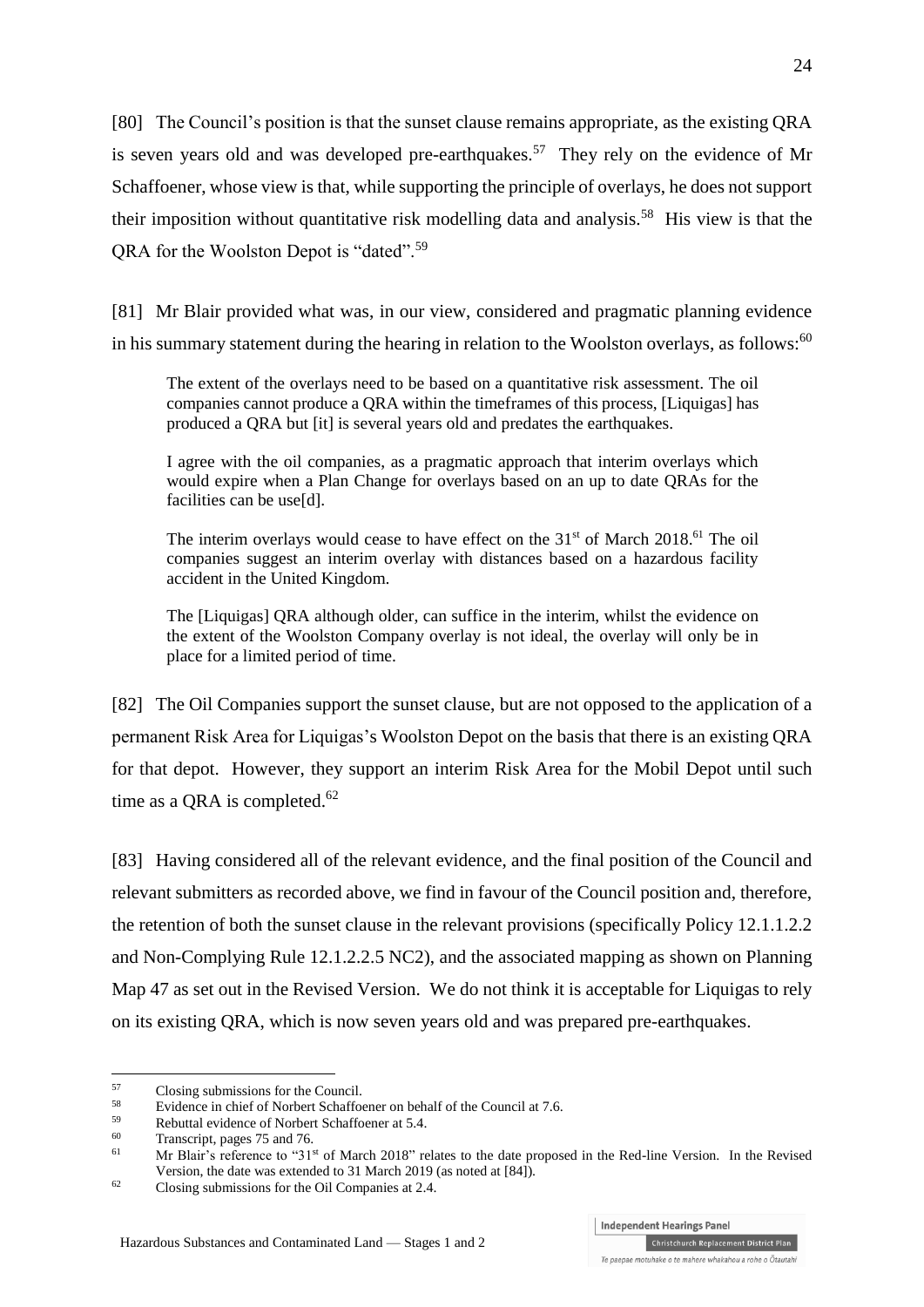[80] The Council's position is that the sunset clause remains appropriate, as the existing QRA is seven years old and was developed pre-earthquakes.[57] They rely on the evidence of Mr Schaffoener, whose view is that, while supporting the principle of overlays, he does not support their imposition without quantitative risk modelling data and analysis.[58] His view is that the QRA for the Woolston Depot is "dated".[59]

[81] Mr Blair provided what was, in our view, considered and pragmatic planning evidence in his summary statement during the hearing in relation to the Woolston overlays, as follows:[60]

> The extent of the overlays need to be based on a quantitative risk assessment. The oil companies cannot produce a QRA within the timeframes of this process, [Liquigas] has produced a QRA but [it] is several years old and predates the earthquakes.
>
> I agree with the oil companies, as a pragmatic approach that interim overlays which would expire when a Plan Change for overlays based on an up to date QRAs for the facilities can be use[d].
>
> The interim overlays would cease to have effect on the 31st of March 2018.[61] The oil companies suggest an interim overlay with distances based on a hazardous facility accident in the United Kingdom.
>
> The [Liquigas] QRA although older, can suffice in the interim, whilst the evidence on the extent of the Woolston Company overlay is not ideal, the overlay will only be in place for a limited period of time.

[82] The Oil Companies support the sunset clause, but are not opposed to the application of a permanent Risk Area for Liquigas's Woolston Depot on the basis that there is an existing QRA for that depot. However, they support an interim Risk Area for the Mobil Depot until such time as a QRA is completed.[62]

[83] Having considered all of the relevant evidence, and the final position of the Council and relevant submitters as recorded above, we find in favour of the Council position and, therefore, the retention of both the sunset clause in the relevant provisions (specifically Policy 12.1.1.2.2 and Non-Complying Rule 12.1.2.2.5 NC2), and the associated mapping as shown on Planning Map 47 as set out in the Revised Version. We do not think it is acceptable for Liquigas to rely on its existing QRA, which is now seven years old and was prepared pre-earthquakes.

---

[57] Closing submissions for the Council.

[58] Evidence in chief of Norbert Schaffoener on behalf of the Council at 7.6.

[59] Rebuttal evidence of Norbert Schaffoener at 5.4.

[60] Transcript, pages 75 and 76.

[61] Mr Blair's reference to "31st of March 2018" relates to the date proposed in the Red-line Version. In the Revised Version, the date was extended to 31 March 2019 (as noted at [84]).

[62] Closing submissions for the Oil Companies at 2.4.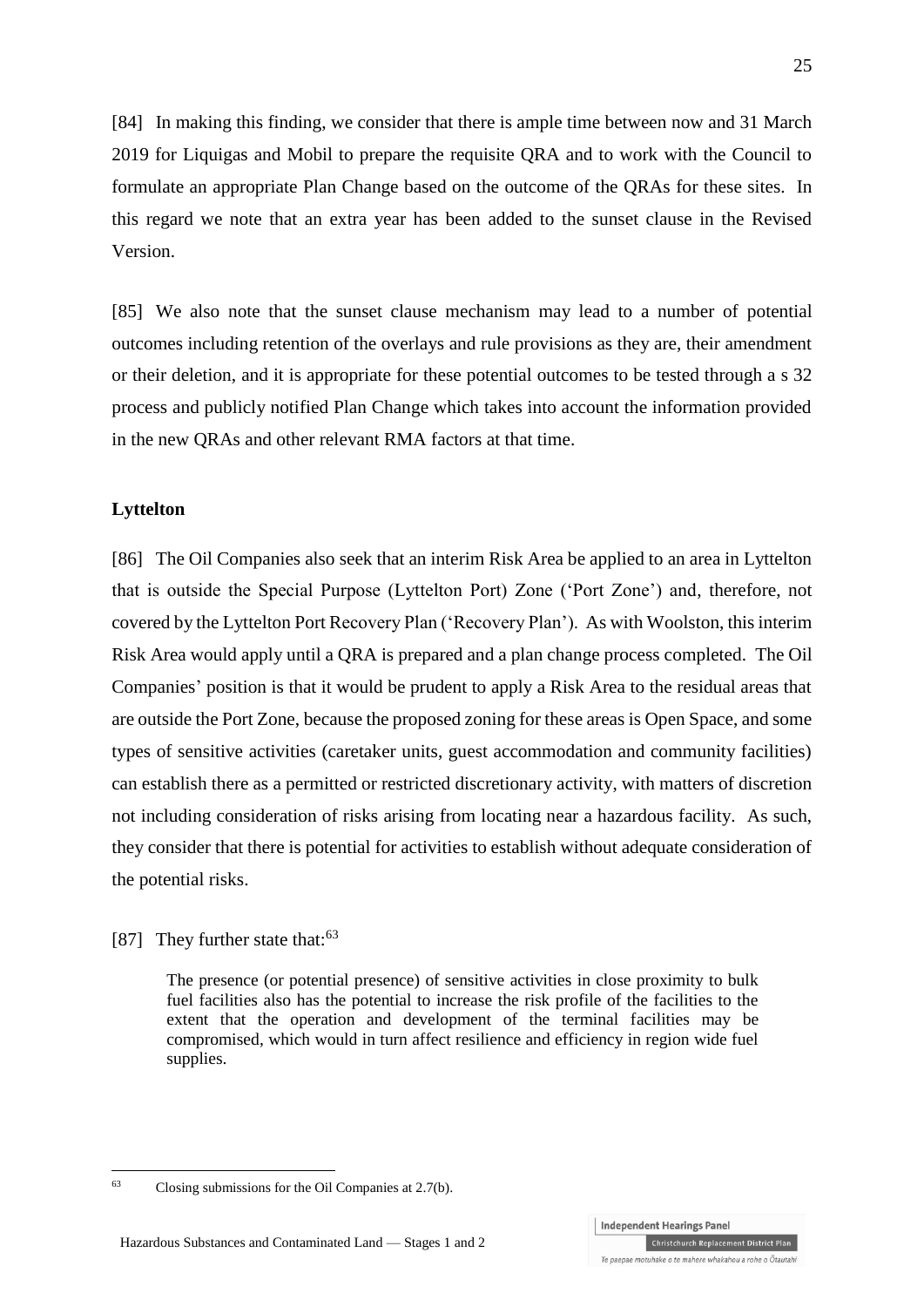[84] In making this finding, we consider that there is ample time between now and 31 March 2019 for Liquigas and Mobil to prepare the requisite QRA and to work with the Council to formulate an appropriate Plan Change based on the outcome of the QRAs for these sites. In this regard we note that an extra year has been added to the sunset clause in the Revised Version.

[85] We also note that the sunset clause mechanism may lead to a number of potential outcomes including retention of the overlays and rule provisions as they are, their amendment or their deletion, and it is appropriate for these potential outcomes to be tested through a s 32 process and publicly notified Plan Change which takes into account the information provided in the new QRAs and other relevant RMA factors at that time.

**Lyttelton**

[86] The Oil Companies also seek that an interim Risk Area be applied to an area in Lyttelton that is outside the Special Purpose (Lyttelton Port) Zone ('Port Zone') and, therefore, not covered by the Lyttelton Port Recovery Plan ('Recovery Plan'). As with Woolston, this interim Risk Area would apply until a QRA is prepared and a plan change process completed. The Oil Companies' position is that it would be prudent to apply a Risk Area to the residual areas that are outside the Port Zone, because the proposed zoning for these areas is Open Space, and some types of sensitive activities (caretaker units, guest accommodation and community facilities) can establish there as a permitted or restricted discretionary activity, with matters of discretion not including consideration of risks arising from locating near a hazardous facility. As such, they consider that there is potential for activities to establish without adequate consideration of the potential risks.

[87] They further state that:[63]

> The presence (or potential presence) of sensitive activities in close proximity to bulk fuel facilities also has the potential to increase the risk profile of the facilities to the extent that the operation and development of the terminal facilities may be compromised, which would in turn affect resilience and efficiency in region wide fuel supplies.

---

[63] Closing submissions for the Oil Companies at 2.7(b).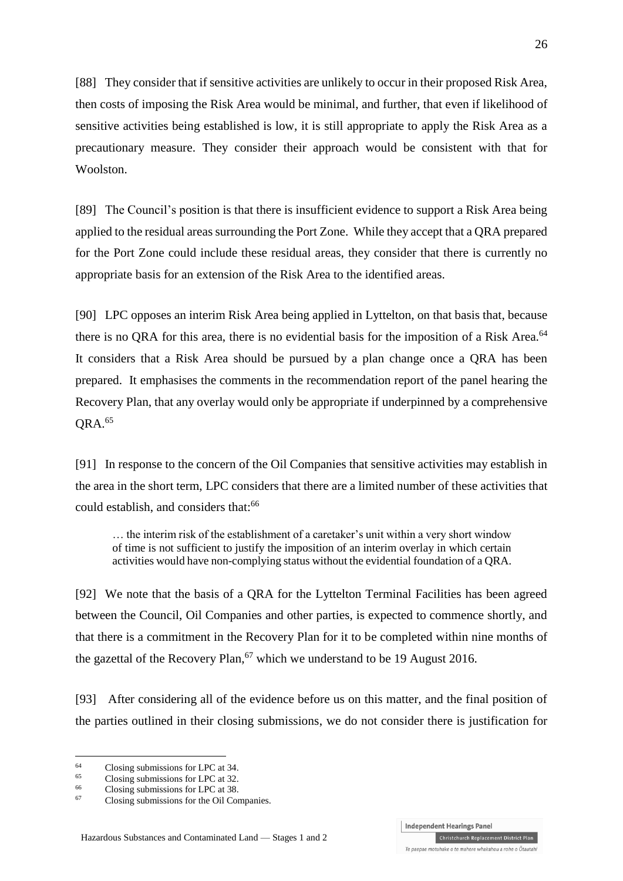[88] They consider that if sensitive activities are unlikely to occur in their proposed Risk Area, then costs of imposing the Risk Area would be minimal, and further, that even if likelihood of sensitive activities being established is low, it is still appropriate to apply the Risk Area as a precautionary measure. They consider their approach would be consistent with that for Woolston.

[89] The Council's position is that there is insufficient evidence to support a Risk Area being applied to the residual areas surrounding the Port Zone. While they accept that a QRA prepared for the Port Zone could include these residual areas, they consider that there is currently no appropriate basis for an extension of the Risk Area to the identified areas.

[90] LPC opposes an interim Risk Area being applied in Lyttelton, on that basis that, because there is no QRA for this area, there is no evidential basis for the imposition of a Risk Area.[64] It considers that a Risk Area should be pursued by a plan change once a QRA has been prepared. It emphasises the comments in the recommendation report of the panel hearing the Recovery Plan, that any overlay would only be appropriate if underpinned by a comprehensive QRA.[65]

[91] In response to the concern of the Oil Companies that sensitive activities may establish in the area in the short term, LPC considers that there are a limited number of these activities that could establish, and considers that:[66]

> … the interim risk of the establishment of a caretaker's unit within a very short window of time is not sufficient to justify the imposition of an interim overlay in which certain activities would have non-complying status without the evidential foundation of a QRA.

[92] We note that the basis of a QRA for the Lyttelton Terminal Facilities has been agreed between the Council, Oil Companies and other parties, is expected to commence shortly, and that there is a commitment in the Recovery Plan for it to be completed within nine months of the gazettal of the Recovery Plan,[67] which we understand to be 19 August 2016.

[93] After considering all of the evidence before us on this matter, and the final position of the parties outlined in their closing submissions, we do not consider there is justification for

---

[64] Closing submissions for LPC at 34.
[65] Closing submissions for LPC at 32.
[66] Closing submissions for LPC at 38.
[67] Closing submissions for the Oil Companies.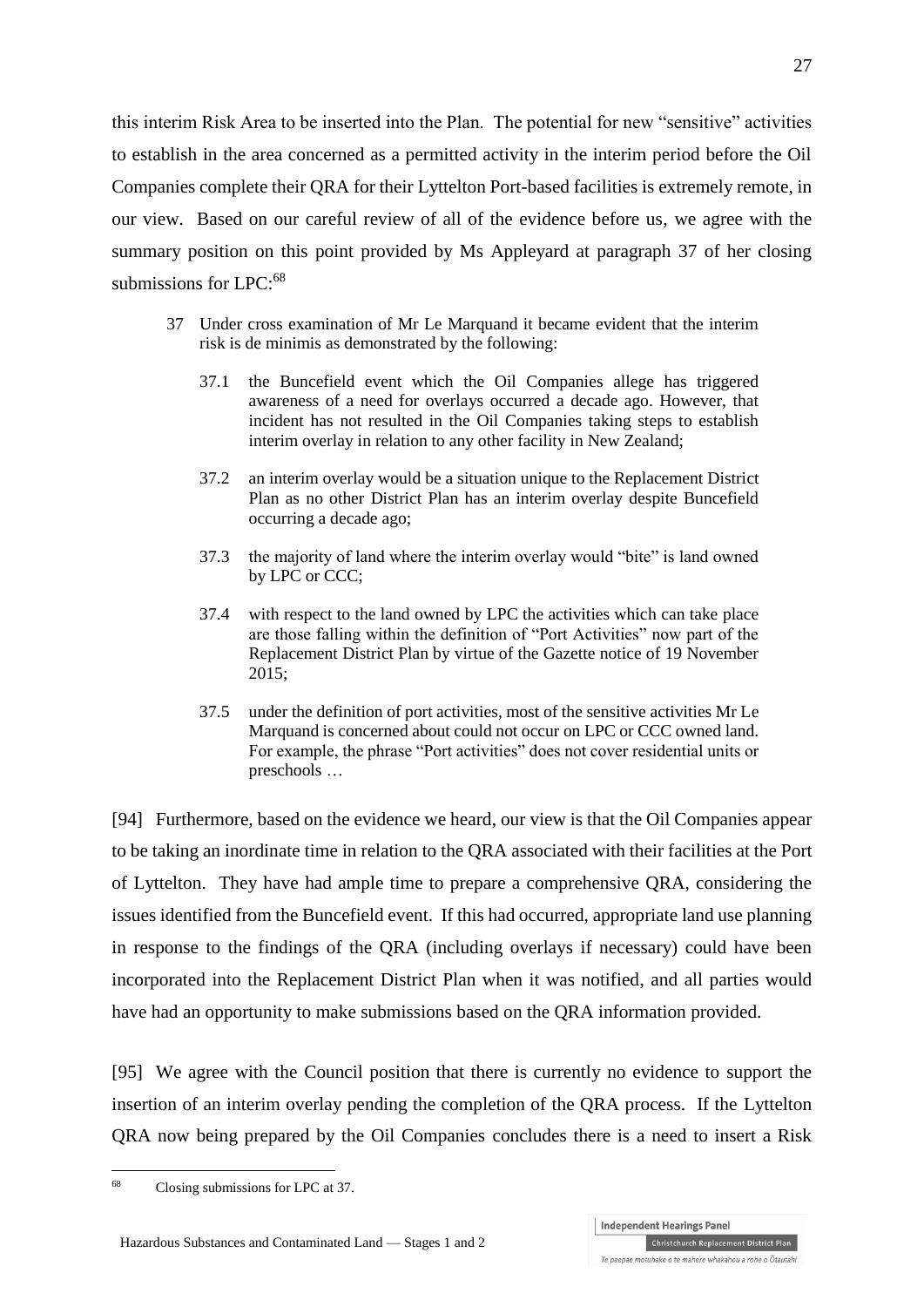this interim Risk Area to be inserted into the Plan. The potential for new "sensitive" activities to establish in the area concerned as a permitted activity in the interim period before the Oil Companies complete their QRA for their Lyttelton Port-based facilities is extremely remote, in our view. Based on our careful review of all of the evidence before us, we agree with the summary position on this point provided by Ms Appleyard at paragraph 37 of her closing submissions for LPC:[68]

> 37 Under cross examination of Mr Le Marquand it became evident that the interim risk is de minimis as demonstrated by the following:
>
> 37.1 the Buncefield event which the Oil Companies allege has triggered awareness of a need for overlays occurred a decade ago. However, that incident has not resulted in the Oil Companies taking steps to establish interim overlay in relation to any other facility in New Zealand;
>
> 37.2 an interim overlay would be a situation unique to the Replacement District Plan as no other District Plan has an interim overlay despite Buncefield occurring a decade ago;
>
> 37.3 the majority of land where the interim overlay would "bite" is land owned by LPC or CCC;
>
> 37.4 with respect to the land owned by LPC the activities which can take place are those falling within the definition of "Port Activities" now part of the Replacement District Plan by virtue of the Gazette notice of 19 November 2015;
>
> 37.5 under the definition of port activities, most of the sensitive activities Mr Le Marquand is concerned about could not occur on LPC or CCC owned land. For example, the phrase "Port activities" does not cover residential units or preschools …

[94] Furthermore, based on the evidence we heard, our view is that the Oil Companies appear to be taking an inordinate time in relation to the QRA associated with their facilities at the Port of Lyttelton. They have had ample time to prepare a comprehensive QRA, considering the issues identified from the Buncefield event. If this had occurred, appropriate land use planning in response to the findings of the QRA (including overlays if necessary) could have been incorporated into the Replacement District Plan when it was notified, and all parties would have had an opportunity to make submissions based on the QRA information provided.

[95] We agree with the Council position that there is currently no evidence to support the insertion of an interim overlay pending the completion of the QRA process. If the Lyttelton QRA now being prepared by the Oil Companies concludes there is a need to insert a Risk

---

[68] Closing submissions for LPC at 37.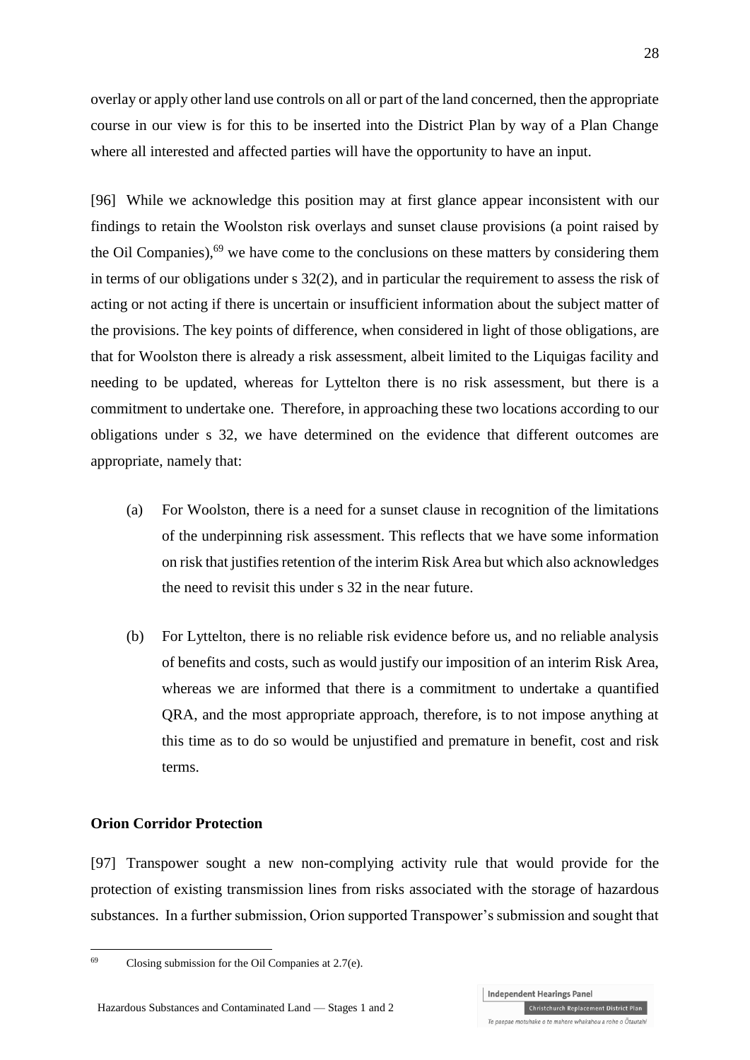overlay or apply other land use controls on all or part of the land concerned, then the appropriate course in our view is for this to be inserted into the District Plan by way of a Plan Change where all interested and affected parties will have the opportunity to have an input.

[96] While we acknowledge this position may at first glance appear inconsistent with our findings to retain the Woolston risk overlays and sunset clause provisions (a point raised by the Oil Companies),[69] we have come to the conclusions on these matters by considering them in terms of our obligations under s 32(2), and in particular the requirement to assess the risk of acting or not acting if there is uncertain or insufficient information about the subject matter of the provisions. The key points of difference, when considered in light of those obligations, are that for Woolston there is already a risk assessment, albeit limited to the Liquigas facility and needing to be updated, whereas for Lyttelton there is no risk assessment, but there is a commitment to undertake one. Therefore, in approaching these two locations according to our obligations under s 32, we have determined on the evidence that different outcomes are appropriate, namely that:

(a) For Woolston, there is a need for a sunset clause in recognition of the limitations of the underpinning risk assessment. This reflects that we have some information on risk that justifies retention of the interim Risk Area but which also acknowledges the need to revisit this under s 32 in the near future.

(b) For Lyttelton, there is no reliable risk evidence before us, and no reliable analysis of benefits and costs, such as would justify our imposition of an interim Risk Area, whereas we are informed that there is a commitment to undertake a quantified QRA, and the most appropriate approach, therefore, is to not impose anything at this time as to do so would be unjustified and premature in benefit, cost and risk terms.

**Orion Corridor Protection**

[97] Transpower sought a new non-complying activity rule that would provide for the protection of existing transmission lines from risks associated with the storage of hazardous substances. In a further submission, Orion supported Transpower's submission and sought that

[69] Closing submission for the Oil Companies at 2.7(e).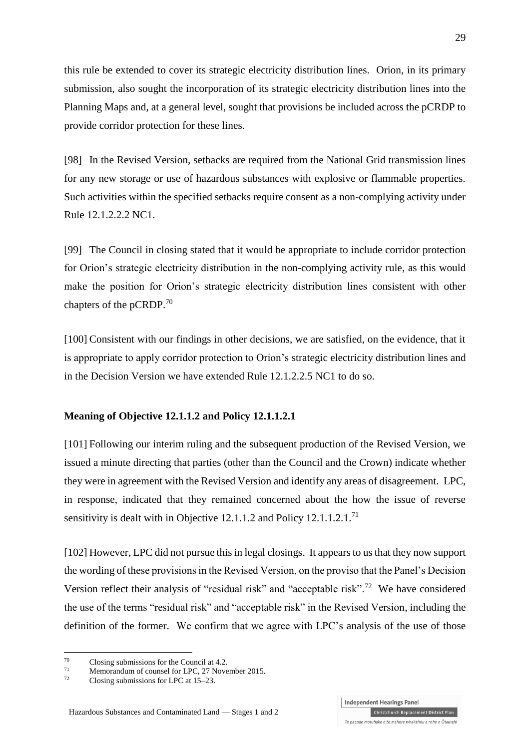this rule be extended to cover its strategic electricity distribution lines. Orion, in its primary submission, also sought the incorporation of its strategic electricity distribution lines into the Planning Maps and, at a general level, sought that provisions be included across the pCRDP to provide corridor protection for these lines.

[98] In the Revised Version, setbacks are required from the National Grid transmission lines for any new storage or use of hazardous substances with explosive or flammable properties. Such activities within the specified setbacks require consent as a non-complying activity under Rule 12.1.2.2.2 NC1.

[99] The Council in closing stated that it would be appropriate to include corridor protection for Orion's strategic electricity distribution in the non-complying activity rule, as this would make the position for Orion's strategic electricity distribution lines consistent with other chapters of the pCRDP.[70]

[100] Consistent with our findings in other decisions, we are satisfied, on the evidence, that it is appropriate to apply corridor protection to Orion's strategic electricity distribution lines and in the Decision Version we have extended Rule 12.1.2.2.5 NC1 to do so.

**Meaning of Objective 12.1.1.2 and Policy 12.1.1.2.1**

[101] Following our interim ruling and the subsequent production of the Revised Version, we issued a minute directing that parties (other than the Council and the Crown) indicate whether they were in agreement with the Revised Version and identify any areas of disagreement. LPC, in response, indicated that they remained concerned about the how the issue of reverse sensitivity is dealt with in Objective 12.1.1.2 and Policy 12.1.1.2.1.[71]

[102] However, LPC did not pursue this in legal closings. It appears to us that they now support the wording of these provisions in the Revised Version, on the proviso that the Panel's Decision Version reflect their analysis of "residual risk" and "acceptable risk".[72] We have considered the use of the terms "residual risk" and "acceptable risk" in the Revised Version, including the definition of the former. We confirm that we agree with LPC's analysis of the use of those

---

[70] Closing submissions for the Council at 4.2.

[71] Memorandum of counsel for LPC, 27 November 2015.

[72] Closing submissions for LPC at 15–23.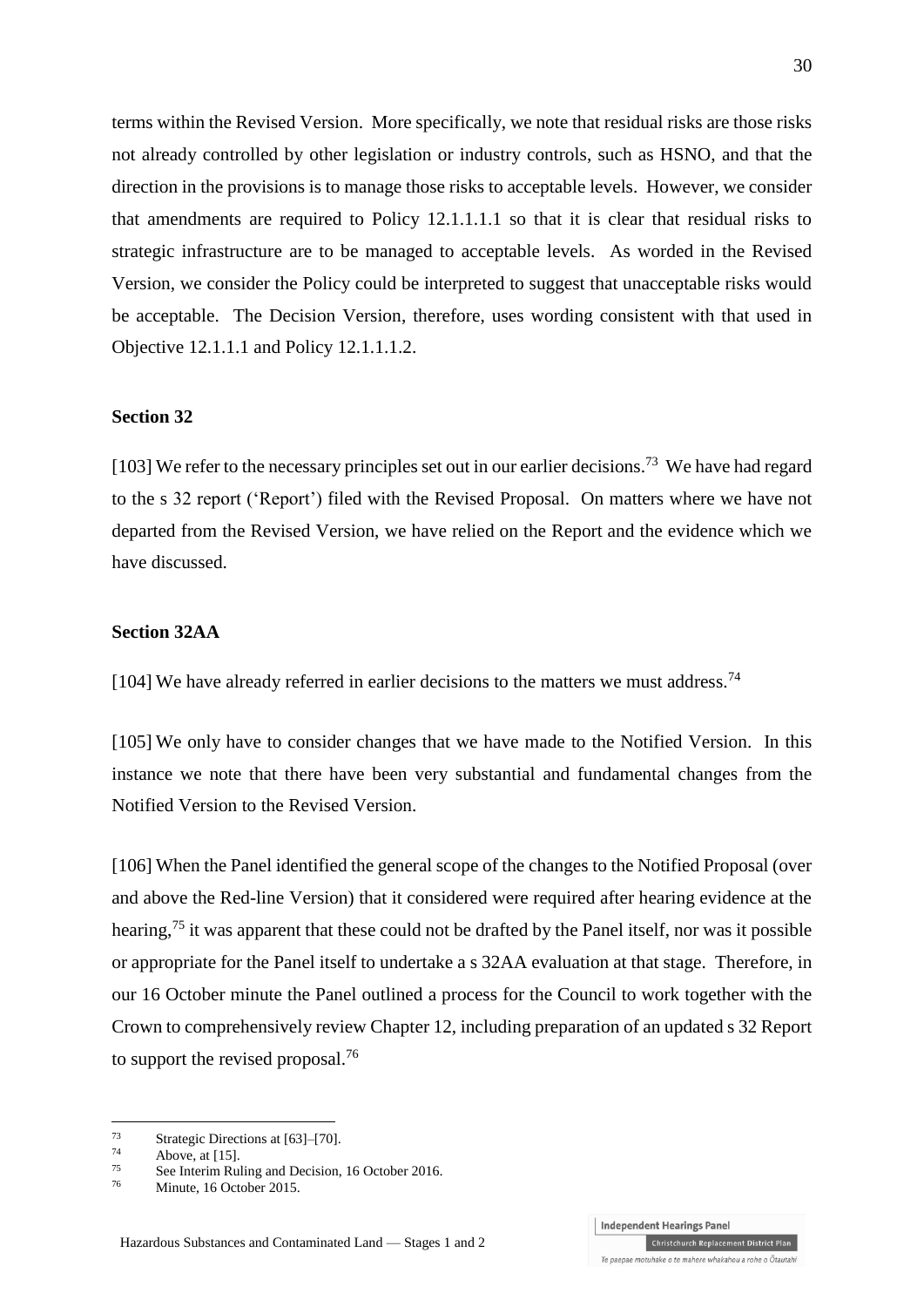terms within the Revised Version. More specifically, we note that residual risks are those risks not already controlled by other legislation or industry controls, such as HSNO, and that the direction in the provisions is to manage those risks to acceptable levels. However, we consider that amendments are required to Policy 12.1.1.1.1 so that it is clear that residual risks to strategic infrastructure are to be managed to acceptable levels. As worded in the Revised Version, we consider the Policy could be interpreted to suggest that unacceptable risks would be acceptable. The Decision Version, therefore, uses wording consistent with that used in Objective 12.1.1.1 and Policy 12.1.1.1.2.

**Section 32**

[103] We refer to the necessary principles set out in our earlier decisions.[73] We have had regard to the s 32 report ('Report') filed with the Revised Proposal. On matters where we have not departed from the Revised Version, we have relied on the Report and the evidence which we have discussed.

**Section 32AA**

[104] We have already referred in earlier decisions to the matters we must address.[74]

[105] We only have to consider changes that we have made to the Notified Version. In this instance we note that there have been very substantial and fundamental changes from the Notified Version to the Revised Version.

[106] When the Panel identified the general scope of the changes to the Notified Proposal (over and above the Red-line Version) that it considered were required after hearing evidence at the hearing,[75] it was apparent that these could not be drafted by the Panel itself, nor was it possible or appropriate for the Panel itself to undertake a s 32AA evaluation at that stage. Therefore, in our 16 October minute the Panel outlined a process for the Council to work together with the Crown to comprehensively review Chapter 12, including preparation of an updated s 32 Report to support the revised proposal.[76]

---

[73] Strategic Directions at [63]–[70].

[74] Above, at [15].

[75] See Interim Ruling and Decision, 16 October 2016.

[76] Minute, 16 October 2015.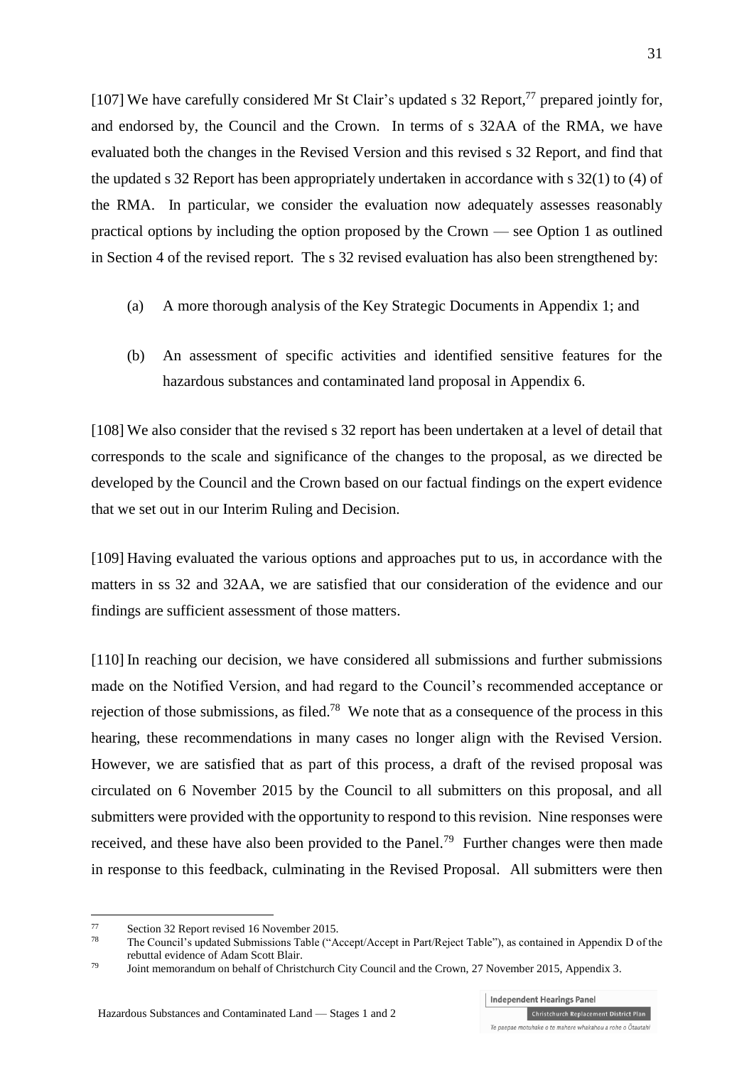[107] We have carefully considered Mr St Clair's updated s 32 Report,[77] prepared jointly for, and endorsed by, the Council and the Crown. In terms of s 32AA of the RMA, we have evaluated both the changes in the Revised Version and this revised s 32 Report, and find that the updated s 32 Report has been appropriately undertaken in accordance with s 32(1) to (4) of the RMA. In particular, we consider the evaluation now adequately assesses reasonably practical options by including the option proposed by the Crown — see Option 1 as outlined in Section 4 of the revised report. The s 32 revised evaluation has also been strengthened by:

(a) A more thorough analysis of the Key Strategic Documents in Appendix 1; and

(b) An assessment of specific activities and identified sensitive features for the hazardous substances and contaminated land proposal in Appendix 6.

[108] We also consider that the revised s 32 report has been undertaken at a level of detail that corresponds to the scale and significance of the changes to the proposal, as we directed be developed by the Council and the Crown based on our factual findings on the expert evidence that we set out in our Interim Ruling and Decision.

[109] Having evaluated the various options and approaches put to us, in accordance with the matters in ss 32 and 32AA, we are satisfied that our consideration of the evidence and our findings are sufficient assessment of those matters.

[110] In reaching our decision, we have considered all submissions and further submissions made on the Notified Version, and had regard to the Council's recommended acceptance or rejection of those submissions, as filed.[78] We note that as a consequence of the process in this hearing, these recommendations in many cases no longer align with the Revised Version. However, we are satisfied that as part of this process, a draft of the revised proposal was circulated on 6 November 2015 by the Council to all submitters on this proposal, and all submitters were provided with the opportunity to respond to this revision. Nine responses were received, and these have also been provided to the Panel.[79] Further changes were then made in response to this feedback, culminating in the Revised Proposal. All submitters were then

---

[77] Section 32 Report revised 16 November 2015.

[78] The Council's updated Submissions Table ("Accept/Accept in Part/Reject Table"), as contained in Appendix D of the rebuttal evidence of Adam Scott Blair.

[79] Joint memorandum on behalf of Christchurch City Council and the Crown, 27 November 2015, Appendix 3.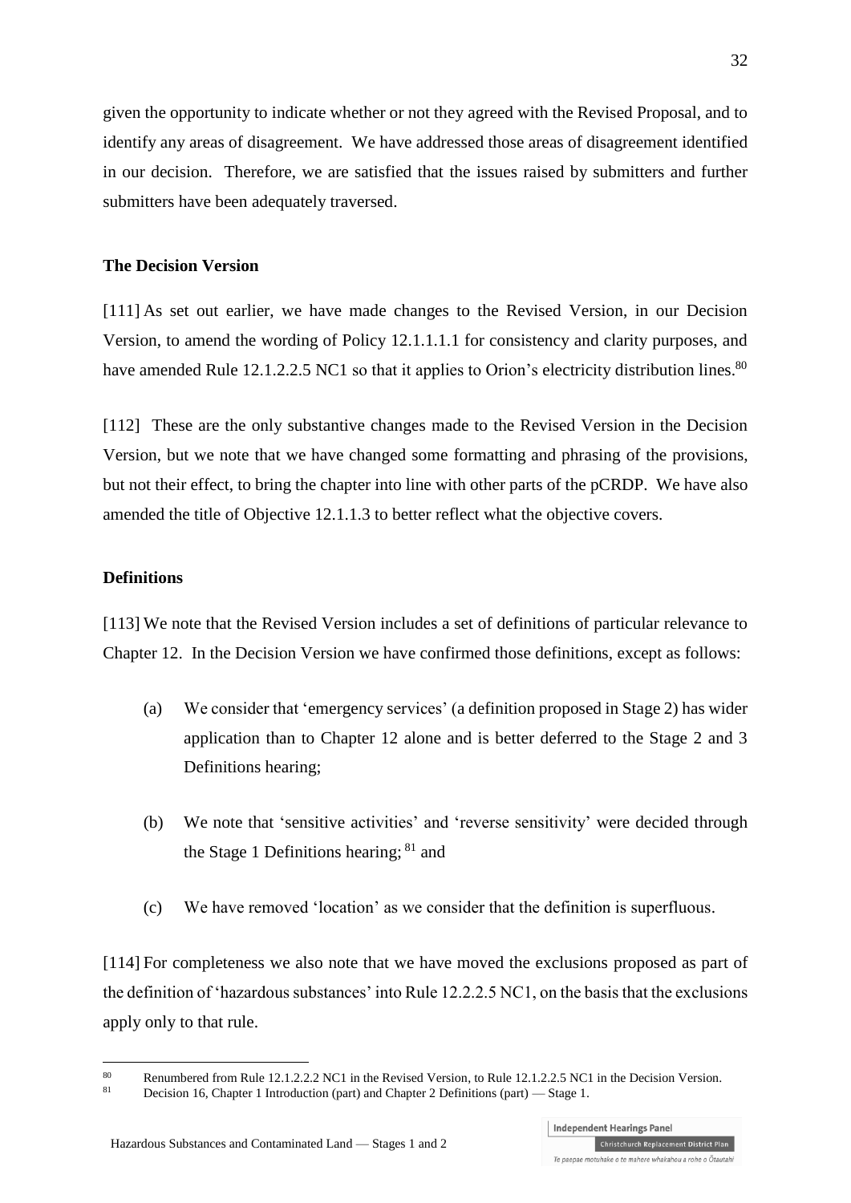given the opportunity to indicate whether or not they agreed with the Revised Proposal, and to identify any areas of disagreement. We have addressed those areas of disagreement identified in our decision. Therefore, we are satisfied that the issues raised by submitters and further submitters have been adequately traversed.

**The Decision Version**

[111] As set out earlier, we have made changes to the Revised Version, in our Decision Version, to amend the wording of Policy 12.1.1.1.1 for consistency and clarity purposes, and have amended Rule 12.1.2.2.5 NC1 so that it applies to Orion's electricity distribution lines.[80]

[112] These are the only substantive changes made to the Revised Version in the Decision Version, but we note that we have changed some formatting and phrasing of the provisions, but not their effect, to bring the chapter into line with other parts of the pCRDP. We have also amended the title of Objective 12.1.1.3 to better reflect what the objective covers.

**Definitions**

[113] We note that the Revised Version includes a set of definitions of particular relevance to Chapter 12. In the Decision Version we have confirmed those definitions, except as follows:

(a) We consider that 'emergency services' (a definition proposed in Stage 2) has wider application than to Chapter 12 alone and is better deferred to the Stage 2 and 3 Definitions hearing;

(b) We note that 'sensitive activities' and 'reverse sensitivity' were decided through the Stage 1 Definitions hearing; [81] and

(c) We have removed 'location' as we consider that the definition is superfluous.

[114] For completeness we also note that we have moved the exclusions proposed as part of the definition of 'hazardous substances' into Rule 12.2.2.5 NC1, on the basis that the exclusions apply only to that rule.

[80] Renumbered from Rule 12.1.2.2.2 NC1 in the Revised Version, to Rule 12.1.2.2.5 NC1 in the Decision Version.

[81] Decision 16, Chapter 1 Introduction (part) and Chapter 2 Definitions (part) — Stage 1.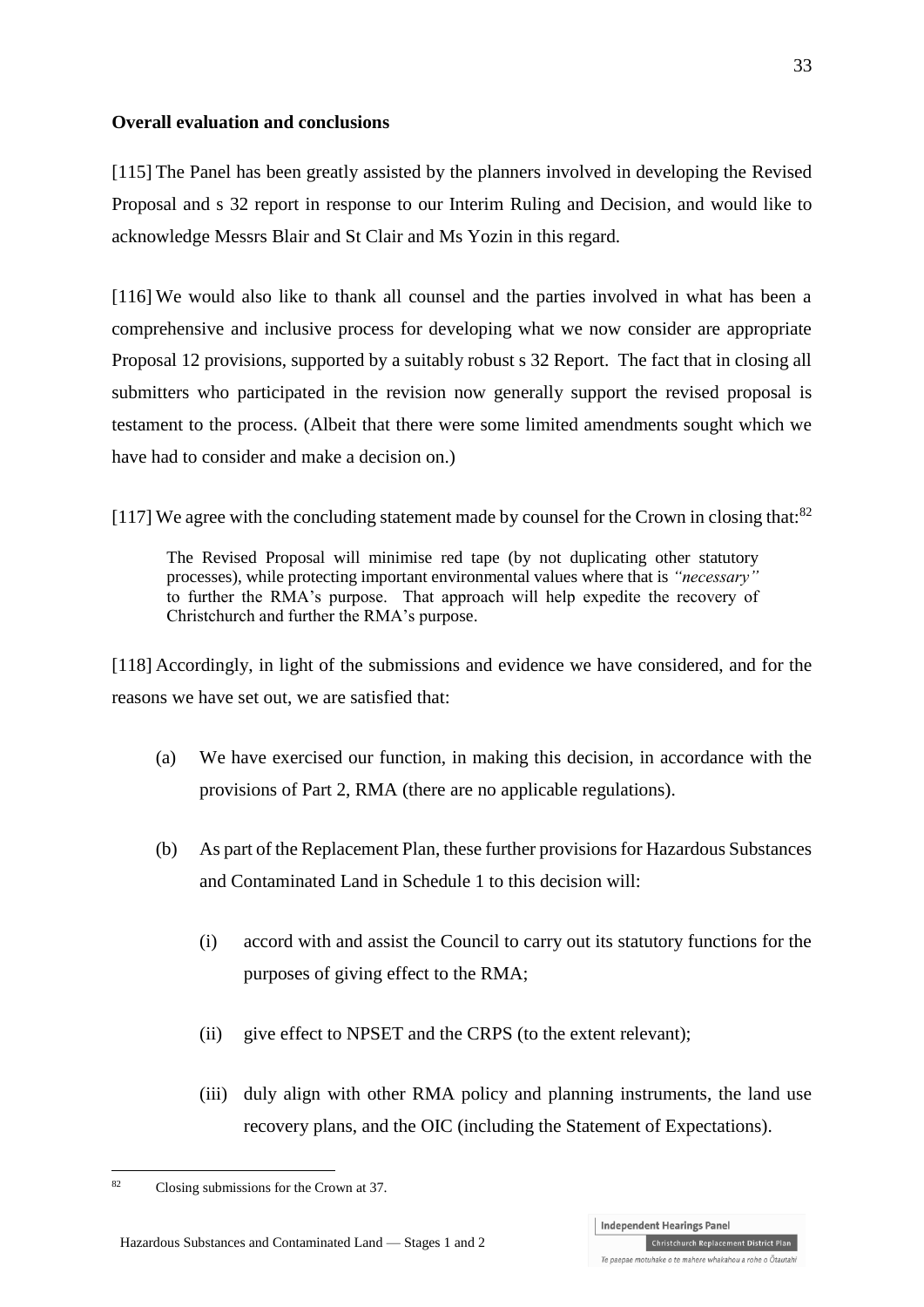**Overall evaluation and conclusions**

[115] The Panel has been greatly assisted by the planners involved in developing the Revised Proposal and s 32 report in response to our Interim Ruling and Decision, and would like to acknowledge Messrs Blair and St Clair and Ms Yozin in this regard.

[116] We would also like to thank all counsel and the parties involved in what has been a comprehensive and inclusive process for developing what we now consider are appropriate Proposal 12 provisions, supported by a suitably robust s 32 Report. The fact that in closing all submitters who participated in the revision now generally support the revised proposal is testament to the process. (Albeit that there were some limited amendments sought which we have had to consider and make a decision on.)

[117] We agree with the concluding statement made by counsel for the Crown in closing that:[82]

> The Revised Proposal will minimise red tape (by not duplicating other statutory processes), while protecting important environmental values where that is *"necessary"* to further the RMA's purpose. That approach will help expedite the recovery of Christchurch and further the RMA's purpose.

[118] Accordingly, in light of the submissions and evidence we have considered, and for the reasons we have set out, we are satisfied that:

(a) We have exercised our function, in making this decision, in accordance with the provisions of Part 2, RMA (there are no applicable regulations).

(b) As part of the Replacement Plan, these further provisions for Hazardous Substances and Contaminated Land in Schedule 1 to this decision will:

(i) accord with and assist the Council to carry out its statutory functions for the purposes of giving effect to the RMA;

(ii) give effect to NPSET and the CRPS (to the extent relevant);

(iii) duly align with other RMA policy and planning instruments, the land use recovery plans, and the OIC (including the Statement of Expectations).

---

[82] Closing submissions for the Crown at 37.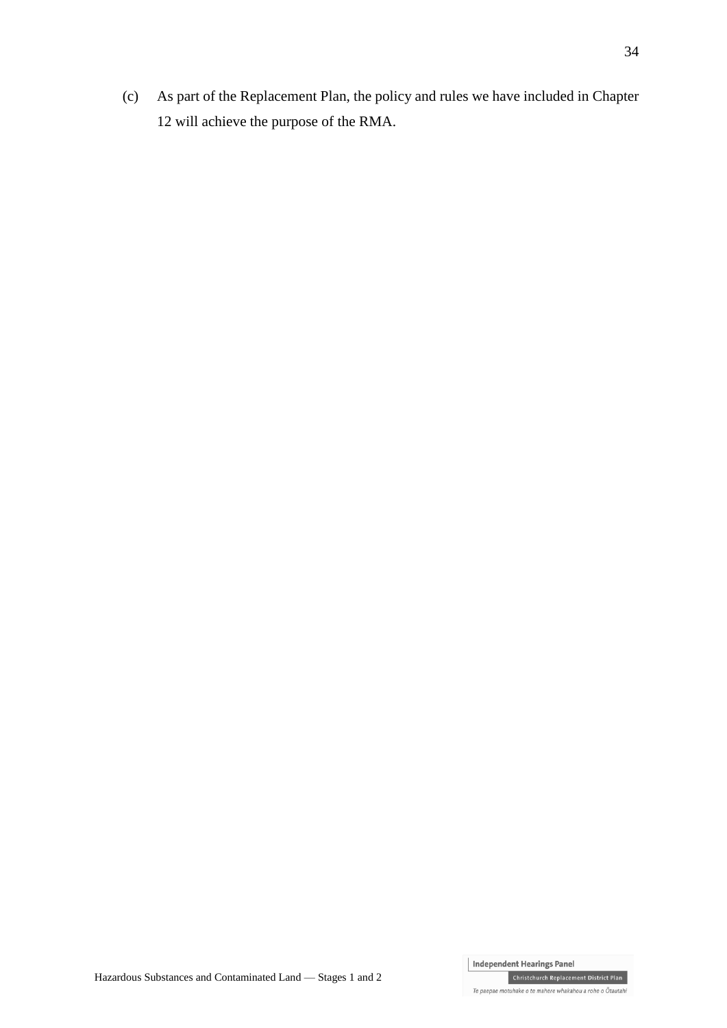(c) As part of the Replacement Plan, the policy and rules we have included in Chapter 12 will achieve the purpose of the RMA.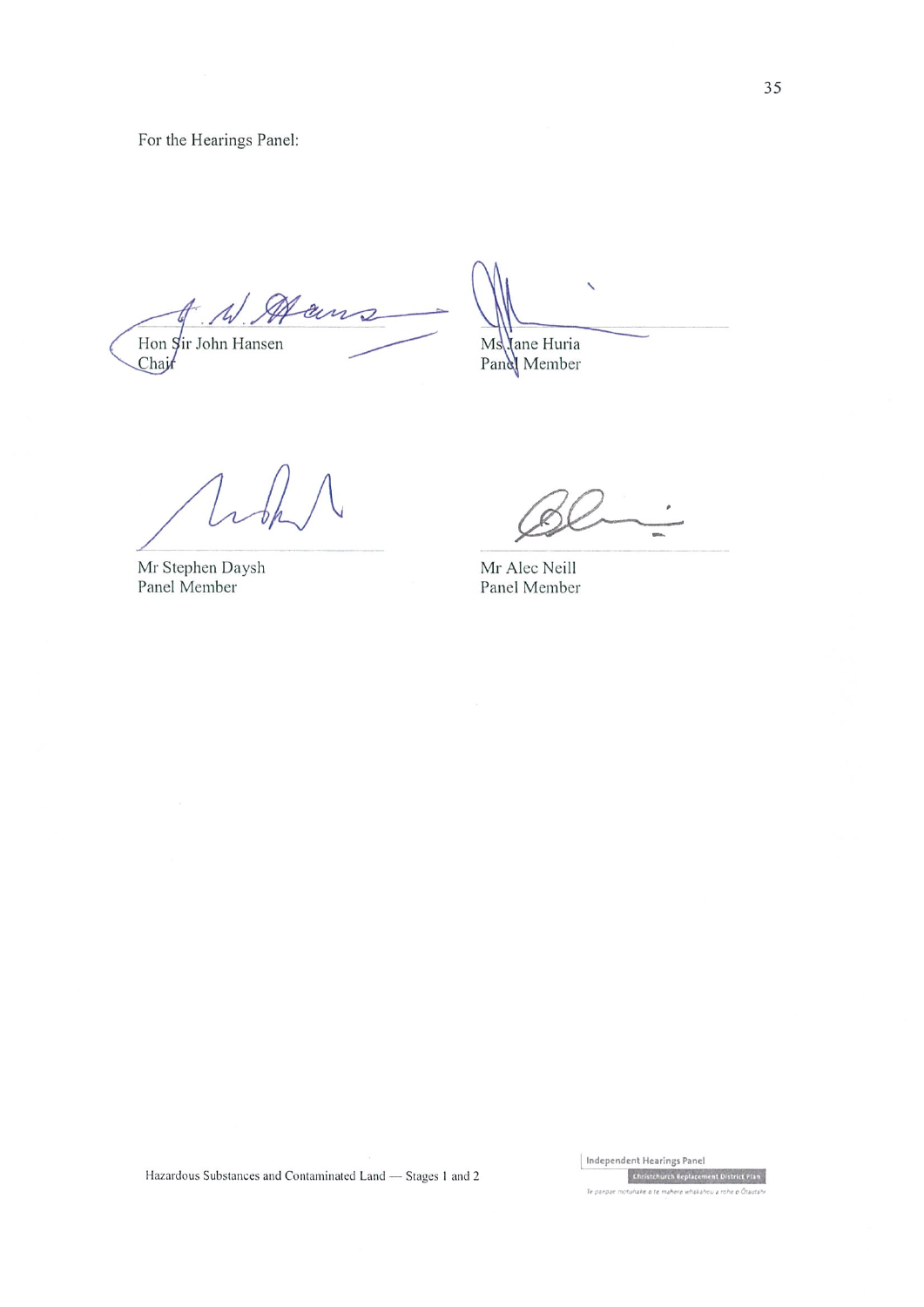For the Hearings Panel:

Hon Sir John Hansen
Chair

Ms Jane Huria
Panel Member

Mr Stephen Daysh
Panel Member

Mr Alec Neill
Panel Member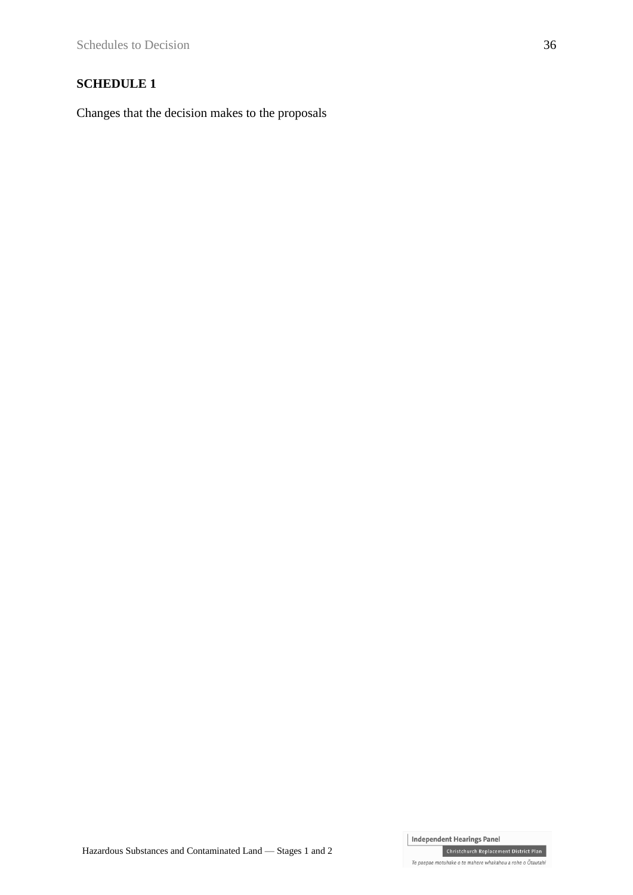## SCHEDULE 1

Changes that the decision makes to the proposals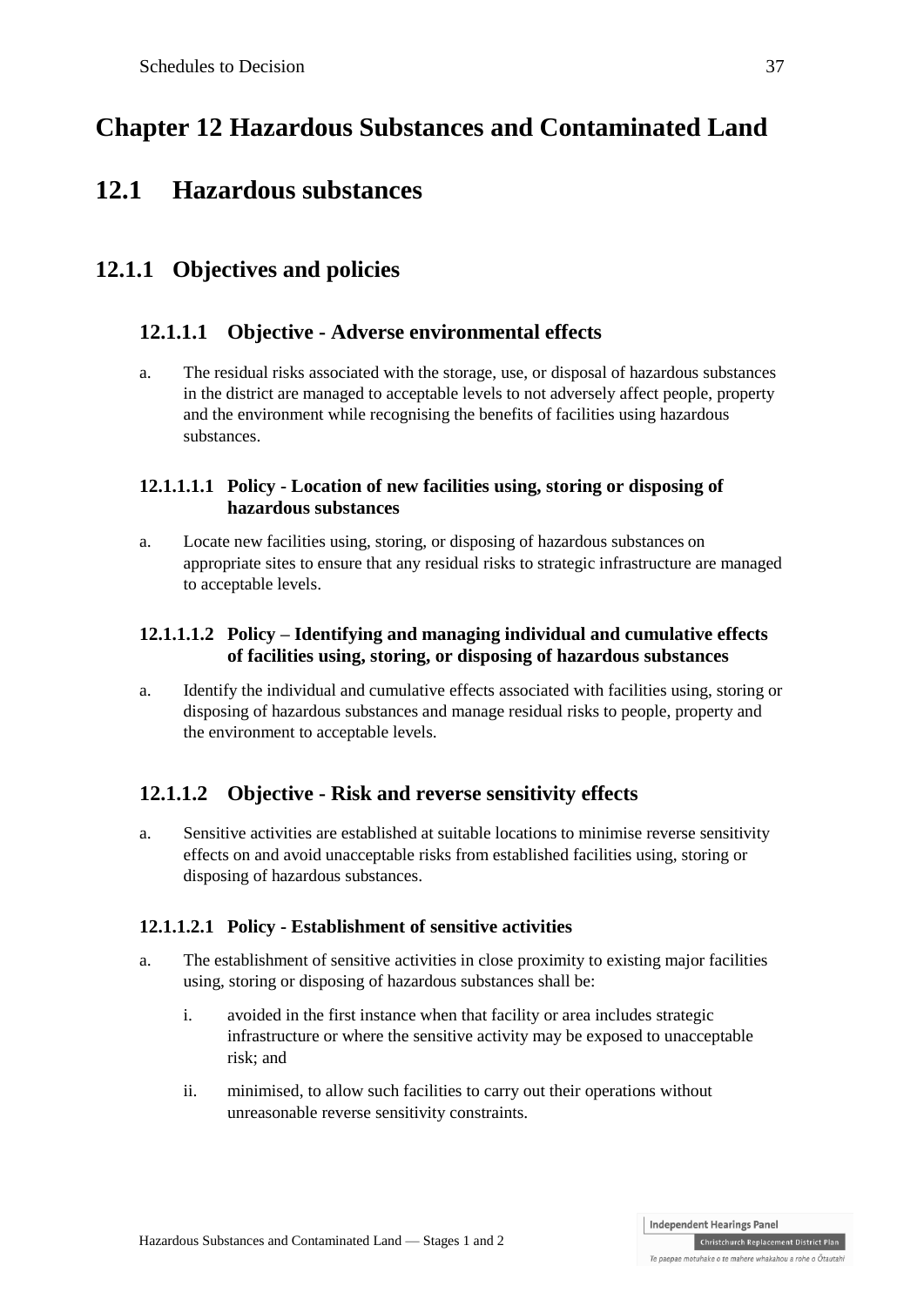# Chapter 12 Hazardous Substances and Contaminated Land

## 12.1 Hazardous substances

### 12.1.1 Objectives and policies

#### 12.1.1.1 Objective - Adverse environmental effects

a. The residual risks associated with the storage, use, or disposal of hazardous substances in the district are managed to acceptable levels to not adversely affect people, property and the environment while recognising the benefits of facilities using hazardous substances.

##### 12.1.1.1.1 Policy - Location of new facilities using, storing or disposing of hazardous substances

a. Locate new facilities using, storing, or disposing of hazardous substances on appropriate sites to ensure that any residual risks to strategic infrastructure are managed to acceptable levels.

##### 12.1.1.1.2 Policy – Identifying and managing individual and cumulative effects of facilities using, storing, or disposing of hazardous substances

a. Identify the individual and cumulative effects associated with facilities using, storing or disposing of hazardous substances and manage residual risks to people, property and the environment to acceptable levels.

#### 12.1.1.2 Objective - Risk and reverse sensitivity effects

a. Sensitive activities are established at suitable locations to minimise reverse sensitivity effects on and avoid unacceptable risks from established facilities using, storing or disposing of hazardous substances.

##### 12.1.1.2.1 Policy - Establishment of sensitive activities

a. The establishment of sensitive activities in close proximity to existing major facilities using, storing or disposing of hazardous substances shall be:

   i. avoided in the first instance when that facility or area includes strategic infrastructure or where the sensitive activity may be exposed to unacceptable risk; and

   ii. minimised, to allow such facilities to carry out their operations without unreasonable reverse sensitivity constraints.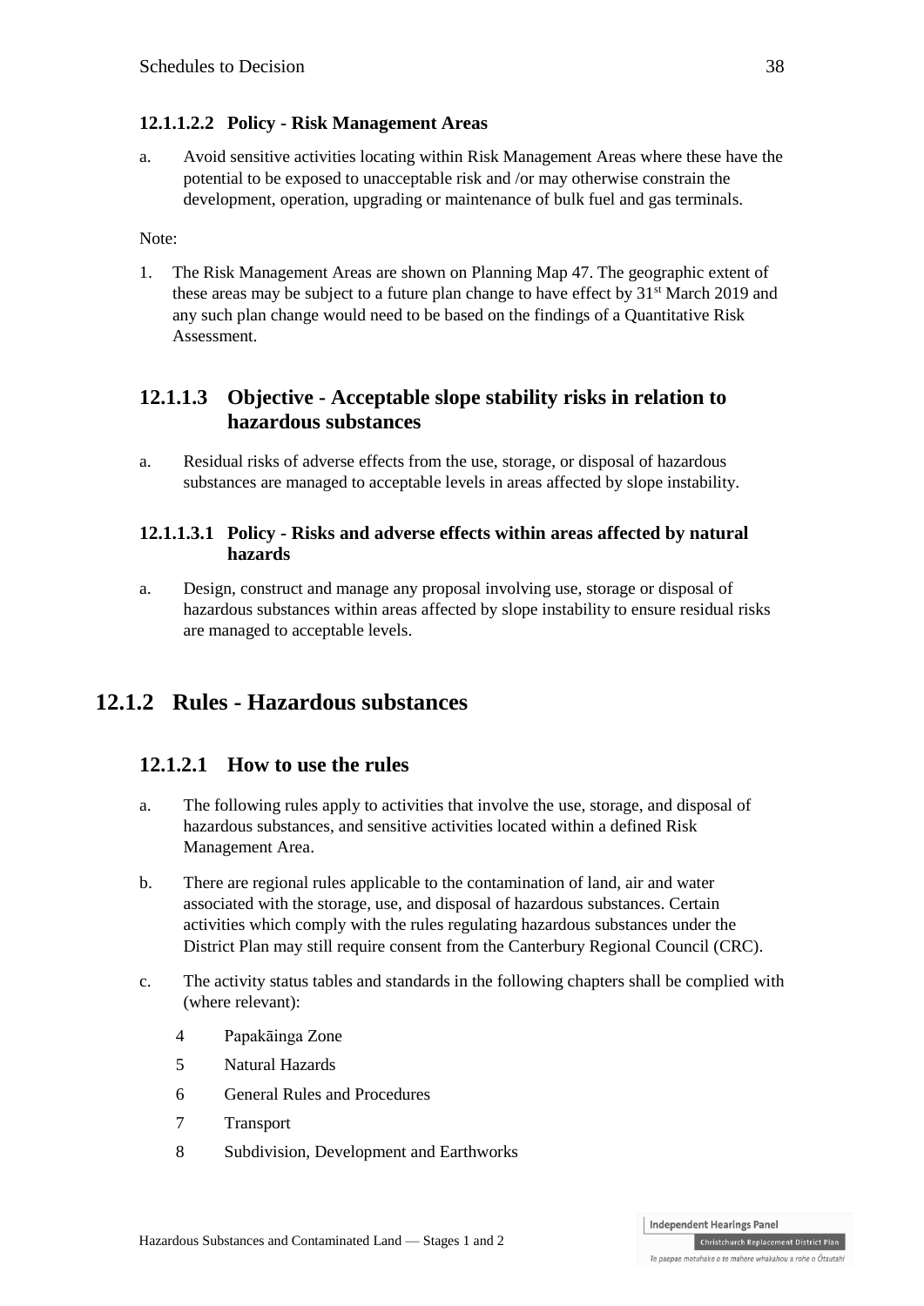#### 12.1.1.2.2 Policy - Risk Management Areas

a. Avoid sensitive activities locating within Risk Management Areas where these have the potential to be exposed to unacceptable risk and /or may otherwise constrain the development, operation, upgrading or maintenance of bulk fuel and gas terminals.

Note:

1. The Risk Management Areas are shown on Planning Map 47. The geographic extent of these areas may be subject to a future plan change to have effect by 31st March 2019 and any such plan change would need to be based on the findings of a Quantitative Risk Assessment.

### 12.1.1.3 Objective - Acceptable slope stability risks in relation to hazardous substances

a. Residual risks of adverse effects from the use, storage, or disposal of hazardous substances are managed to acceptable levels in areas affected by slope instability.

#### 12.1.1.3.1 Policy - Risks and adverse effects within areas affected by natural hazards

a. Design, construct and manage any proposal involving use, storage or disposal of hazardous substances within areas affected by slope instability to ensure residual risks are managed to acceptable levels.

## 12.1.2 Rules - Hazardous substances

### 12.1.2.1 How to use the rules

a. The following rules apply to activities that involve the use, storage, and disposal of hazardous substances, and sensitive activities located within a defined Risk Management Area.

b. There are regional rules applicable to the contamination of land, air and water associated with the storage, use, and disposal of hazardous substances. Certain activities which comply with the rules regulating hazardous substances under the District Plan may still require consent from the Canterbury Regional Council (CRC).

c. The activity status tables and standards in the following chapters shall be complied with (where relevant):

   4 Papakāinga Zone

   5 Natural Hazards

   6 General Rules and Procedures

   7 Transport

   8 Subdivision, Development and Earthworks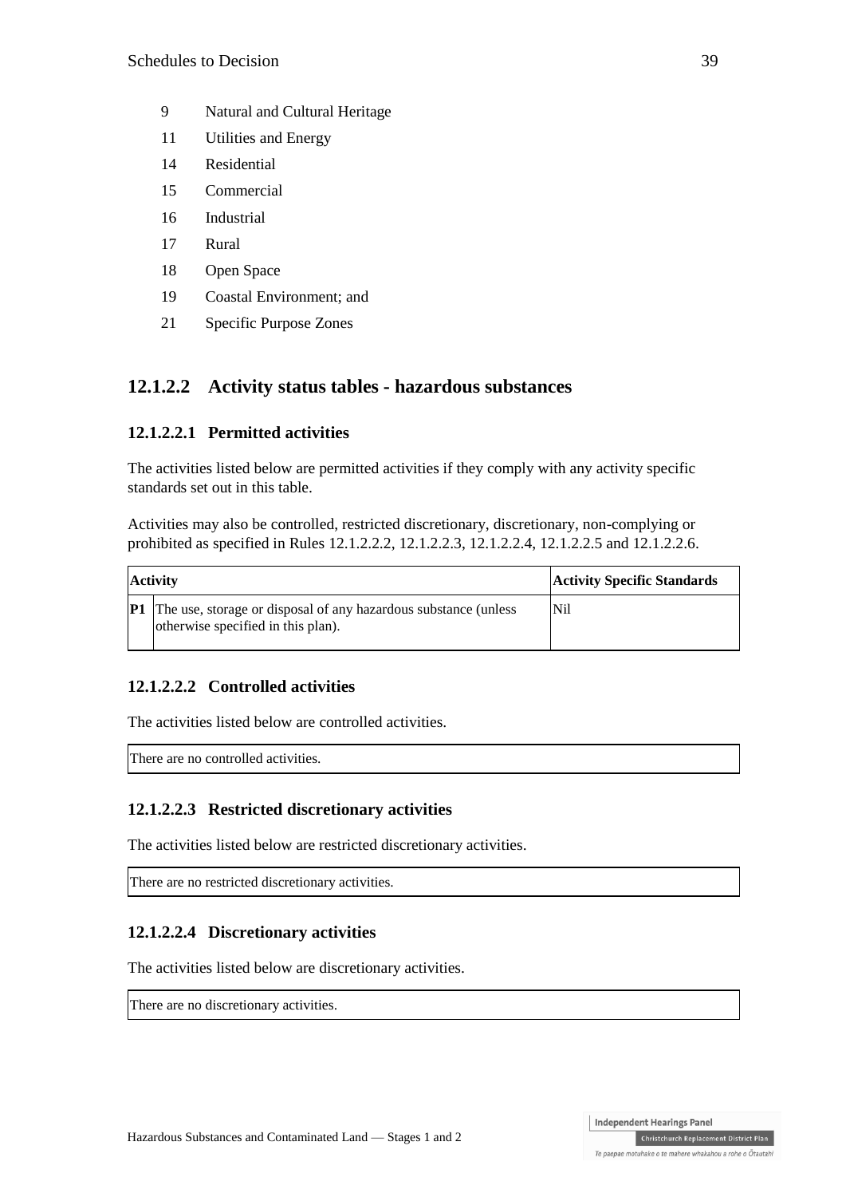9 Natural and Cultural Heritage

11 Utilities and Energy

14 Residential

15 Commercial

16 Industrial

17 Rural

18 Open Space

19 Coastal Environment; and

21 Specific Purpose Zones

## 12.1.2.2 Activity status tables - hazardous substances

### 12.1.2.2.1 Permitted activities

The activities listed below are permitted activities if they comply with any activity specific standards set out in this table.

Activities may also be controlled, restricted discretionary, discretionary, non-complying or prohibited as specified in Rules 12.1.2.2.2, 12.1.2.2.3, 12.1.2.2.4, 12.1.2.2.5 and 12.1.2.2.6.

| Activity | | Activity Specific Standards |
|---|---|---|
| **P1** | The use, storage or disposal of any hazardous substance (unless otherwise specified in this plan). | Nil |

### 12.1.2.2.2 Controlled activities

The activities listed below are controlled activities.

| There are no controlled activities. |
|---|

### 12.1.2.2.3 Restricted discretionary activities

The activities listed below are restricted discretionary activities.

| There are no restricted discretionary activities. |
|---|

### 12.1.2.2.4 Discretionary activities

The activities listed below are discretionary activities.

| There are no discretionary activities. |
|---|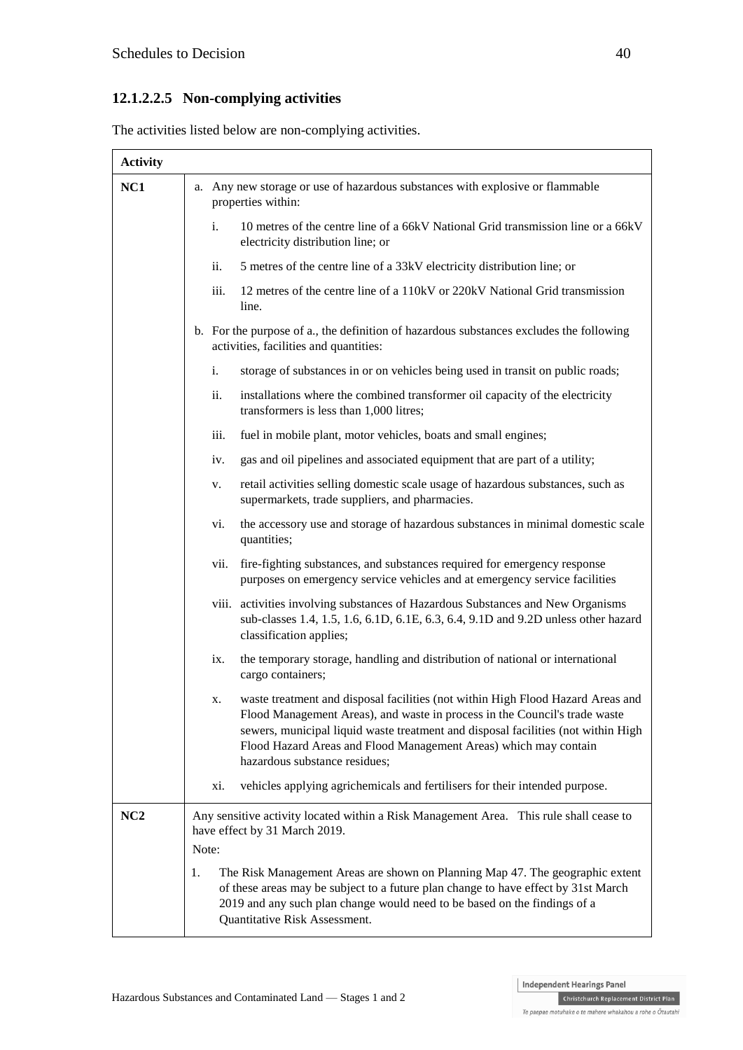### 12.1.2.2.5 Non-complying activities

The activities listed below are non-complying activities.

| Activity | |
|---|---|
| **NC1** | a. Any new storage or use of hazardous substances with explosive or flammable properties within:<br>i. 10 metres of the centre line of a 66kV National Grid transmission line or a 66kV electricity distribution line; or<br>ii. 5 metres of the centre line of a 33kV electricity distribution line; or<br>iii. 12 metres of the centre line of a 110kV or 220kV National Grid transmission line.<br>b. For the purpose of a., the definition of hazardous substances excludes the following activities, facilities and quantities:<br>i. storage of substances in or on vehicles being used in transit on public roads;<br>ii. installations where the combined transformer oil capacity of the electricity transformers is less than 1,000 litres;<br>iii. fuel in mobile plant, motor vehicles, boats and small engines;<br>iv. gas and oil pipelines and associated equipment that are part of a utility;<br>v. retail activities selling domestic scale usage of hazardous substances, such as supermarkets, trade suppliers, and pharmacies.<br>vi. the accessory use and storage of hazardous substances in minimal domestic scale quantities;<br>vii. fire-fighting substances, and substances required for emergency response purposes on emergency service vehicles and at emergency service facilities<br>viii. activities involving substances of Hazardous Substances and New Organisms sub-classes 1.4, 1.5, 1.6, 6.1D, 6.1E, 6.3, 6.4, 9.1D and 9.2D unless other hazard classification applies;<br>ix. the temporary storage, handling and distribution of national or international cargo containers;<br>x. waste treatment and disposal facilities (not within High Flood Hazard Areas and Flood Management Areas), and waste in process in the Council's trade waste sewers, municipal liquid waste treatment and disposal facilities (not within High Flood Hazard Areas and Flood Management Areas) which may contain hazardous substance residues;<br>xi. vehicles applying agrichemicals and fertilisers for their intended purpose. |
| **NC2** | Any sensitive activity located within a Risk Management Area. This rule shall cease to have effect by 31 March 2019.<br>Note:<br>1. The Risk Management Areas are shown on Planning Map 47. The geographic extent of these areas may be subject to a future plan change to have effect by 31st March 2019 and any such plan change would need to be based on the findings of a Quantitative Risk Assessment. |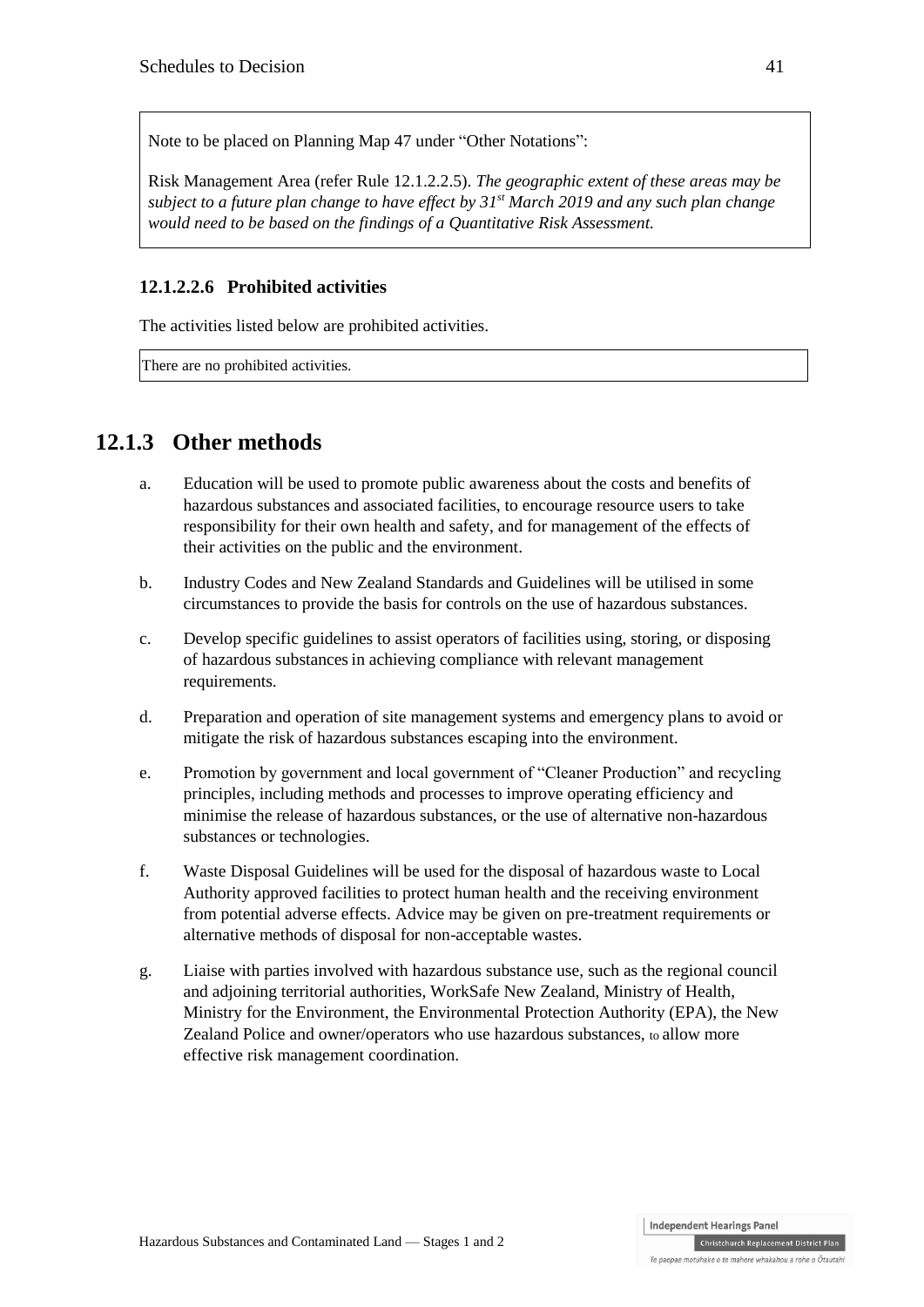Note to be placed on Planning Map 47 under "Other Notations":

Risk Management Area (refer Rule 12.1.2.2.5). *The geographic extent of these areas may be subject to a future plan change to have effect by 31st March 2019 and any such plan change would need to be based on the findings of a Quantitative Risk Assessment.*

#### 12.1.2.2.6 Prohibited activities

The activities listed below are prohibited activities.

| There are no prohibited activities. |
| --- |

## 12.1.3 Other methods

a. Education will be used to promote public awareness about the costs and benefits of hazardous substances and associated facilities, to encourage resource users to take responsibility for their own health and safety, and for management of the effects of their activities on the public and the environment.

b. Industry Codes and New Zealand Standards and Guidelines will be utilised in some circumstances to provide the basis for controls on the use of hazardous substances.

c. Develop specific guidelines to assist operators of facilities using, storing, or disposing of hazardous substances in achieving compliance with relevant management requirements.

d. Preparation and operation of site management systems and emergency plans to avoid or mitigate the risk of hazardous substances escaping into the environment.

e. Promotion by government and local government of "Cleaner Production" and recycling principles, including methods and processes to improve operating efficiency and minimise the release of hazardous substances, or the use of alternative non-hazardous substances or technologies.

f. Waste Disposal Guidelines will be used for the disposal of hazardous waste to Local Authority approved facilities to protect human health and the receiving environment from potential adverse effects. Advice may be given on pre-treatment requirements or alternative methods of disposal for non-acceptable wastes.

g. Liaise with parties involved with hazardous substance use, such as the regional council and adjoining territorial authorities, WorkSafe New Zealand, Ministry of Health, Ministry for the Environment, the Environmental Protection Authority (EPA), the New Zealand Police and owner/operators who use hazardous substances, to allow more effective risk management coordination.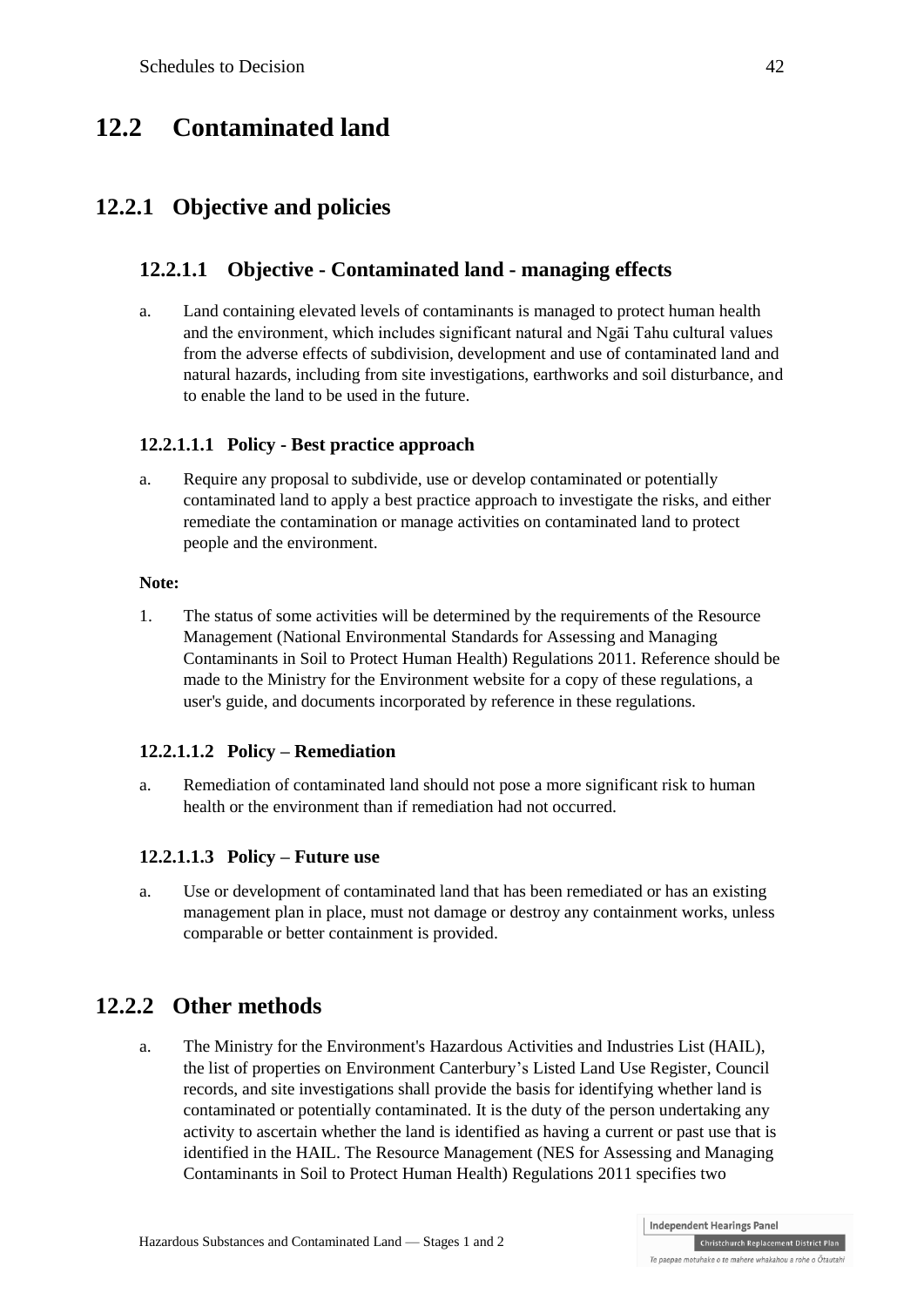# 12.2 Contaminated land

## 12.2.1 Objective and policies

### 12.2.1.1 Objective - Contaminated land - managing effects

a. Land containing elevated levels of contaminants is managed to protect human health and the environment, which includes significant natural and Ngāi Tahu cultural values from the adverse effects of subdivision, development and use of contaminated land and natural hazards, including from site investigations, earthworks and soil disturbance, and to enable the land to be used in the future.

#### 12.2.1.1.1 Policy - Best practice approach

a. Require any proposal to subdivide, use or develop contaminated or potentially contaminated land to apply a best practice approach to investigate the risks, and either remediate the contamination or manage activities on contaminated land to protect people and the environment.

**Note:**

1. The status of some activities will be determined by the requirements of the Resource Management (National Environmental Standards for Assessing and Managing Contaminants in Soil to Protect Human Health) Regulations 2011. Reference should be made to the Ministry for the Environment website for a copy of these regulations, a user's guide, and documents incorporated by reference in these regulations.

#### 12.2.1.1.2 Policy – Remediation

a. Remediation of contaminated land should not pose a more significant risk to human health or the environment than if remediation had not occurred.

#### 12.2.1.1.3 Policy – Future use

a. Use or development of contaminated land that has been remediated or has an existing management plan in place, must not damage or destroy any containment works, unless comparable or better containment is provided.

## 12.2.2 Other methods

a. The Ministry for the Environment's Hazardous Activities and Industries List (HAIL), the list of properties on Environment Canterbury's Listed Land Use Register, Council records, and site investigations shall provide the basis for identifying whether land is contaminated or potentially contaminated. It is the duty of the person undertaking any activity to ascertain whether the land is identified as having a current or past use that is identified in the HAIL. The Resource Management (NES for Assessing and Managing Contaminants in Soil to Protect Human Health) Regulations 2011 specifies two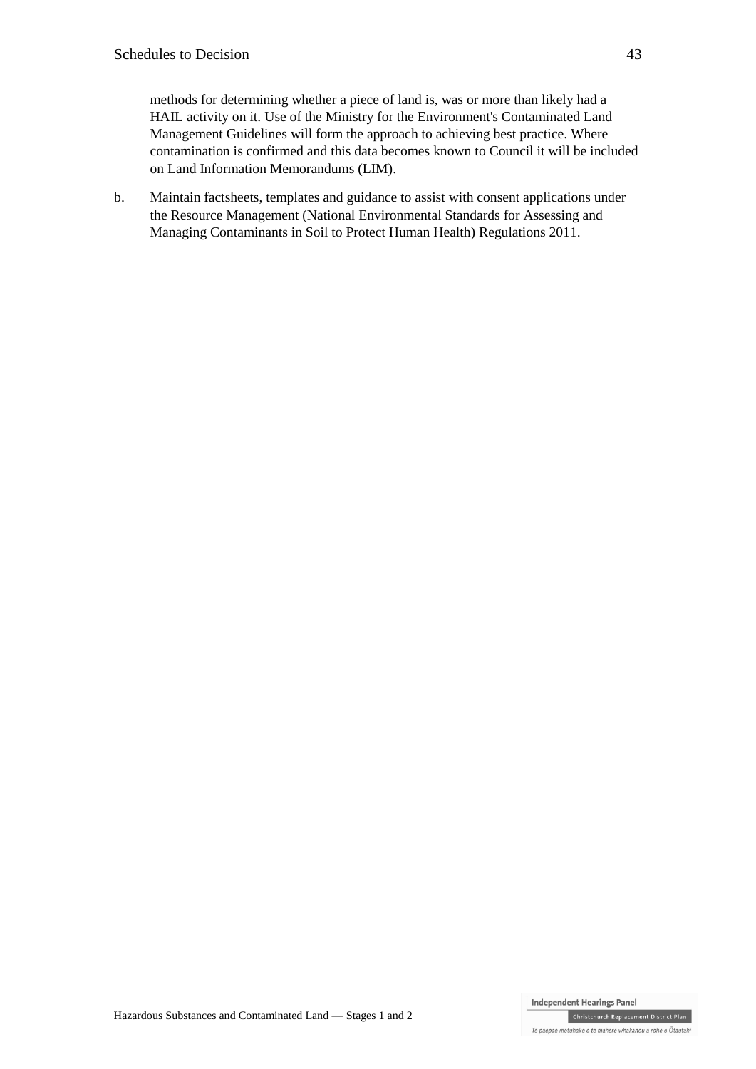methods for determining whether a piece of land is, was or more than likely had a HAIL activity on it. Use of the Ministry for the Environment's Contaminated Land Management Guidelines will form the approach to achieving best practice. Where contamination is confirmed and this data becomes known to Council it will be included on Land Information Memorandums (LIM).

b. Maintain factsheets, templates and guidance to assist with consent applications under the Resource Management (National Environmental Standards for Assessing and Managing Contaminants in Soil to Protect Human Health) Regulations 2011.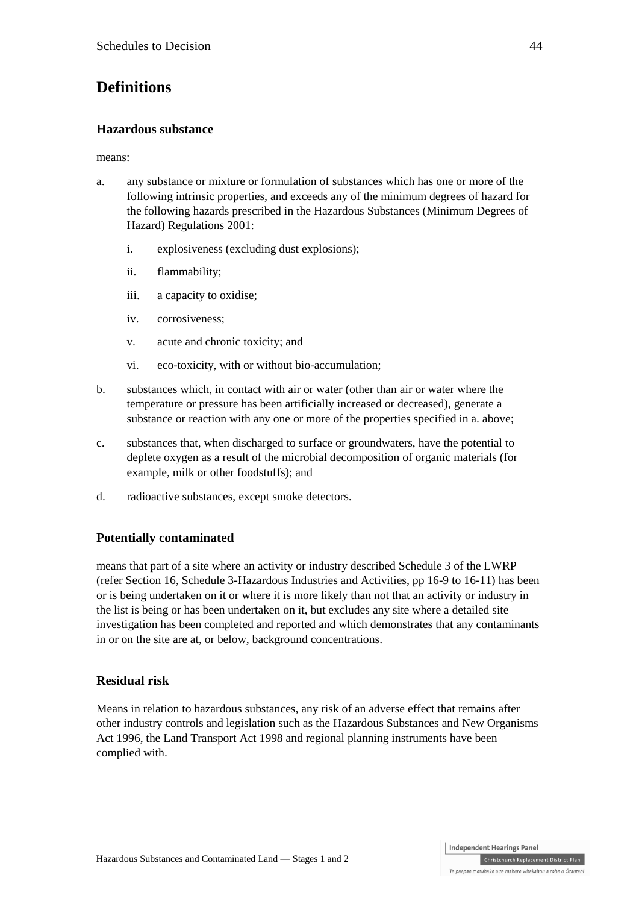# Definitions

### Hazardous substance

means:

a. any substance or mixture or formulation of substances which has one or more of the following intrinsic properties, and exceeds any of the minimum degrees of hazard for the following hazards prescribed in the Hazardous Substances (Minimum Degrees of Hazard) Regulations 2001:

   i. explosiveness (excluding dust explosions);

   ii. flammability;

   iii. a capacity to oxidise;

   iv. corrosiveness;

   v. acute and chronic toxicity; and

   vi. eco-toxicity, with or without bio-accumulation;

b. substances which, in contact with air or water (other than air or water where the temperature or pressure has been artificially increased or decreased), generate a substance or reaction with any one or more of the properties specified in a. above;

c. substances that, when discharged to surface or groundwaters, have the potential to deplete oxygen as a result of the microbial decomposition of organic materials (for example, milk or other foodstuffs); and

d. radioactive substances, except smoke detectors.

### Potentially contaminated

means that part of a site where an activity or industry described Schedule 3 of the LWRP (refer Section 16, Schedule 3-Hazardous Industries and Activities, pp 16-9 to 16-11) has been or is being undertaken on it or where it is more likely than not that an activity or industry in the list is being or has been undertaken on it, but excludes any site where a detailed site investigation has been completed and reported and which demonstrates that any contaminants in or on the site are at, or below, background concentrations.

### Residual risk

Means in relation to hazardous substances, any risk of an adverse effect that remains after other industry controls and legislation such as the Hazardous Substances and New Organisms Act 1996, the Land Transport Act 1998 and regional planning instruments have been complied with.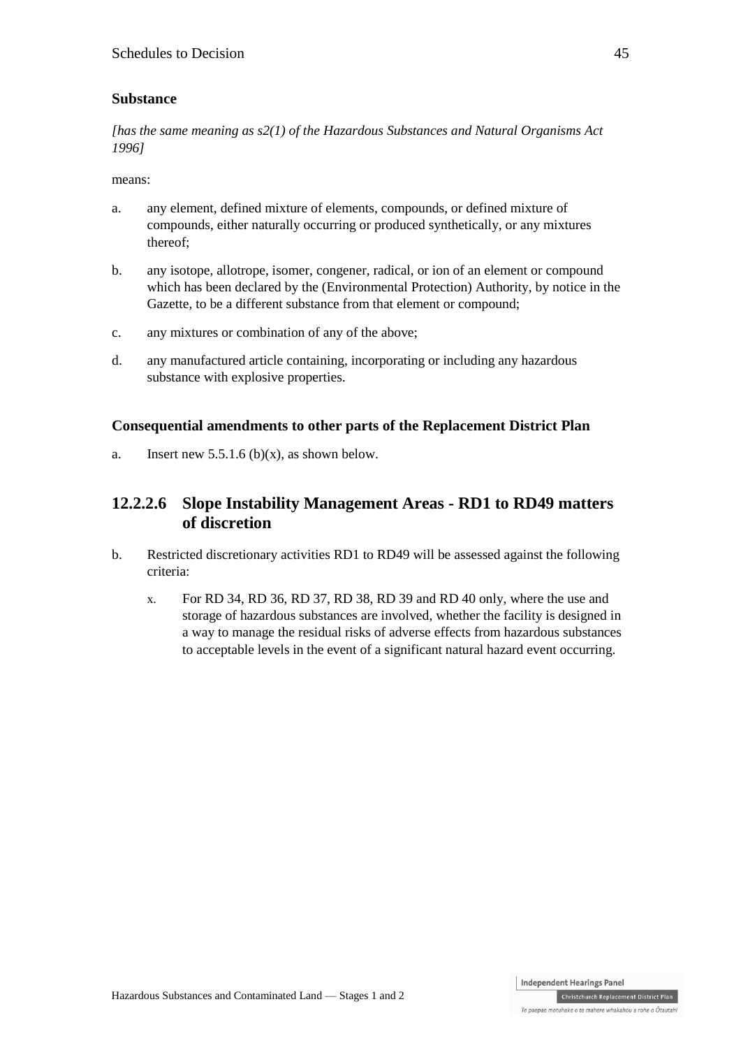### Substance

*[has the same meaning as s2(1) of the Hazardous Substances and Natural Organisms Act 1996]*

means:

a. any element, defined mixture of elements, compounds, or defined mixture of compounds, either naturally occurring or produced synthetically, or any mixtures thereof;

b. any isotope, allotrope, isomer, congener, radical, or ion of an element or compound which has been declared by the (Environmental Protection) Authority, by notice in the Gazette, to be a different substance from that element or compound;

c. any mixtures or combination of any of the above;

d. any manufactured article containing, incorporating or including any hazardous substance with explosive properties.

### Consequential amendments to other parts of the Replacement District Plan

a. Insert new 5.5.1.6 (b)(x), as shown below.

## 12.2.2.6 Slope Instability Management Areas - RD1 to RD49 matters of discretion

b. Restricted discretionary activities RD1 to RD49 will be assessed against the following criteria:

   x. For RD 34, RD 36, RD 37, RD 38, RD 39 and RD 40 only, where the use and storage of hazardous substances are involved, whether the facility is designed in a way to manage the residual risks of adverse effects from hazardous substances to acceptable levels in the event of a significant natural hazard event occurring.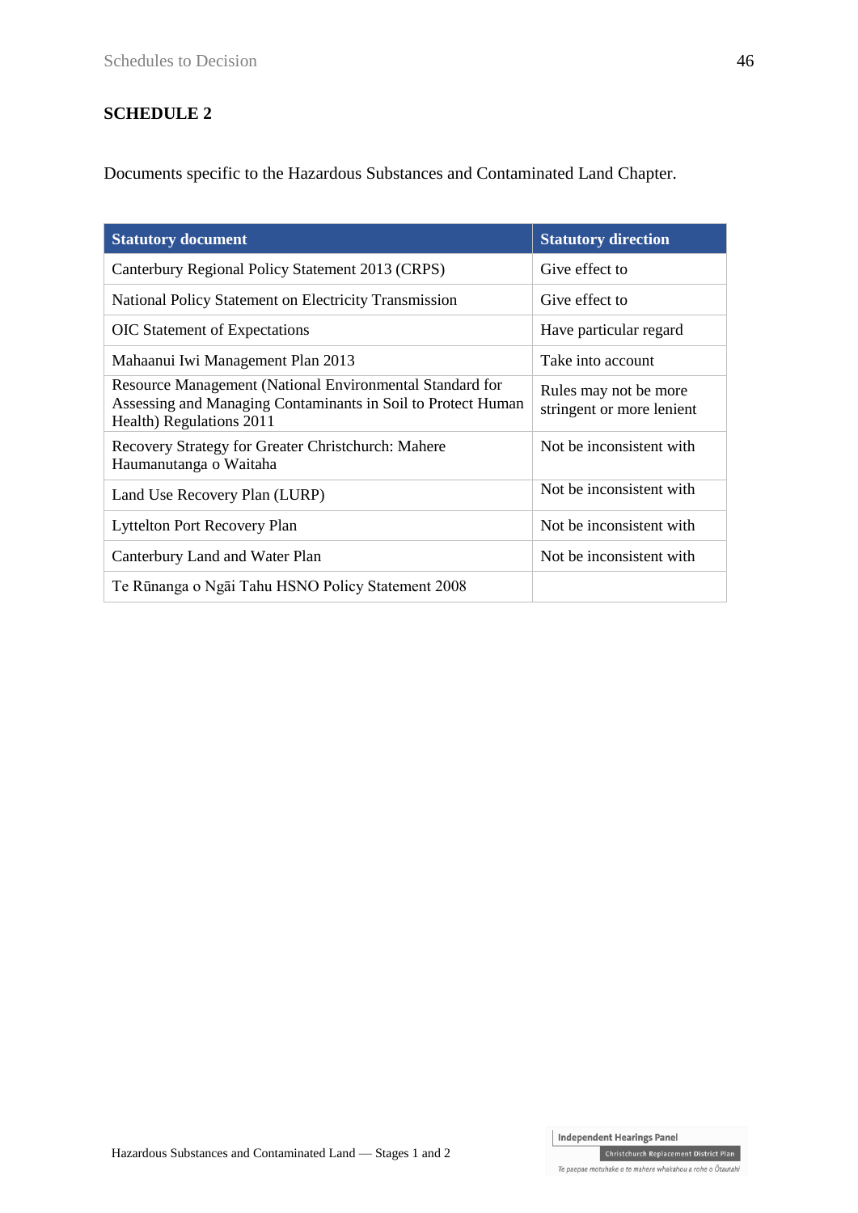## SCHEDULE 2

Documents specific to the Hazardous Substances and Contaminated Land Chapter.

| Statutory document | Statutory direction |
|---|---|
| Canterbury Regional Policy Statement 2013 (CRPS) | Give effect to |
| National Policy Statement on Electricity Transmission | Give effect to |
| OIC Statement of Expectations | Have particular regard |
| Mahaanui Iwi Management Plan 2013 | Take into account |
| Resource Management (National Environmental Standard for Assessing and Managing Contaminants in Soil to Protect Human Health) Regulations 2011 | Rules may not be more stringent or more lenient |
| Recovery Strategy for Greater Christchurch: Mahere Haumanutanga o Waitaha | Not be inconsistent with |
| Land Use Recovery Plan (LURP) | Not be inconsistent with |
| Lyttelton Port Recovery Plan | Not be inconsistent with |
| Canterbury Land and Water Plan | Not be inconsistent with |
| Te Rūnanga o Ngāi Tahu HSNO Policy Statement 2008 | |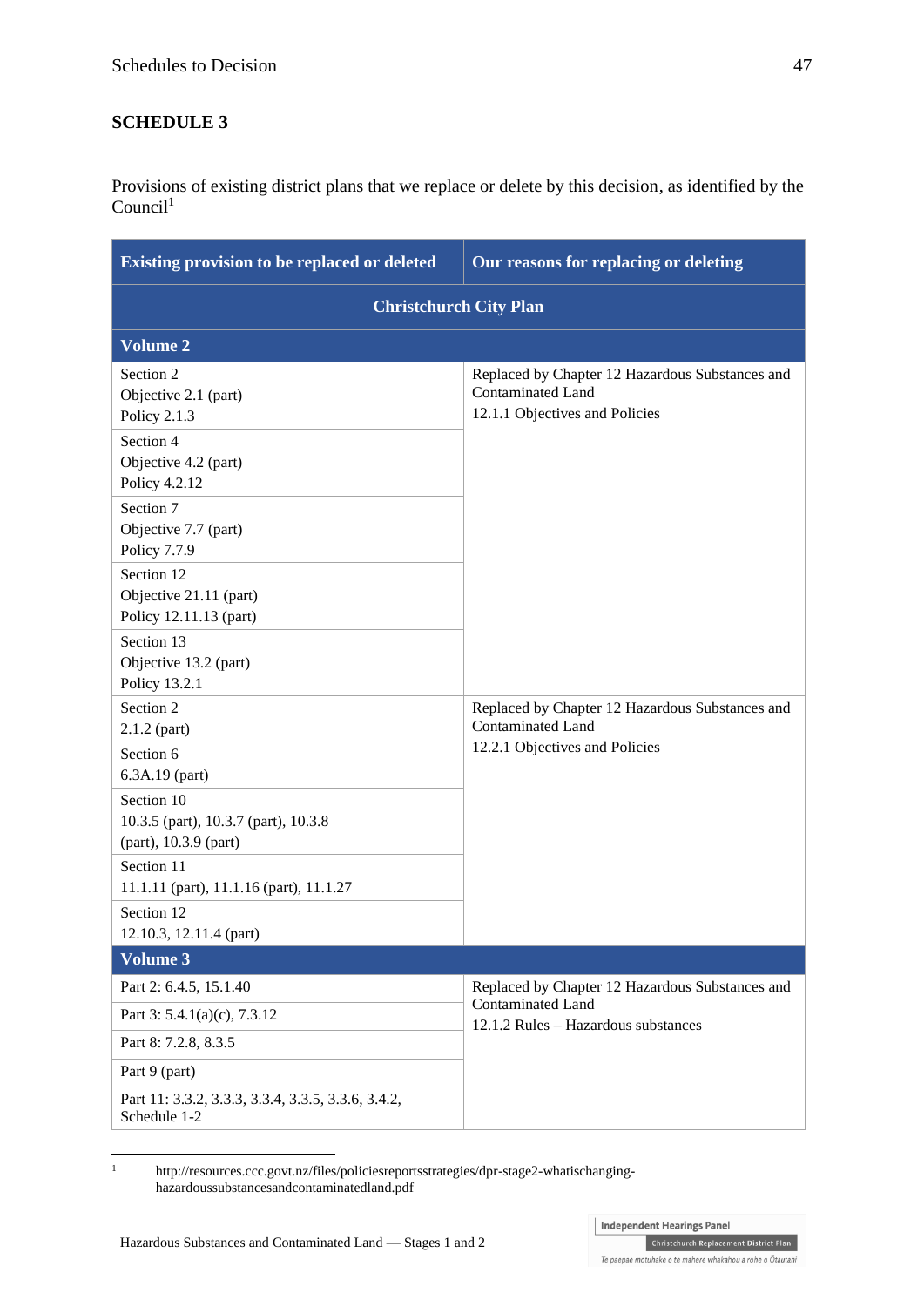## SCHEDULE 3

Provisions of existing district plans that we replace or delete by this decision, as identified by the Council[1]

| Existing provision to be replaced or deleted | Our reasons for replacing or deleting |
|---|---|
| **Christchurch City Plan** | |
| **Volume 2** | |
| Section 2<br>Objective 2.1 (part)<br>Policy 2.1.3 | Replaced by Chapter 12 Hazardous Substances and Contaminated Land<br>12.1.1 Objectives and Policies |
| Section 4<br>Objective 4.2 (part)<br>Policy 4.2.12 | |
| Section 7<br>Objective 7.7 (part)<br>Policy 7.7.9 | |
| Section 12<br>Objective 21.11 (part)<br>Policy 12.11.13 (part) | |
| Section 13<br>Objective 13.2 (part)<br>Policy 13.2.1 | |
| Section 2<br>2.1.2 (part) | Replaced by Chapter 12 Hazardous Substances and Contaminated Land<br>12.2.1 Objectives and Policies |
| Section 6<br>6.3A.19 (part) | |
| Section 10<br>10.3.5 (part), 10.3.7 (part), 10.3.8 (part), 10.3.9 (part) | |
| Section 11<br>11.1.11 (part), 11.1.16 (part), 11.1.27 | |
| Section 12<br>12.10.3, 12.11.4 (part) | |
| **Volume 3** | |
| Part 2: 6.4.5, 15.1.40 | Replaced by Chapter 12 Hazardous Substances and Contaminated Land<br>12.1.2 Rules – Hazardous substances |
| Part 3: 5.4.1(a)(c), 7.3.12 | |
| Part 8: 7.2.8, 8.3.5 | |
| Part 9 (part) | |
| Part 11: 3.3.2, 3.3.3, 3.3.4, 3.3.5, 3.3.6, 3.4.2, Schedule 1-2 | |

[1] http://resources.ccc.govt.nz/files/policiesreportsstrategies/dpr-stage2-whatischanging-hazardoussubstancesandcontaminatedland.pdf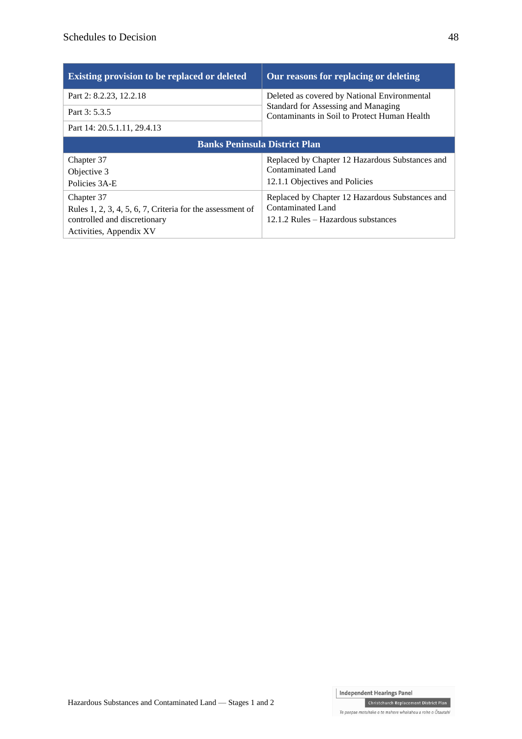| Existing provision to be replaced or deleted | Our reasons for replacing or deleting |
|---|---|
| Part 2: 8.2.23, 12.2.18 | Deleted as covered by National Environmental Standard for Assessing and Managing Contaminants in Soil to Protect Human Health |
| Part 3: 5.3.5 | |
| Part 14: 20.5.1.11, 29.4.13 | |
| **Banks Peninsula District Plan** | |
| Chapter 37<br>Objective 3<br>Policies 3A-E | Replaced by Chapter 12 Hazardous Substances and Contaminated Land<br>12.1.1 Objectives and Policies |
| Chapter 37<br>Rules 1, 2, 3, 4, 5, 6, 7, Criteria for the assessment of controlled and discretionary<br>Activities, Appendix XV | Replaced by Chapter 12 Hazardous Substances and Contaminated Land<br>12.1.2 Rules – Hazardous substances |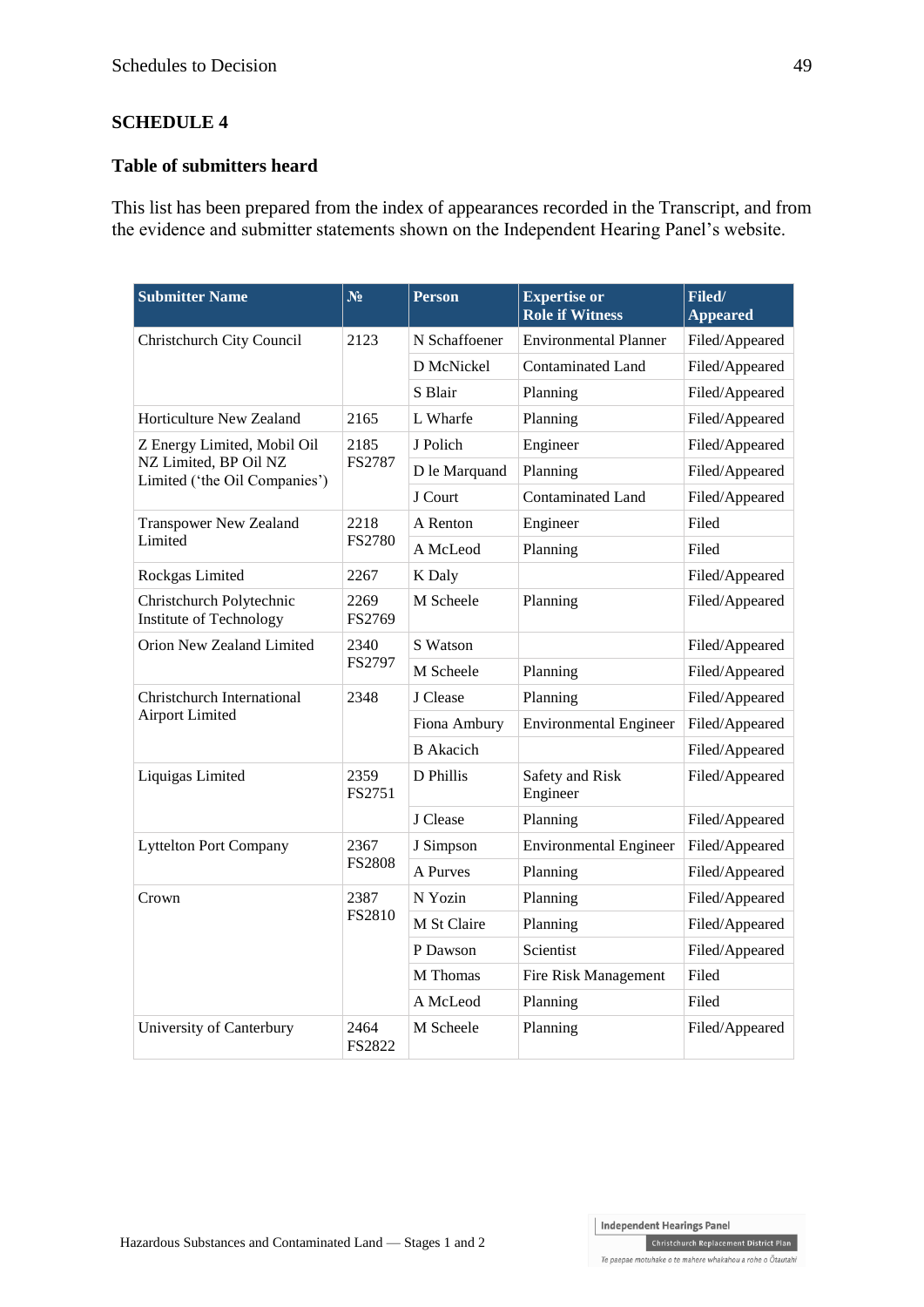## SCHEDULE 4

### Table of submitters heard

This list has been prepared from the index of appearances recorded in the Transcript, and from the evidence and submitter statements shown on the Independent Hearing Panel's website.

| Submitter Name | № | Person | Expertise or Role if Witness | Filed/ Appeared |
|---|---|---|---|---|
| Christchurch City Council | 2123 | N Schaffoener | Environmental Planner | Filed/Appeared |
| | | D McNickel | Contaminated Land | Filed/Appeared |
| | | S Blair | Planning | Filed/Appeared |
| Horticulture New Zealand | 2165 | L Wharfe | Planning | Filed/Appeared |
| Z Energy Limited, Mobil Oil NZ Limited, BP Oil NZ Limited ('the Oil Companies') | 2185 FS2787 | J Polich | Engineer | Filed/Appeared |
| | | D le Marquand | Planning | Filed/Appeared |
| | | J Court | Contaminated Land | Filed/Appeared |
| Transpower New Zealand Limited | 2218 FS2780 | A Renton | Engineer | Filed |
| | | A McLeod | Planning | Filed |
| Rockgas Limited | 2267 | K Daly | | Filed/Appeared |
| Christchurch Polytechnic Institute of Technology | 2269 FS2769 | M Scheele | Planning | Filed/Appeared |
| Orion New Zealand Limited | 2340 FS2797 | S Watson | | Filed/Appeared |
| | | M Scheele | Planning | Filed/Appeared |
| Christchurch International Airport Limited | 2348 | J Clease | Planning | Filed/Appeared |
| | | Fiona Ambury | Environmental Engineer | Filed/Appeared |
| | | B Akacich | | Filed/Appeared |
| Liquigas Limited | 2359 FS2751 | D Phillis | Safety and Risk Engineer | Filed/Appeared |
| | | J Clease | Planning | Filed/Appeared |
| Lyttelton Port Company | 2367 FS2808 | J Simpson | Environmental Engineer | Filed/Appeared |
| | | A Purves | Planning | Filed/Appeared |
| Crown | 2387 FS2810 | N Yozin | Planning | Filed/Appeared |
| | | M St Claire | Planning | Filed/Appeared |
| | | P Dawson | Scientist | Filed/Appeared |
| | | M Thomas | Fire Risk Management | Filed |
| | | A McLeod | Planning | Filed |
| University of Canterbury | 2464 FS2822 | M Scheele | Planning | Filed/Appeared |